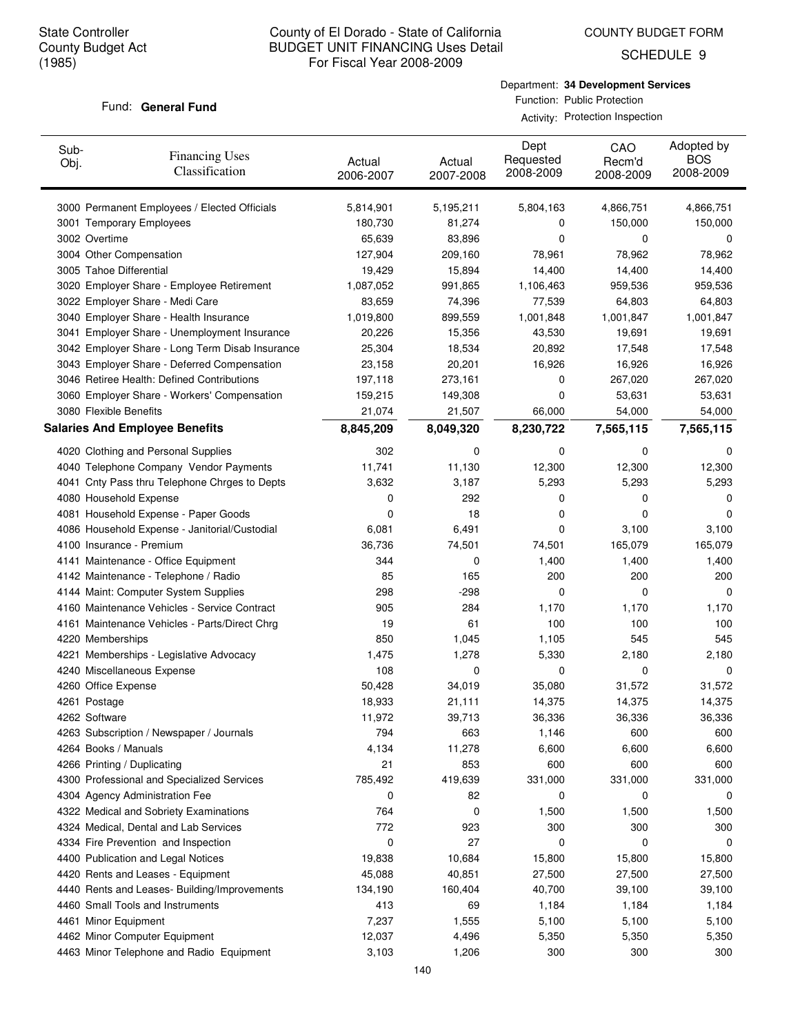State Controller
County Budget Act
(1985)

# County of El Dorado - State of California
## BUDGET UNIT FINANCING Uses Detail
For Fiscal Year 2008-2009

COUNTY BUDGET FORM
SCHEDULE 9

Fund: **General Fund**

Department: **34 Development Services**
Function: Public Protection
Activity: Protection Inspection

| Sub-Obj. | Financing Uses Classification | Actual 2006-2007 | Actual 2007-2008 | Dept Requested 2008-2009 | CAO Recm'd 2008-2009 | Adopted by BOS 2008-2009 |
|---|---|---|---|---|---|---|
| 3000 | Permanent Employees / Elected Officials | 5,814,901 | 5,195,211 | 5,804,163 | 4,866,751 | 4,866,751 |
| 3001 | Temporary Employees | 180,730 | 81,274 | 0 | 150,000 | 150,000 |
| 3002 | Overtime | 65,639 | 83,896 | 0 | 0 | 0 |
| 3004 | Other Compensation | 127,904 | 209,160 | 78,961 | 78,962 | 78,962 |
| 3005 | Tahoe Differential | 19,429 | 15,894 | 14,400 | 14,400 | 14,400 |
| 3020 | Employer Share - Employee Retirement | 1,087,052 | 991,865 | 1,106,463 | 959,536 | 959,536 |
| 3022 | Employer Share - Medi Care | 83,659 | 74,396 | 77,539 | 64,803 | 64,803 |
| 3040 | Employer Share - Health Insurance | 1,019,800 | 899,559 | 1,001,848 | 1,001,847 | 1,001,847 |
| 3041 | Employer Share - Unemployment Insurance | 20,226 | 15,356 | 43,530 | 19,691 | 19,691 |
| 3042 | Employer Share - Long Term Disab Insurance | 25,304 | 18,534 | 20,892 | 17,548 | 17,548 |
| 3043 | Employer Share - Deferred Compensation | 23,158 | 20,201 | 16,926 | 16,926 | 16,926 |
| 3046 | Retiree Health: Defined Contributions | 197,118 | 273,161 | 0 | 267,020 | 267,020 |
| 3060 | Employer Share - Workers' Compensation | 159,215 | 149,308 | 0 | 53,631 | 53,631 |
| 3080 | Flexible Benefits | 21,074 | 21,507 | 66,000 | 54,000 | 54,000 |
| **Salaries And Employee Benefits** | | **8,845,209** | **8,049,320** | **8,230,722** | **7,565,115** | **7,565,115** |
| 4020 | Clothing and Personal Supplies | 302 | 0 | 0 | 0 | 0 |
| 4040 | Telephone Company Vendor Payments | 11,741 | 11,130 | 12,300 | 12,300 | 12,300 |
| 4041 | Cnty Pass thru Telephone Chrges to Depts | 3,632 | 3,187 | 5,293 | 5,293 | 5,293 |
| 4080 | Household Expense | 0 | 292 | 0 | 0 | 0 |
| 4081 | Household Expense - Paper Goods | 0 | 18 | 0 | 0 | 0 |
| 4086 | Household Expense - Janitorial/Custodial | 6,081 | 6,491 | 0 | 3,100 | 3,100 |
| 4100 | Insurance - Premium | 36,736 | 74,501 | 74,501 | 165,079 | 165,079 |
| 4141 | Maintenance - Office Equipment | 344 | 0 | 1,400 | 1,400 | 1,400 |
| 4142 | Maintenance - Telephone / Radio | 85 | 165 | 200 | 200 | 200 |
| 4144 | Maint: Computer System Supplies | 298 | -298 | 0 | 0 | 0 |
| 4160 | Maintenance Vehicles - Service Contract | 905 | 284 | 1,170 | 1,170 | 1,170 |
| 4161 | Maintenance Vehicles - Parts/Direct Chrg | 19 | 61 | 100 | 100 | 100 |
| 4220 | Memberships | 850 | 1,045 | 1,105 | 545 | 545 |
| 4221 | Memberships - Legislative Advocacy | 1,475 | 1,278 | 5,330 | 2,180 | 2,180 |
| 4240 | Miscellaneous Expense | 108 | 0 | 0 | 0 | 0 |
| 4260 | Office Expense | 50,428 | 34,019 | 35,080 | 31,572 | 31,572 |
| 4261 | Postage | 18,933 | 21,111 | 14,375 | 14,375 | 14,375 |
| 4262 | Software | 11,972 | 39,713 | 36,336 | 36,336 | 36,336 |
| 4263 | Subscription / Newspaper / Journals | 794 | 663 | 1,146 | 600 | 600 |
| 4264 | Books / Manuals | 4,134 | 11,278 | 6,600 | 6,600 | 6,600 |
| 4266 | Printing / Duplicating | 21 | 853 | 600 | 600 | 600 |
| 4300 | Professional and Specialized Services | 785,492 | 419,639 | 331,000 | 331,000 | 331,000 |
| 4304 | Agency Administration Fee | 0 | 82 | 0 | 0 | 0 |
| 4322 | Medical and Sobriety Examinations | 764 | 0 | 1,500 | 1,500 | 1,500 |
| 4324 | Medical, Dental and Lab Services | 772 | 923 | 300 | 300 | 300 |
| 4334 | Fire Prevention and Inspection | 0 | 27 | 0 | 0 | 0 |
| 4400 | Publication and Legal Notices | 19,838 | 10,684 | 15,800 | 15,800 | 15,800 |
| 4420 | Rents and Leases - Equipment | 45,088 | 40,851 | 27,500 | 27,500 | 27,500 |
| 4440 | Rents and Leases- Building/Improvements | 134,190 | 160,404 | 40,700 | 39,100 | 39,100 |
| 4460 | Small Tools and Instruments | 413 | 69 | 1,184 | 1,184 | 1,184 |
| 4461 | Minor Equipment | 7,237 | 1,555 | 5,100 | 5,100 | 5,100 |
| 4462 | Minor Computer Equipment | 12,037 | 4,496 | 5,350 | 5,350 | 5,350 |
| 4463 | Minor Telephone and Radio Equipment | 3,103 | 1,206 | 300 | 300 | 300 |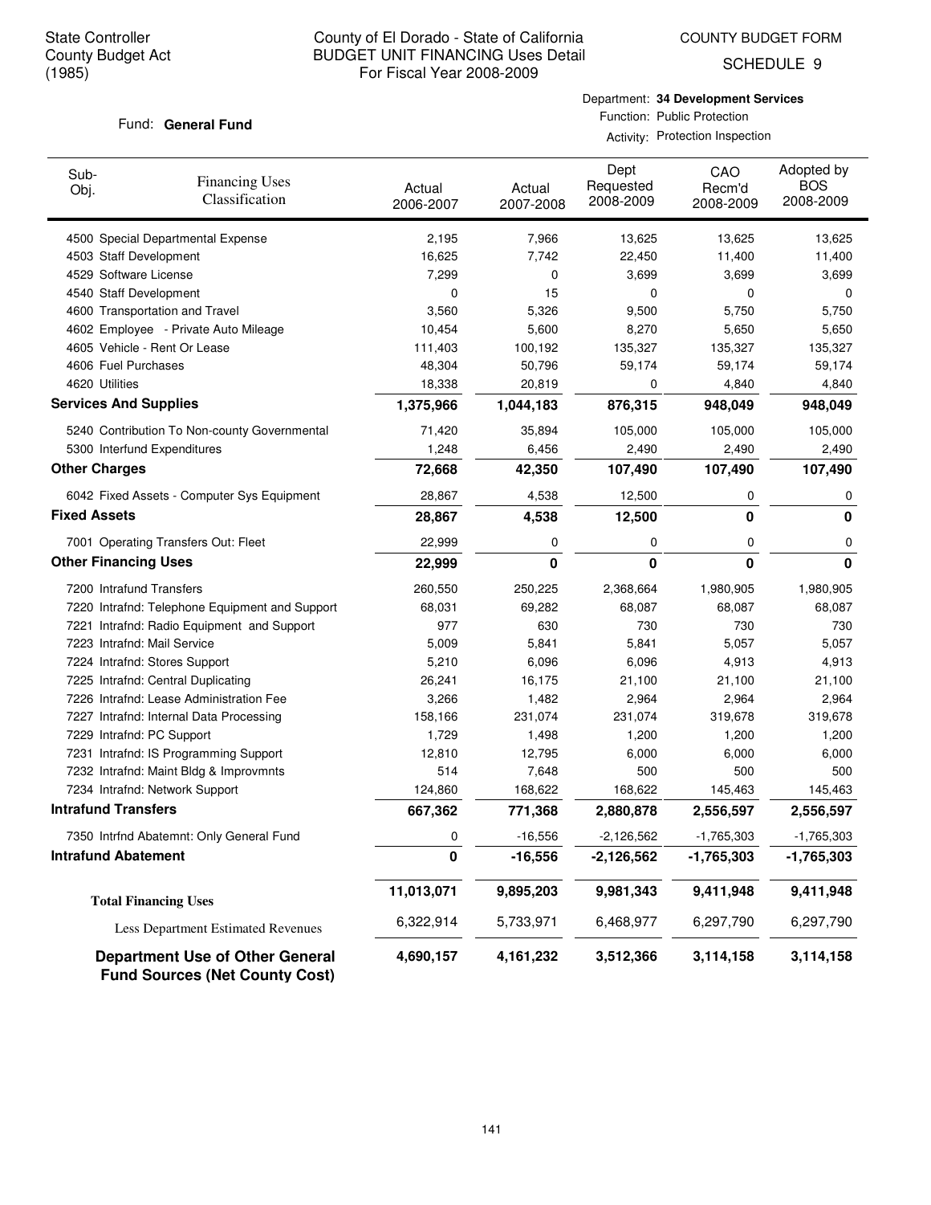State Controller
County Budget Act
(1985)

County of El Dorado - State of California
BUDGET UNIT FINANCING Uses Detail
For Fiscal Year 2008-2009

COUNTY BUDGET FORM
SCHEDULE 9

Fund: **General Fund**

Department: **34 Development Services**
Function: Public Protection
Activity: Protection Inspection

| Sub-Obj. | Financing Uses Classification | Actual 2006-2007 | Actual 2007-2008 | Dept Requested 2008-2009 | CAO Recm'd 2008-2009 | Adopted by BOS 2008-2009 |
|---|---|---|---|---|---|---|
| 4500 | Special Departmental Expense | 2,195 | 7,966 | 13,625 | 13,625 | 13,625 |
| 4503 | Staff Development | 16,625 | 7,742 | 22,450 | 11,400 | 11,400 |
| 4529 | Software License | 7,299 | 0 | 3,699 | 3,699 | 3,699 |
| 4540 | Staff Development | 0 | 15 | 0 | 0 | 0 |
| 4600 | Transportation and Travel | 3,560 | 5,326 | 9,500 | 5,750 | 5,750 |
| 4602 | Employee - Private Auto Mileage | 10,454 | 5,600 | 8,270 | 5,650 | 5,650 |
| 4605 | Vehicle - Rent Or Lease | 111,403 | 100,192 | 135,327 | 135,327 | 135,327 |
| 4606 | Fuel Purchases | 48,304 | 50,796 | 59,174 | 59,174 | 59,174 |
| 4620 | Utilities | 18,338 | 20,819 | 0 | 4,840 | 4,840 |
| **Services And Supplies** | | **1,375,966** | **1,044,183** | **876,315** | **948,049** | **948,049** |
| 5240 | Contribution To Non-county Governmental | 71,420 | 35,894 | 105,000 | 105,000 | 105,000 |
| 5300 | Interfund Expenditures | 1,248 | 6,456 | 2,490 | 2,490 | 2,490 |
| **Other Charges** | | **72,668** | **42,350** | **107,490** | **107,490** | **107,490** |
| 6042 | Fixed Assets - Computer Sys Equipment | 28,867 | 4,538 | 12,500 | 0 | 0 |
| **Fixed Assets** | | **28,867** | **4,538** | **12,500** | **0** | **0** |
| 7001 | Operating Transfers Out: Fleet | 22,999 | 0 | 0 | 0 | 0 |
| **Other Financing Uses** | | **22,999** | **0** | **0** | **0** | **0** |
| 7200 | Intrafund Transfers | 260,550 | 250,225 | 2,368,664 | 1,980,905 | 1,980,905 |
| 7220 | Intrafnd: Telephone Equipment and Support | 68,031 | 69,282 | 68,087 | 68,087 | 68,087 |
| 7221 | Intrafnd: Radio Equipment and Support | 977 | 630 | 730 | 730 | 730 |
| 7223 | Intrafnd: Mail Service | 5,009 | 5,841 | 5,841 | 5,057 | 5,057 |
| 7224 | Intrafnd: Stores Support | 5,210 | 6,096 | 6,096 | 4,913 | 4,913 |
| 7225 | Intrafnd: Central Duplicating | 26,241 | 16,175 | 21,100 | 21,100 | 21,100 |
| 7226 | Intrafnd: Lease Administration Fee | 3,266 | 1,482 | 2,964 | 2,964 | 2,964 |
| 7227 | Intrafnd: Internal Data Processing | 158,166 | 231,074 | 231,074 | 319,678 | 319,678 |
| 7229 | Intrafnd: PC Support | 1,729 | 1,498 | 1,200 | 1,200 | 1,200 |
| 7231 | Intrafnd: IS Programming Support | 12,810 | 12,795 | 6,000 | 6,000 | 6,000 |
| 7232 | Intrafnd: Maint Bldg & Improvmnts | 514 | 7,648 | 500 | 500 | 500 |
| 7234 | Intrafnd: Network Support | 124,860 | 168,622 | 168,622 | 145,463 | 145,463 |
| **Intrafund Transfers** | | **667,362** | **771,368** | **2,880,878** | **2,556,597** | **2,556,597** |
| 7350 | Intrfnd Abatemnt: Only General Fund | 0 | -16,556 | -2,126,562 | -1,765,303 | -1,765,303 |
| **Intrafund Abatement** | | **0** | **-16,556** | **-2,126,562** | **-1,765,303** | **-1,765,303** |
| **Total Financing Uses** | | **11,013,071** | **9,895,203** | **9,981,343** | **9,411,948** | **9,411,948** |
| Less Department Estimated Revenues | | 6,322,914 | 5,733,971 | 6,468,977 | 6,297,790 | 6,297,790 |
| **Department Use of Other General Fund Sources (Net County Cost)** | | **4,690,157** | **4,161,232** | **3,512,366** | **3,114,158** | **3,114,158** |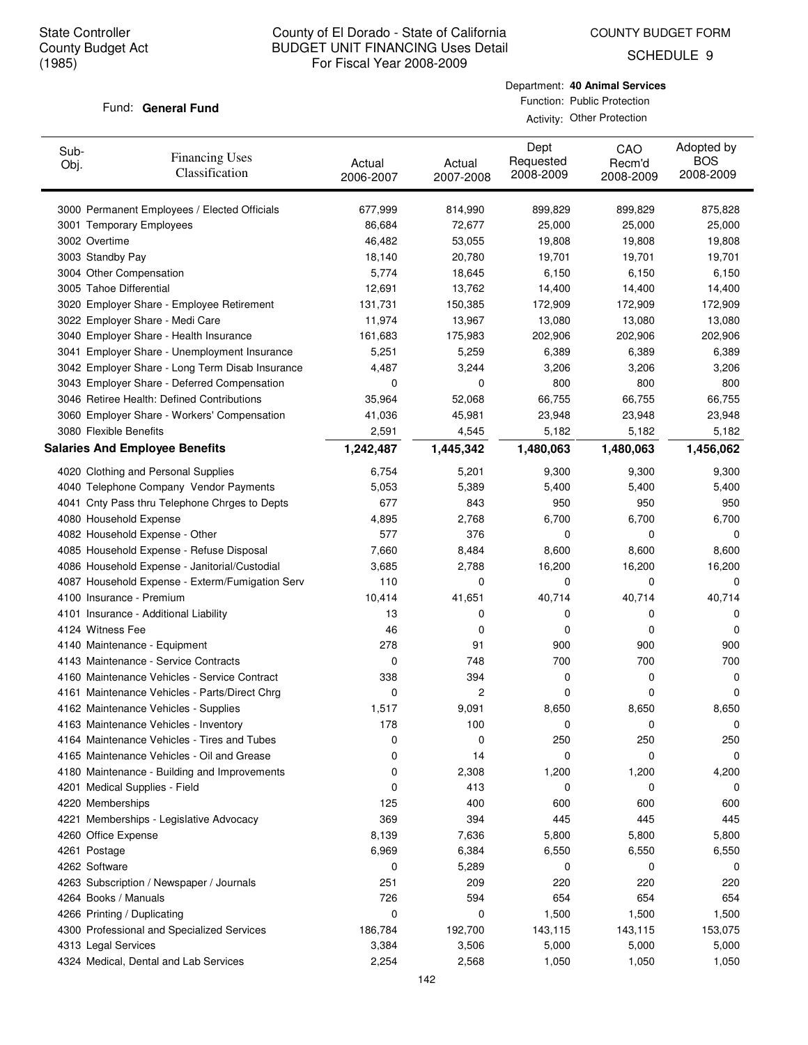State Controller
County Budget Act
(1985)

# County of El Dorado - State of California
## BUDGET UNIT FINANCING Uses Detail
### For Fiscal Year 2008-2009

COUNTY BUDGET FORM
SCHEDULE 9

Fund: **General Fund**

Department: **40 Animal Services**
Function: Public Protection
Activity: Other Protection

| Sub-Obj. | Financing Uses Classification | Actual 2006-2007 | Actual 2007-2008 | Dept Requested 2008-2009 | CAO Recm'd 2008-2009 | Adopted by BOS 2008-2009 |
|---|---|---|---|---|---|---|
| 3000 | Permanent Employees / Elected Officials | 677,999 | 814,990 | 899,829 | 899,829 | 875,828 |
| 3001 | Temporary Employees | 86,684 | 72,677 | 25,000 | 25,000 | 25,000 |
| 3002 | Overtime | 46,482 | 53,055 | 19,808 | 19,808 | 19,808 |
| 3003 | Standby Pay | 18,140 | 20,780 | 19,701 | 19,701 | 19,701 |
| 3004 | Other Compensation | 5,774 | 18,645 | 6,150 | 6,150 | 6,150 |
| 3005 | Tahoe Differential | 12,691 | 13,762 | 14,400 | 14,400 | 14,400 |
| 3020 | Employer Share - Employee Retirement | 131,731 | 150,385 | 172,909 | 172,909 | 172,909 |
| 3022 | Employer Share - Medi Care | 11,974 | 13,967 | 13,080 | 13,080 | 13,080 |
| 3040 | Employer Share - Health Insurance | 161,683 | 175,983 | 202,906 | 202,906 | 202,906 |
| 3041 | Employer Share - Unemployment Insurance | 5,251 | 5,259 | 6,389 | 6,389 | 6,389 |
| 3042 | Employer Share - Long Term Disab Insurance | 4,487 | 3,244 | 3,206 | 3,206 | 3,206 |
| 3043 | Employer Share - Deferred Compensation | 0 | 0 | 800 | 800 | 800 |
| 3046 | Retiree Health: Defined Contributions | 35,964 | 52,068 | 66,755 | 66,755 | 66,755 |
| 3060 | Employer Share - Workers' Compensation | 41,036 | 45,981 | 23,948 | 23,948 | 23,948 |
| 3080 | Flexible Benefits | 2,591 | 4,545 | 5,182 | 5,182 | 5,182 |
| **Salaries And Employee Benefits** | | **1,242,487** | **1,445,342** | **1,480,063** | **1,480,063** | **1,456,062** |
| 4020 | Clothing and Personal Supplies | 6,754 | 5,201 | 9,300 | 9,300 | 9,300 |
| 4040 | Telephone Company Vendor Payments | 5,053 | 5,389 | 5,400 | 5,400 | 5,400 |
| 4041 | Cnty Pass thru Telephone Chrges to Depts | 677 | 843 | 950 | 950 | 950 |
| 4080 | Household Expense | 4,895 | 2,768 | 6,700 | 6,700 | 6,700 |
| 4082 | Household Expense - Other | 577 | 376 | 0 | 0 | 0 |
| 4085 | Household Expense - Refuse Disposal | 7,660 | 8,484 | 8,600 | 8,600 | 8,600 |
| 4086 | Household Expense - Janitorial/Custodial | 3,685 | 2,788 | 16,200 | 16,200 | 16,200 |
| 4087 | Household Expense - Exterm/Fumigation Serv | 110 | 0 | 0 | 0 | 0 |
| 4100 | Insurance - Premium | 10,414 | 41,651 | 40,714 | 40,714 | 40,714 |
| 4101 | Insurance - Additional Liability | 13 | 0 | 0 | 0 | 0 |
| 4124 | Witness Fee | 46 | 0 | 0 | 0 | 0 |
| 4140 | Maintenance - Equipment | 278 | 91 | 900 | 900 | 900 |
| 4143 | Maintenance - Service Contracts | 0 | 748 | 700 | 700 | 700 |
| 4160 | Maintenance Vehicles - Service Contract | 338 | 394 | 0 | 0 | 0 |
| 4161 | Maintenance Vehicles - Parts/Direct Chrg | 0 | 2 | 0 | 0 | 0 |
| 4162 | Maintenance Vehicles - Supplies | 1,517 | 9,091 | 8,650 | 8,650 | 8,650 |
| 4163 | Maintenance Vehicles - Inventory | 178 | 100 | 0 | 0 | 0 |
| 4164 | Maintenance Vehicles - Tires and Tubes | 0 | 0 | 250 | 250 | 250 |
| 4165 | Maintenance Vehicles - Oil and Grease | 0 | 14 | 0 | 0 | 0 |
| 4180 | Maintenance - Building and Improvements | 0 | 2,308 | 1,200 | 1,200 | 4,200 |
| 4201 | Medical Supplies - Field | 0 | 413 | 0 | 0 | 0 |
| 4220 | Memberships | 125 | 400 | 600 | 600 | 600 |
| 4221 | Memberships - Legislative Advocacy | 369 | 394 | 445 | 445 | 445 |
| 4260 | Office Expense | 8,139 | 7,636 | 5,800 | 5,800 | 5,800 |
| 4261 | Postage | 6,969 | 6,384 | 6,550 | 6,550 | 6,550 |
| 4262 | Software | 0 | 5,289 | 0 | 0 | 0 |
| 4263 | Subscription / Newspaper / Journals | 251 | 209 | 220 | 220 | 220 |
| 4264 | Books / Manuals | 726 | 594 | 654 | 654 | 654 |
| 4266 | Printing / Duplicating | 0 | 0 | 1,500 | 1,500 | 1,500 |
| 4300 | Professional and Specialized Services | 186,784 | 192,700 | 143,115 | 143,115 | 153,075 |
| 4313 | Legal Services | 3,384 | 3,506 | 5,000 | 5,000 | 5,000 |
| 4324 | Medical, Dental and Lab Services | 2,254 | 2,568 | 1,050 | 1,050 | 1,050 |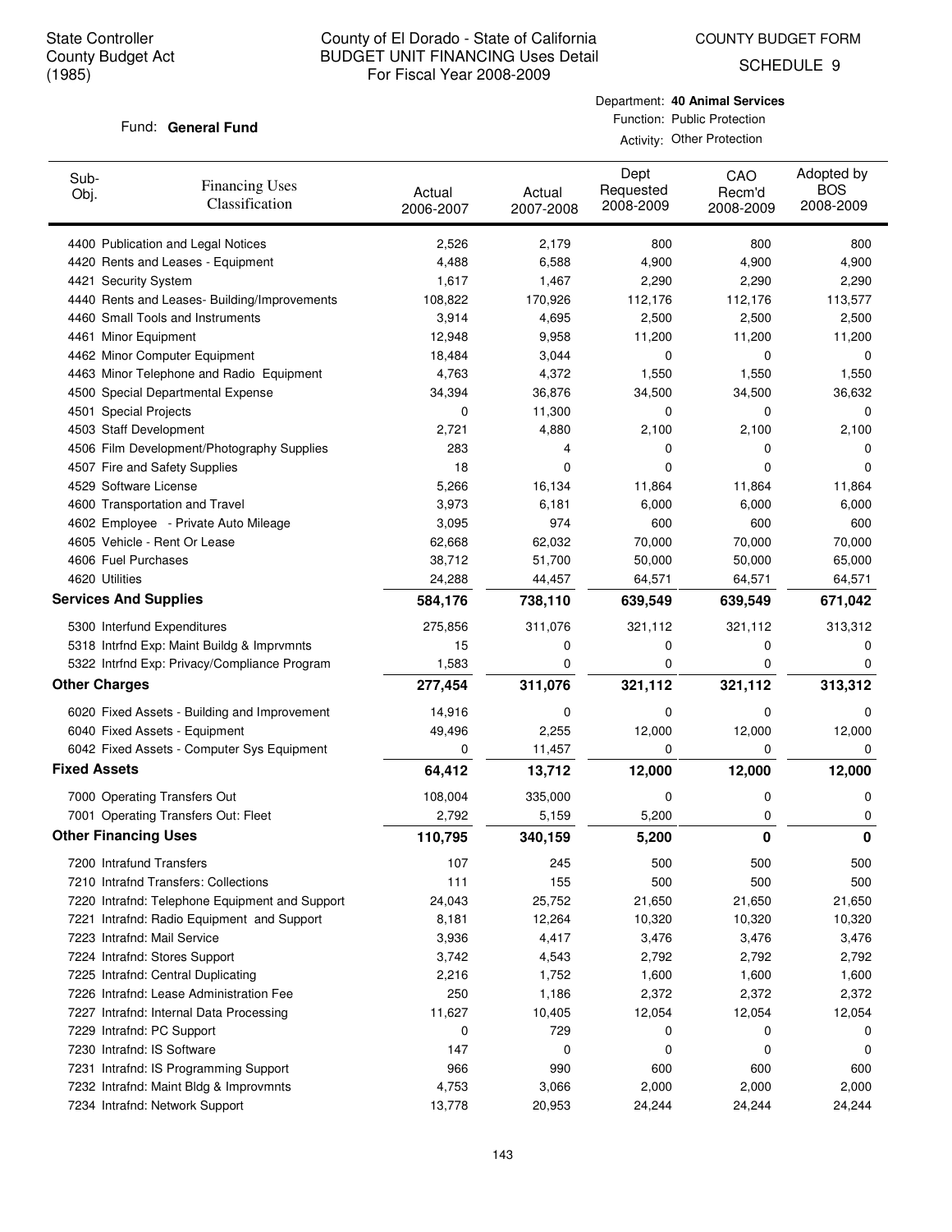State Controller
County Budget Act
(1985)

# County of El Dorado - State of California
## BUDGET UNIT FINANCING Uses Detail
For Fiscal Year 2008-2009

COUNTY BUDGET FORM
SCHEDULE 9

Fund: **General Fund**

Department: **40 Animal Services**
Function: Public Protection
Activity: Other Protection

| Sub-Obj. | Financing Uses Classification | Actual 2006-2007 | Actual 2007-2008 | Dept Requested 2008-2009 | CAO Recm'd 2008-2009 | Adopted by BOS 2008-2009 |
|---|---|---|---|---|---|---|
| 4400 | Publication and Legal Notices | 2,526 | 2,179 | 800 | 800 | 800 |
| 4420 | Rents and Leases - Equipment | 4,488 | 6,588 | 4,900 | 4,900 | 4,900 |
| 4421 | Security System | 1,617 | 1,467 | 2,290 | 2,290 | 2,290 |
| 4440 | Rents and Leases- Building/Improvements | 108,822 | 170,926 | 112,176 | 112,176 | 113,577 |
| 4460 | Small Tools and Instruments | 3,914 | 4,695 | 2,500 | 2,500 | 2,500 |
| 4461 | Minor Equipment | 12,948 | 9,958 | 11,200 | 11,200 | 11,200 |
| 4462 | Minor Computer Equipment | 18,484 | 3,044 | 0 | 0 | 0 |
| 4463 | Minor Telephone and Radio Equipment | 4,763 | 4,372 | 1,550 | 1,550 | 1,550 |
| 4500 | Special Departmental Expense | 34,394 | 36,876 | 34,500 | 34,500 | 36,632 |
| 4501 | Special Projects | 0 | 11,300 | 0 | 0 | 0 |
| 4503 | Staff Development | 2,721 | 4,880 | 2,100 | 2,100 | 2,100 |
| 4506 | Film Development/Photography Supplies | 283 | 4 | 0 | 0 | 0 |
| 4507 | Fire and Safety Supplies | 18 | 0 | 0 | 0 | 0 |
| 4529 | Software License | 5,266 | 16,134 | 11,864 | 11,864 | 11,864 |
| 4600 | Transportation and Travel | 3,973 | 6,181 | 6,000 | 6,000 | 6,000 |
| 4602 | Employee - Private Auto Mileage | 3,095 | 974 | 600 | 600 | 600 |
| 4605 | Vehicle - Rent Or Lease | 62,668 | 62,032 | 70,000 | 70,000 | 70,000 |
| 4606 | Fuel Purchases | 38,712 | 51,700 | 50,000 | 50,000 | 65,000 |
| 4620 | Utilities | 24,288 | 44,457 | 64,571 | 64,571 | 64,571 |
| **Services And Supplies** | | **584,176** | **738,110** | **639,549** | **639,549** | **671,042** |
| 5300 | Interfund Expenditures | 275,856 | 311,076 | 321,112 | 321,112 | 313,312 |
| 5318 | Intrfnd Exp: Maint Buildg & Imprvmnts | 15 | 0 | 0 | 0 | 0 |
| 5322 | Intrfnd Exp: Privacy/Compliance Program | 1,583 | 0 | 0 | 0 | 0 |
| **Other Charges** | | **277,454** | **311,076** | **321,112** | **321,112** | **313,312** |
| 6020 | Fixed Assets - Building and Improvement | 14,916 | 0 | 0 | 0 | 0 |
| 6040 | Fixed Assets - Equipment | 49,496 | 2,255 | 12,000 | 12,000 | 12,000 |
| 6042 | Fixed Assets - Computer Sys Equipment | 0 | 11,457 | 0 | 0 | 0 |
| **Fixed Assets** | | **64,412** | **13,712** | **12,000** | **12,000** | **12,000** |
| 7000 | Operating Transfers Out | 108,004 | 335,000 | 0 | 0 | 0 |
| 7001 | Operating Transfers Out: Fleet | 2,792 | 5,159 | 5,200 | 0 | 0 |
| **Other Financing Uses** | | **110,795** | **340,159** | **5,200** | **0** | **0** |
| 7200 | Intrafund Transfers | 107 | 245 | 500 | 500 | 500 |
| 7210 | Intrafnd Transfers: Collections | 111 | 155 | 500 | 500 | 500 |
| 7220 | Intrafnd: Telephone Equipment and Support | 24,043 | 25,752 | 21,650 | 21,650 | 21,650 |
| 7221 | Intrafnd: Radio Equipment and Support | 8,181 | 12,264 | 10,320 | 10,320 | 10,320 |
| 7223 | Intrafnd: Mail Service | 3,936 | 4,417 | 3,476 | 3,476 | 3,476 |
| 7224 | Intrafnd: Stores Support | 3,742 | 4,543 | 2,792 | 2,792 | 2,792 |
| 7225 | Intrafnd: Central Duplicating | 2,216 | 1,752 | 1,600 | 1,600 | 1,600 |
| 7226 | Intrafnd: Lease Administration Fee | 250 | 1,186 | 2,372 | 2,372 | 2,372 |
| 7227 | Intrafnd: Internal Data Processing | 11,627 | 10,405 | 12,054 | 12,054 | 12,054 |
| 7229 | Intrafnd: PC Support | 0 | 729 | 0 | 0 | 0 |
| 7230 | Intrafnd: IS Software | 147 | 0 | 0 | 0 | 0 |
| 7231 | Intrafnd: IS Programming Support | 966 | 990 | 600 | 600 | 600 |
| 7232 | Intrafnd: Maint Bldg & Improvmnts | 4,753 | 3,066 | 2,000 | 2,000 | 2,000 |
| 7234 | Intrafnd: Network Support | 13,778 | 20,953 | 24,244 | 24,244 | 24,244 |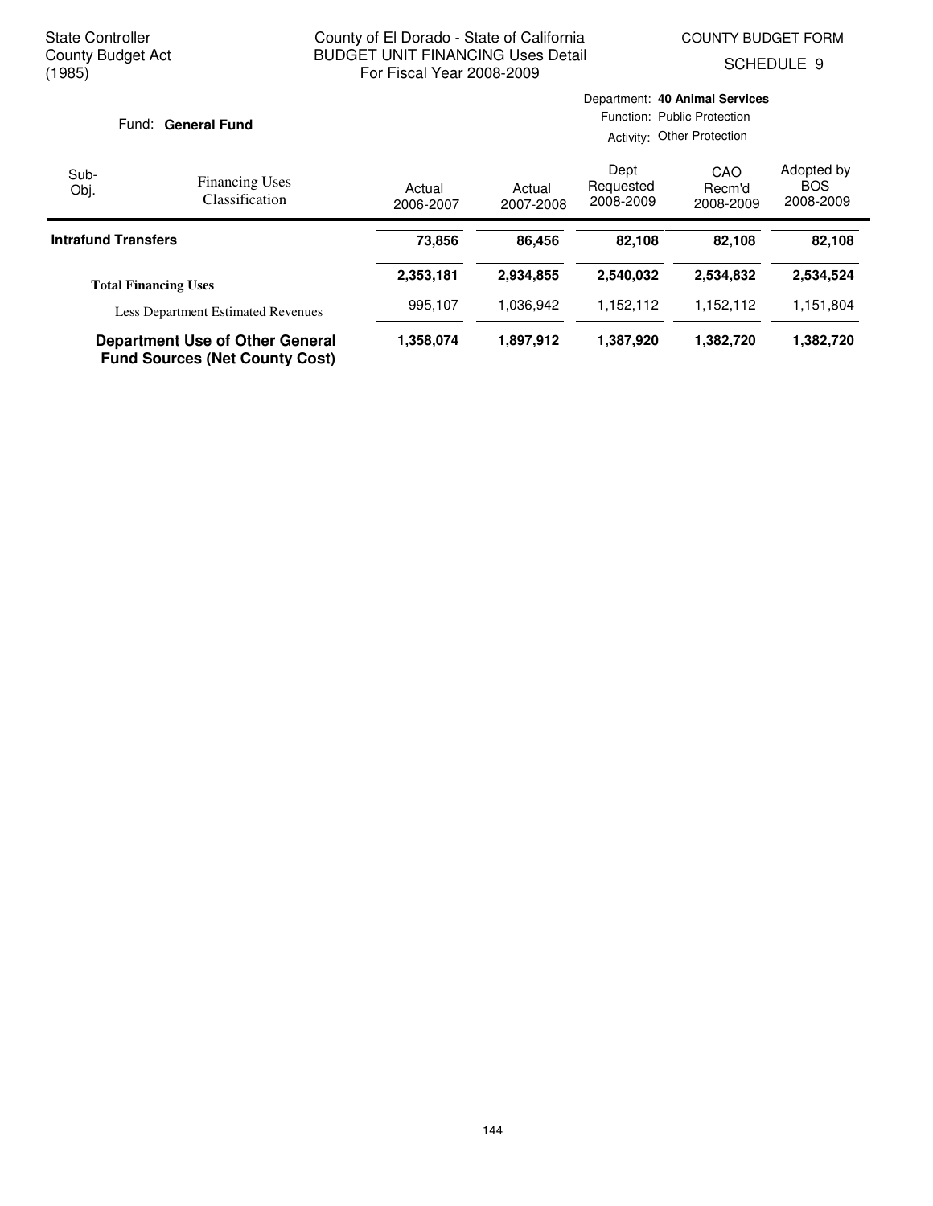State Controller
County Budget Act
(1985)

County of El Dorado - State of California
BUDGET UNIT FINANCING Uses Detail
For Fiscal Year 2008-2009

COUNTY BUDGET FORM
SCHEDULE 9

Fund: **General Fund**

Department: **40 Animal Services**
Function: Public Protection
Activity: Other Protection

| Sub-Obj. | Financing Uses Classification | Actual 2006-2007 | Actual 2007-2008 | Dept Requested 2008-2009 | CAO Recm'd 2008-2009 | Adopted by BOS 2008-2009 |
|---|---|---|---|---|---|---|
| **Intrafund Transfers** | | **73,856** | **86,456** | **82,108** | **82,108** | **82,108** |
| | **Total Financing Uses** | **2,353,181** | **2,934,855** | **2,540,032** | **2,534,832** | **2,534,524** |
| | Less Department Estimated Revenues | 995,107 | 1,036,942 | 1,152,112 | 1,152,112 | 1,151,804 |
| | **Department Use of Other General Fund Sources (Net County Cost)** | **1,358,074** | **1,897,912** | **1,387,920** | **1,382,720** | **1,382,720** |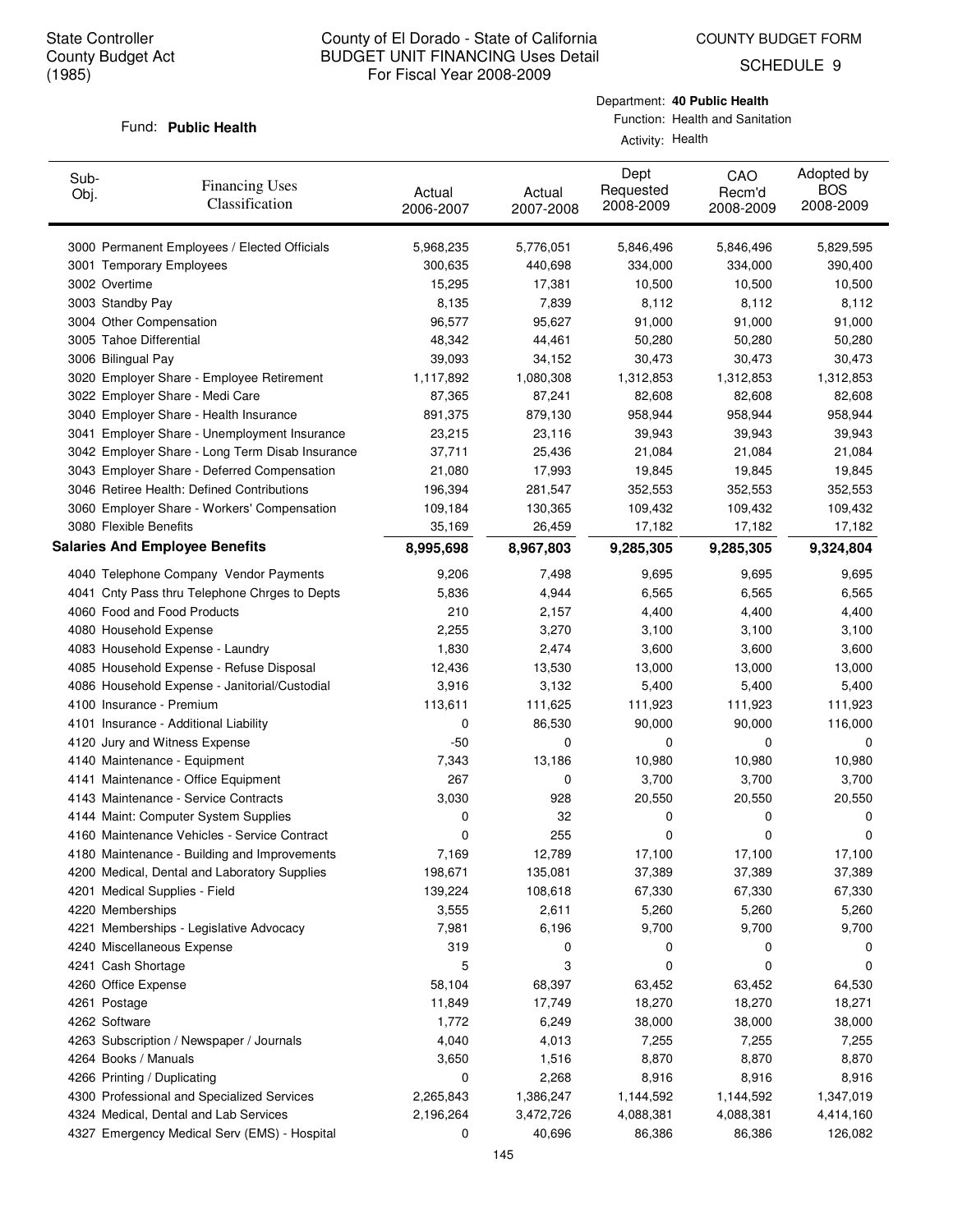State Controller
County Budget Act
(1985)

# County of El Dorado - State of California
## BUDGET UNIT FINANCING Uses Detail
For Fiscal Year 2008-2009

COUNTY BUDGET FORM
SCHEDULE 9

Fund: **Public Health**

Department: **40 Public Health**
Function: Health and Sanitation
Activity: Health

| Sub-Obj. | Financing Uses Classification | Actual 2006-2007 | Actual 2007-2008 | Dept Requested 2008-2009 | CAO Recm'd 2008-2009 | Adopted by BOS 2008-2009 |
|---|---|---|---|---|---|---|
| 3000 | Permanent Employees / Elected Officials | 5,968,235 | 5,776,051 | 5,846,496 | 5,846,496 | 5,829,595 |
| 3001 | Temporary Employees | 300,635 | 440,698 | 334,000 | 334,000 | 390,400 |
| 3002 | Overtime | 15,295 | 17,381 | 10,500 | 10,500 | 10,500 |
| 3003 | Standby Pay | 8,135 | 7,839 | 8,112 | 8,112 | 8,112 |
| 3004 | Other Compensation | 96,577 | 95,627 | 91,000 | 91,000 | 91,000 |
| 3005 | Tahoe Differential | 48,342 | 44,461 | 50,280 | 50,280 | 50,280 |
| 3006 | Bilingual Pay | 39,093 | 34,152 | 30,473 | 30,473 | 30,473 |
| 3020 | Employer Share - Employee Retirement | 1,117,892 | 1,080,308 | 1,312,853 | 1,312,853 | 1,312,853 |
| 3022 | Employer Share - Medi Care | 87,365 | 87,241 | 82,608 | 82,608 | 82,608 |
| 3040 | Employer Share - Health Insurance | 891,375 | 879,130 | 958,944 | 958,944 | 958,944 |
| 3041 | Employer Share - Unemployment Insurance | 23,215 | 23,116 | 39,943 | 39,943 | 39,943 |
| 3042 | Employer Share - Long Term Disab Insurance | 37,711 | 25,436 | 21,084 | 21,084 | 21,084 |
| 3043 | Employer Share - Deferred Compensation | 21,080 | 17,993 | 19,845 | 19,845 | 19,845 |
| 3046 | Retiree Health: Defined Contributions | 196,394 | 281,547 | 352,553 | 352,553 | 352,553 |
| 3060 | Employer Share - Workers' Compensation | 109,184 | 130,365 | 109,432 | 109,432 | 109,432 |
| 3080 | Flexible Benefits | 35,169 | 26,459 | 17,182 | 17,182 | 17,182 |
| **Salaries And Employee Benefits** | | **8,995,698** | **8,967,803** | **9,285,305** | **9,285,305** | **9,324,804** |
| 4040 | Telephone Company Vendor Payments | 9,206 | 7,498 | 9,695 | 9,695 | 9,695 |
| 4041 | Cnty Pass thru Telephone Chrges to Depts | 5,836 | 4,944 | 6,565 | 6,565 | 6,565 |
| 4060 | Food and Food Products | 210 | 2,157 | 4,400 | 4,400 | 4,400 |
| 4080 | Household Expense | 2,255 | 3,270 | 3,100 | 3,100 | 3,100 |
| 4083 | Household Expense - Laundry | 1,830 | 2,474 | 3,600 | 3,600 | 3,600 |
| 4085 | Household Expense - Refuse Disposal | 12,436 | 13,530 | 13,000 | 13,000 | 13,000 |
| 4086 | Household Expense - Janitorial/Custodial | 3,916 | 3,132 | 5,400 | 5,400 | 5,400 |
| 4100 | Insurance - Premium | 113,611 | 111,625 | 111,923 | 111,923 | 111,923 |
| 4101 | Insurance - Additional Liability | 0 | 86,530 | 90,000 | 90,000 | 116,000 |
| 4120 | Jury and Witness Expense | -50 | 0 | 0 | 0 | 0 |
| 4140 | Maintenance - Equipment | 7,343 | 13,186 | 10,980 | 10,980 | 10,980 |
| 4141 | Maintenance - Office Equipment | 267 | 0 | 3,700 | 3,700 | 3,700 |
| 4143 | Maintenance - Service Contracts | 3,030 | 928 | 20,550 | 20,550 | 20,550 |
| 4144 | Maint: Computer System Supplies | 0 | 32 | 0 | 0 | 0 |
| 4160 | Maintenance Vehicles - Service Contract | 0 | 255 | 0 | 0 | 0 |
| 4180 | Maintenance - Building and Improvements | 7,169 | 12,789 | 17,100 | 17,100 | 17,100 |
| 4200 | Medical, Dental and Laboratory Supplies | 198,671 | 135,081 | 37,389 | 37,389 | 37,389 |
| 4201 | Medical Supplies - Field | 139,224 | 108,618 | 67,330 | 67,330 | 67,330 |
| 4220 | Memberships | 3,555 | 2,611 | 5,260 | 5,260 | 5,260 |
| 4221 | Memberships - Legislative Advocacy | 7,981 | 6,196 | 9,700 | 9,700 | 9,700 |
| 4240 | Miscellaneous Expense | 319 | 0 | 0 | 0 | 0 |
| 4241 | Cash Shortage | 5 | 3 | 0 | 0 | 0 |
| 4260 | Office Expense | 58,104 | 68,397 | 63,452 | 63,452 | 64,530 |
| 4261 | Postage | 11,849 | 17,749 | 18,270 | 18,270 | 18,271 |
| 4262 | Software | 1,772 | 6,249 | 38,000 | 38,000 | 38,000 |
| 4263 | Subscription / Newspaper / Journals | 4,040 | 4,013 | 7,255 | 7,255 | 7,255 |
| 4264 | Books / Manuals | 3,650 | 1,516 | 8,870 | 8,870 | 8,870 |
| 4266 | Printing / Duplicating | 0 | 2,268 | 8,916 | 8,916 | 8,916 |
| 4300 | Professional and Specialized Services | 2,265,843 | 1,386,247 | 1,144,592 | 1,144,592 | 1,347,019 |
| 4324 | Medical, Dental and Lab Services | 2,196,264 | 3,472,726 | 4,088,381 | 4,088,381 | 4,414,160 |
| 4327 | Emergency Medical Serv (EMS) - Hospital | 0 | 40,696 | 86,386 | 86,386 | 126,082 |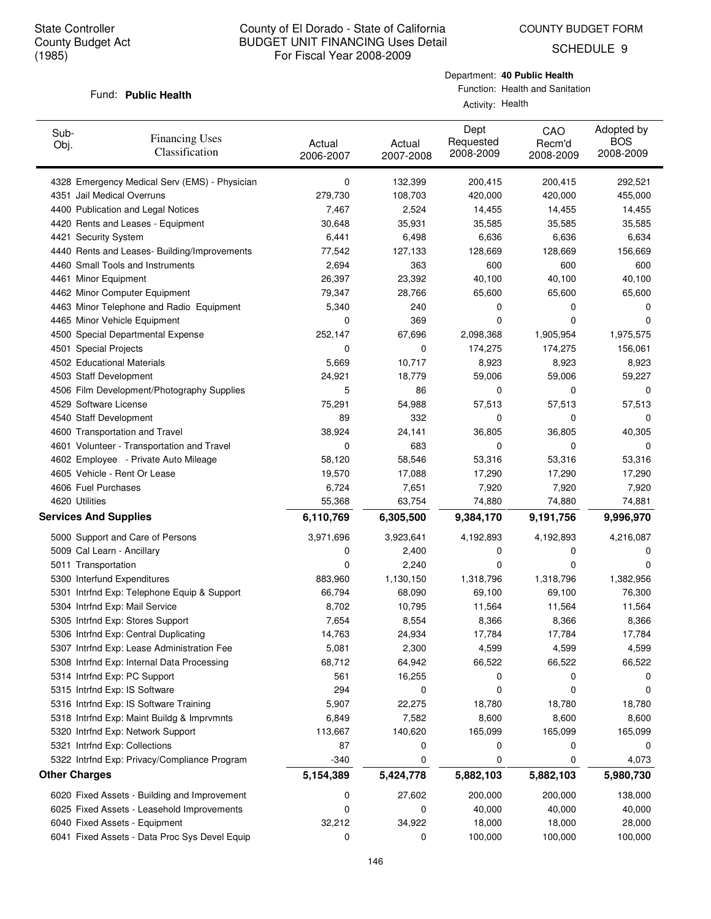State Controller
County Budget Act
(1985)

County of El Dorado - State of California
BUDGET UNIT FINANCING Uses Detail
For Fiscal Year 2008-2009

COUNTY BUDGET FORM
SCHEDULE 9

Fund: **Public Health**

Department: **40 Public Health**
Function: Health and Sanitation
Activity: Health

| Sub-Obj. | Financing Uses Classification | Actual 2006-2007 | Actual 2007-2008 | Dept Requested 2008-2009 | CAO Recm'd 2008-2009 | Adopted by BOS 2008-2009 |
|---|---|---|---|---|---|---|
| 4328 | Emergency Medical Serv (EMS) - Physician | 0 | 132,399 | 200,415 | 200,415 | 292,521 |
| 4351 | Jail Medical Overruns | 279,730 | 108,703 | 420,000 | 420,000 | 455,000 |
| 4400 | Publication and Legal Notices | 7,467 | 2,524 | 14,455 | 14,455 | 14,455 |
| 4420 | Rents and Leases - Equipment | 30,648 | 35,931 | 35,585 | 35,585 | 35,585 |
| 4421 | Security System | 6,441 | 6,498 | 6,636 | 6,636 | 6,634 |
| 4440 | Rents and Leases- Building/Improvements | 77,542 | 127,133 | 128,669 | 128,669 | 156,669 |
| 4460 | Small Tools and Instruments | 2,694 | 363 | 600 | 600 | 600 |
| 4461 | Minor Equipment | 26,397 | 23,392 | 40,100 | 40,100 | 40,100 |
| 4462 | Minor Computer Equipment | 79,347 | 28,766 | 65,600 | 65,600 | 65,600 |
| 4463 | Minor Telephone and Radio Equipment | 5,340 | 240 | 0 | 0 | 0 |
| 4465 | Minor Vehicle Equipment | 0 | 369 | 0 | 0 | 0 |
| 4500 | Special Departmental Expense | 252,147 | 67,696 | 2,098,368 | 1,905,954 | 1,975,575 |
| 4501 | Special Projects | 0 | 0 | 174,275 | 174,275 | 156,061 |
| 4502 | Educational Materials | 5,669 | 10,717 | 8,923 | 8,923 | 8,923 |
| 4503 | Staff Development | 24,921 | 18,779 | 59,006 | 59,006 | 59,227 |
| 4506 | Film Development/Photography Supplies | 5 | 86 | 0 | 0 | 0 |
| 4529 | Software License | 75,291 | 54,988 | 57,513 | 57,513 | 57,513 |
| 4540 | Staff Development | 89 | 332 | 0 | 0 | 0 |
| 4600 | Transportation and Travel | 38,924 | 24,141 | 36,805 | 36,805 | 40,305 |
| 4601 | Volunteer - Transportation and Travel | 0 | 683 | 0 | 0 | 0 |
| 4602 | Employee - Private Auto Mileage | 58,120 | 58,546 | 53,316 | 53,316 | 53,316 |
| 4605 | Vehicle - Rent Or Lease | 19,570 | 17,088 | 17,290 | 17,290 | 17,290 |
| 4606 | Fuel Purchases | 6,724 | 7,651 | 7,920 | 7,920 | 7,920 |
| 4620 | Utilities | 55,368 | 63,754 | 74,880 | 74,880 | 74,881 |
| **Services And Supplies** | | **6,110,769** | **6,305,500** | **9,384,170** | **9,191,756** | **9,996,970** |
| 5000 | Support and Care of Persons | 3,971,696 | 3,923,641 | 4,192,893 | 4,192,893 | 4,216,087 |
| 5009 | Cal Learn - Ancillary | 0 | 2,400 | 0 | 0 | 0 |
| 5011 | Transportation | 0 | 2,240 | 0 | 0 | 0 |
| 5300 | Interfund Expenditures | 883,960 | 1,130,150 | 1,318,796 | 1,318,796 | 1,382,956 |
| 5301 | Intrfnd Exp: Telephone Equip & Support | 66,794 | 68,090 | 69,100 | 69,100 | 76,300 |
| 5304 | Intrfnd Exp: Mail Service | 8,702 | 10,795 | 11,564 | 11,564 | 11,564 |
| 5305 | Intrfnd Exp: Stores Support | 7,654 | 8,554 | 8,366 | 8,366 | 8,366 |
| 5306 | Intrfnd Exp: Central Duplicating | 14,763 | 24,934 | 17,784 | 17,784 | 17,784 |
| 5307 | Intrfnd Exp: Lease Administration Fee | 5,081 | 2,300 | 4,599 | 4,599 | 4,599 |
| 5308 | Intrfnd Exp: Internal Data Processing | 68,712 | 64,942 | 66,522 | 66,522 | 66,522 |
| 5314 | Intrfnd Exp: PC Support | 561 | 16,255 | 0 | 0 | 0 |
| 5315 | Intrfnd Exp: IS Software | 294 | 0 | 0 | 0 | 0 |
| 5316 | Intrfnd Exp: IS Software Training | 5,907 | 22,275 | 18,780 | 18,780 | 18,780 |
| 5318 | Intrfnd Exp: Maint Buildg & Imprvmnts | 6,849 | 7,582 | 8,600 | 8,600 | 8,600 |
| 5320 | Intrfnd Exp: Network Support | 113,667 | 140,620 | 165,099 | 165,099 | 165,099 |
| 5321 | Intrfnd Exp: Collections | 87 | 0 | 0 | 0 | 0 |
| 5322 | Intrfnd Exp: Privacy/Compliance Program | -340 | 0 | 0 | 0 | 4,073 |
| **Other Charges** | | **5,154,389** | **5,424,778** | **5,882,103** | **5,882,103** | **5,980,730** |
| 6020 | Fixed Assets - Building and Improvement | 0 | 27,602 | 200,000 | 200,000 | 138,000 |
| 6025 | Fixed Assets - Leasehold Improvements | 0 | 0 | 40,000 | 40,000 | 40,000 |
| 6040 | Fixed Assets - Equipment | 32,212 | 34,922 | 18,000 | 18,000 | 28,000 |
| 6041 | Fixed Assets - Data Proc Sys Devel Equip | 0 | 0 | 100,000 | 100,000 | 100,000 |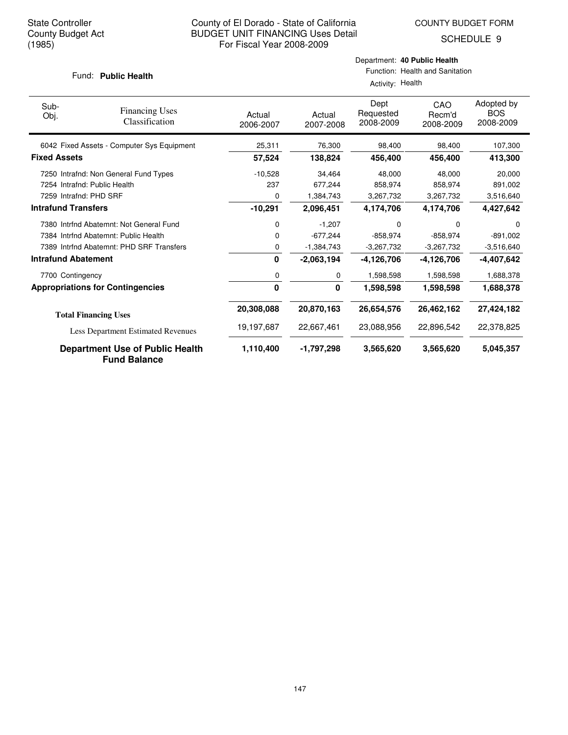State Controller
County Budget Act
(1985)

County of El Dorado - State of California
BUDGET UNIT FINANCING Uses Detail
For Fiscal Year 2008-2009

COUNTY BUDGET FORM
SCHEDULE 9

Fund: **Public Health**

Department: **40 Public Health**
Function: Health and Sanitation
Activity: Health

| Sub-Obj. | Financing Uses Classification | Actual 2006-2007 | Actual 2007-2008 | Dept Requested 2008-2009 | CAO Recm'd 2008-2009 | Adopted by BOS 2008-2009 |
|---|---|---|---|---|---|---|
| 6042 | Fixed Assets - Computer Sys Equipment | 25,311 | 76,300 | 98,400 | 98,400 | 107,300 |
| **Fixed Assets** | | **57,524** | **138,824** | **456,400** | **456,400** | **413,300** |
| 7250 | Intrafnd: Non General Fund Types | -10,528 | 34,464 | 48,000 | 48,000 | 20,000 |
| 7254 | Intrafnd: Public Health | 237 | 677,244 | 858,974 | 858,974 | 891,002 |
| 7259 | Intrafnd: PHD SRF | 0 | 1,384,743 | 3,267,732 | 3,267,732 | 3,516,640 |
| **Intrafund Transfers** | | **-10,291** | **2,096,451** | **4,174,706** | **4,174,706** | **4,427,642** |
| 7380 | Intrfnd Abatemnt: Not General Fund | 0 | -1,207 | 0 | 0 | 0 |
| 7384 | Intrfnd Abatemnt: Public Health | 0 | -677,244 | -858,974 | -858,974 | -891,002 |
| 7389 | Intrfnd Abatemnt: PHD SRF Transfers | 0 | -1,384,743 | -3,267,732 | -3,267,732 | -3,516,640 |
| **Intrafund Abatement** | | **0** | **-2,063,194** | **-4,126,706** | **-4,126,706** | **-4,407,642** |
| 7700 | Contingency | 0 | 0 | 1,598,598 | 1,598,598 | 1,688,378 |
| **Appropriations for Contingencies** | | **0** | **0** | **1,598,598** | **1,598,598** | **1,688,378** |
| **Total Financing Uses** | | **20,308,088** | **20,870,163** | **26,654,576** | **26,462,162** | **27,424,182** |
| | Less Department Estimated Revenues | 19,197,687 | 22,667,461 | 23,088,956 | 22,896,542 | 22,378,825 |
| **Department Use of Public Health Fund Balance** | | **1,110,400** | **-1,797,298** | **3,565,620** | **3,565,620** | **5,045,357** |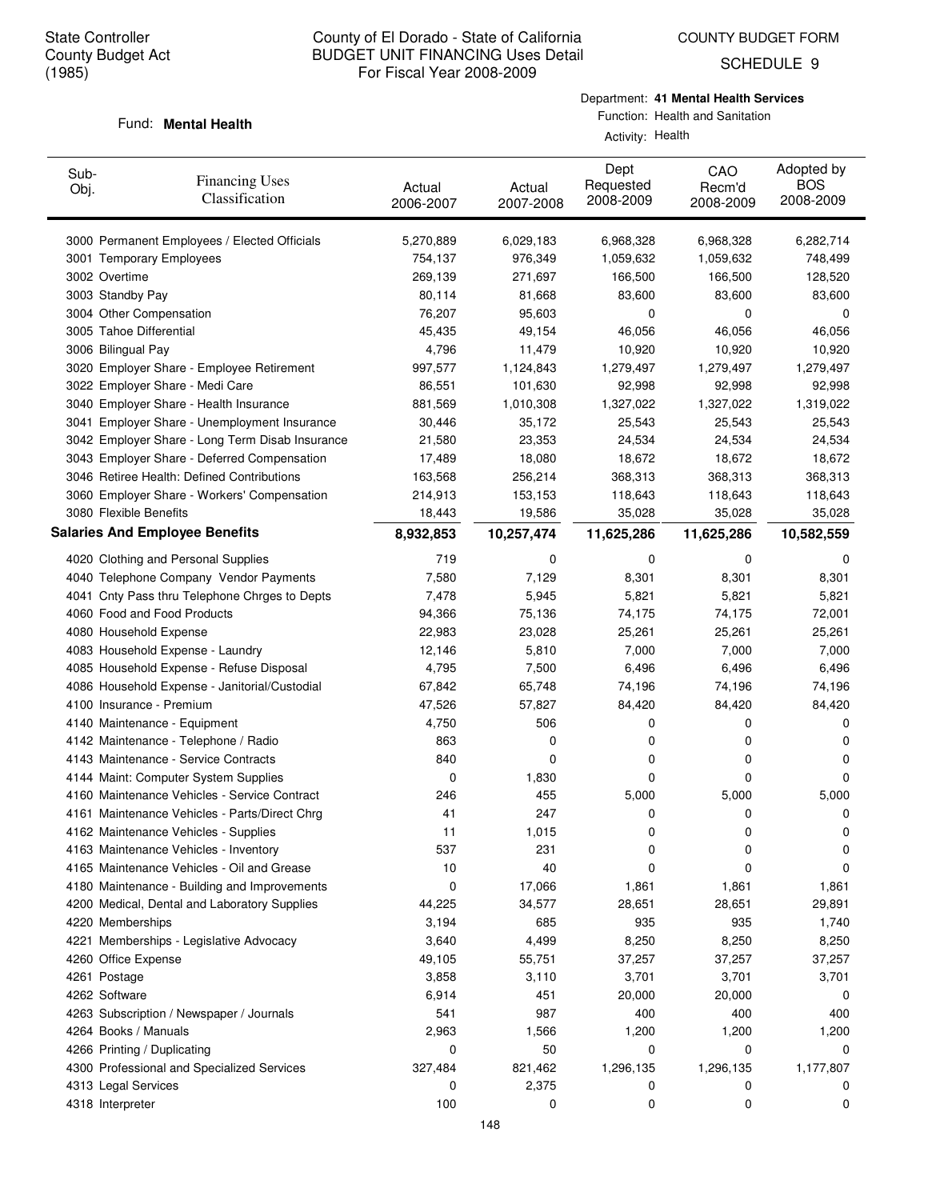State Controller
County Budget Act
(1985)

# County of El Dorado - State of California
## BUDGET UNIT FINANCING Uses Detail
### For Fiscal Year 2008-2009

COUNTY BUDGET FORM
SCHEDULE 9

Fund: **Mental Health**

Department: **41 Mental Health Services**
Function: Health and Sanitation
Activity: Health

| Sub-Obj. | Financing Uses Classification | Actual 2006-2007 | Actual 2007-2008 | Dept Requested 2008-2009 | CAO Recm'd 2008-2009 | Adopted by BOS 2008-2009 |
|---|---|---|---|---|---|---|
| 3000 | Permanent Employees / Elected Officials | 5,270,889 | 6,029,183 | 6,968,328 | 6,968,328 | 6,282,714 |
| 3001 | Temporary Employees | 754,137 | 976,349 | 1,059,632 | 1,059,632 | 748,499 |
| 3002 | Overtime | 269,139 | 271,697 | 166,500 | 166,500 | 128,520 |
| 3003 | Standby Pay | 80,114 | 81,668 | 83,600 | 83,600 | 83,600 |
| 3004 | Other Compensation | 76,207 | 95,603 | 0 | 0 | 0 |
| 3005 | Tahoe Differential | 45,435 | 49,154 | 46,056 | 46,056 | 46,056 |
| 3006 | Bilingual Pay | 4,796 | 11,479 | 10,920 | 10,920 | 10,920 |
| 3020 | Employer Share - Employee Retirement | 997,577 | 1,124,843 | 1,279,497 | 1,279,497 | 1,279,497 |
| 3022 | Employer Share - Medi Care | 86,551 | 101,630 | 92,998 | 92,998 | 92,998 |
| 3040 | Employer Share - Health Insurance | 881,569 | 1,010,308 | 1,327,022 | 1,327,022 | 1,319,022 |
| 3041 | Employer Share - Unemployment Insurance | 30,446 | 35,172 | 25,543 | 25,543 | 25,543 |
| 3042 | Employer Share - Long Term Disab Insurance | 21,580 | 23,353 | 24,534 | 24,534 | 24,534 |
| 3043 | Employer Share - Deferred Compensation | 17,489 | 18,080 | 18,672 | 18,672 | 18,672 |
| 3046 | Retiree Health: Defined Contributions | 163,568 | 256,214 | 368,313 | 368,313 | 368,313 |
| 3060 | Employer Share - Workers' Compensation | 214,913 | 153,153 | 118,643 | 118,643 | 118,643 |
| 3080 | Flexible Benefits | 18,443 | 19,586 | 35,028 | 35,028 | 35,028 |
| **Salaries And Employee Benefits** | | **8,932,853** | **10,257,474** | **11,625,286** | **11,625,286** | **10,582,559** |
| 4020 | Clothing and Personal Supplies | 719 | 0 | 0 | 0 | 0 |
| 4040 | Telephone Company Vendor Payments | 7,580 | 7,129 | 8,301 | 8,301 | 8,301 |
| 4041 | Cnty Pass thru Telephone Chrges to Depts | 7,478 | 5,945 | 5,821 | 5,821 | 5,821 |
| 4060 | Food and Food Products | 94,366 | 75,136 | 74,175 | 74,175 | 72,001 |
| 4080 | Household Expense | 22,983 | 23,028 | 25,261 | 25,261 | 25,261 |
| 4083 | Household Expense - Laundry | 12,146 | 5,810 | 7,000 | 7,000 | 7,000 |
| 4085 | Household Expense - Refuse Disposal | 4,795 | 7,500 | 6,496 | 6,496 | 6,496 |
| 4086 | Household Expense - Janitorial/Custodial | 67,842 | 65,748 | 74,196 | 74,196 | 74,196 |
| 4100 | Insurance - Premium | 47,526 | 57,827 | 84,420 | 84,420 | 84,420 |
| 4140 | Maintenance - Equipment | 4,750 | 506 | 0 | 0 | 0 |
| 4142 | Maintenance - Telephone / Radio | 863 | 0 | 0 | 0 | 0 |
| 4143 | Maintenance - Service Contracts | 840 | 0 | 0 | 0 | 0 |
| 4144 | Maint: Computer System Supplies | 0 | 1,830 | 0 | 0 | 0 |
| 4160 | Maintenance Vehicles - Service Contract | 246 | 455 | 5,000 | 5,000 | 5,000 |
| 4161 | Maintenance Vehicles - Parts/Direct Chrg | 41 | 247 | 0 | 0 | 0 |
| 4162 | Maintenance Vehicles - Supplies | 11 | 1,015 | 0 | 0 | 0 |
| 4163 | Maintenance Vehicles - Inventory | 537 | 231 | 0 | 0 | 0 |
| 4165 | Maintenance Vehicles - Oil and Grease | 10 | 40 | 0 | 0 | 0 |
| 4180 | Maintenance - Building and Improvements | 0 | 17,066 | 1,861 | 1,861 | 1,861 |
| 4200 | Medical, Dental and Laboratory Supplies | 44,225 | 34,577 | 28,651 | 28,651 | 29,891 |
| 4220 | Memberships | 3,194 | 685 | 935 | 935 | 1,740 |
| 4221 | Memberships - Legislative Advocacy | 3,640 | 4,499 | 8,250 | 8,250 | 8,250 |
| 4260 | Office Expense | 49,105 | 55,751 | 37,257 | 37,257 | 37,257 |
| 4261 | Postage | 3,858 | 3,110 | 3,701 | 3,701 | 3,701 |
| 4262 | Software | 6,914 | 451 | 20,000 | 20,000 | 0 |
| 4263 | Subscription / Newspaper / Journals | 541 | 987 | 400 | 400 | 400 |
| 4264 | Books / Manuals | 2,963 | 1,566 | 1,200 | 1,200 | 1,200 |
| 4266 | Printing / Duplicating | 0 | 50 | 0 | 0 | 0 |
| 4300 | Professional and Specialized Services | 327,484 | 821,462 | 1,296,135 | 1,296,135 | 1,177,807 |
| 4313 | Legal Services | 0 | 2,375 | 0 | 0 | 0 |
| 4318 | Interpreter | 100 | 0 | 0 | 0 | 0 |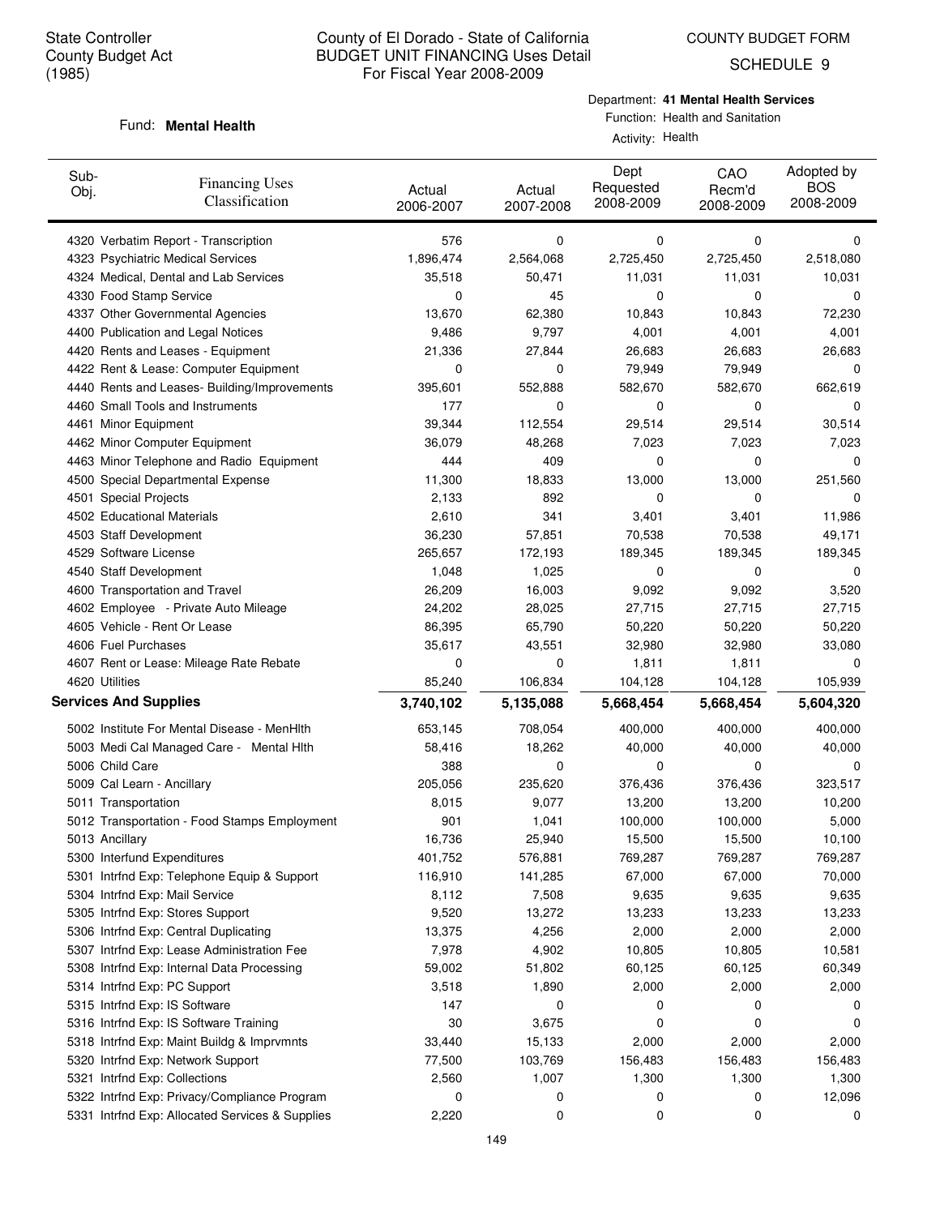State Controller
County Budget Act
(1985)

# County of El Dorado - State of California
## BUDGET UNIT FINANCING Uses Detail
For Fiscal Year 2008-2009

COUNTY BUDGET FORM
SCHEDULE 9

Fund: **Mental Health**

Department: **41 Mental Health Services**
Function: Health and Sanitation
Activity: Health

| Sub-Obj. | Financing Uses Classification | Actual 2006-2007 | Actual 2007-2008 | Dept Requested 2008-2009 | CAO Recm'd 2008-2009 | Adopted by BOS 2008-2009 |
|---|---|---|---|---|---|---|
| 4320 | Verbatim Report - Transcription | 576 | 0 | 0 | 0 | 0 |
| 4323 | Psychiatric Medical Services | 1,896,474 | 2,564,068 | 2,725,450 | 2,725,450 | 2,518,080 |
| 4324 | Medical, Dental and Lab Services | 35,518 | 50,471 | 11,031 | 11,031 | 10,031 |
| 4330 | Food Stamp Service | 0 | 45 | 0 | 0 | 0 |
| 4337 | Other Governmental Agencies | 13,670 | 62,380 | 10,843 | 10,843 | 72,230 |
| 4400 | Publication and Legal Notices | 9,486 | 9,797 | 4,001 | 4,001 | 4,001 |
| 4420 | Rents and Leases - Equipment | 21,336 | 27,844 | 26,683 | 26,683 | 26,683 |
| 4422 | Rent & Lease: Computer Equipment | 0 | 0 | 79,949 | 79,949 | 0 |
| 4440 | Rents and Leases- Building/Improvements | 395,601 | 552,888 | 582,670 | 582,670 | 662,619 |
| 4460 | Small Tools and Instruments | 177 | 0 | 0 | 0 | 0 |
| 4461 | Minor Equipment | 39,344 | 112,554 | 29,514 | 29,514 | 30,514 |
| 4462 | Minor Computer Equipment | 36,079 | 48,268 | 7,023 | 7,023 | 7,023 |
| 4463 | Minor Telephone and Radio Equipment | 444 | 409 | 0 | 0 | 0 |
| 4500 | Special Departmental Expense | 11,300 | 18,833 | 13,000 | 13,000 | 251,560 |
| 4501 | Special Projects | 2,133 | 892 | 0 | 0 | 0 |
| 4502 | Educational Materials | 2,610 | 341 | 3,401 | 3,401 | 11,986 |
| 4503 | Staff Development | 36,230 | 57,851 | 70,538 | 70,538 | 49,171 |
| 4529 | Software License | 265,657 | 172,193 | 189,345 | 189,345 | 189,345 |
| 4540 | Staff Development | 1,048 | 1,025 | 0 | 0 | 0 |
| 4600 | Transportation and Travel | 26,209 | 16,003 | 9,092 | 9,092 | 3,520 |
| 4602 | Employee - Private Auto Mileage | 24,202 | 28,025 | 27,715 | 27,715 | 27,715 |
| 4605 | Vehicle - Rent Or Lease | 86,395 | 65,790 | 50,220 | 50,220 | 50,220 |
| 4606 | Fuel Purchases | 35,617 | 43,551 | 32,980 | 32,980 | 33,080 |
| 4607 | Rent or Lease: Mileage Rate Rebate | 0 | 0 | 1,811 | 1,811 | 0 |
| 4620 | Utilities | 85,240 | 106,834 | 104,128 | 104,128 | 105,939 |
| **Services And Supplies** | | **3,740,102** | **5,135,088** | **5,668,454** | **5,668,454** | **5,604,320** |
| 5002 | Institute For Mental Disease - MenHlth | 653,145 | 708,054 | 400,000 | 400,000 | 400,000 |
| 5003 | Medi Cal Managed Care - Mental Hlth | 58,416 | 18,262 | 40,000 | 40,000 | 40,000 |
| 5006 | Child Care | 388 | 0 | 0 | 0 | 0 |
| 5009 | Cal Learn - Ancillary | 205,056 | 235,620 | 376,436 | 376,436 | 323,517 |
| 5011 | Transportation | 8,015 | 9,077 | 13,200 | 13,200 | 10,200 |
| 5012 | Transportation - Food Stamps Employment | 901 | 1,041 | 100,000 | 100,000 | 5,000 |
| 5013 | Ancillary | 16,736 | 25,940 | 15,500 | 15,500 | 10,100 |
| 5300 | Interfund Expenditures | 401,752 | 576,881 | 769,287 | 769,287 | 769,287 |
| 5301 | Intrfnd Exp: Telephone Equip & Support | 116,910 | 141,285 | 67,000 | 67,000 | 70,000 |
| 5304 | Intrfnd Exp: Mail Service | 8,112 | 7,508 | 9,635 | 9,635 | 9,635 |
| 5305 | Intrfnd Exp: Stores Support | 9,520 | 13,272 | 13,233 | 13,233 | 13,233 |
| 5306 | Intrfnd Exp: Central Duplicating | 13,375 | 4,256 | 2,000 | 2,000 | 2,000 |
| 5307 | Intrfnd Exp: Lease Administration Fee | 7,978 | 4,902 | 10,805 | 10,805 | 10,581 |
| 5308 | Intrfnd Exp: Internal Data Processing | 59,002 | 51,802 | 60,125 | 60,125 | 60,349 |
| 5314 | Intrfnd Exp: PC Support | 3,518 | 1,890 | 2,000 | 2,000 | 2,000 |
| 5315 | Intrfnd Exp: IS Software | 147 | 0 | 0 | 0 | 0 |
| 5316 | Intrfnd Exp: IS Software Training | 30 | 3,675 | 0 | 0 | 0 |
| 5318 | Intrfnd Exp: Maint Buildg & Imprvmnts | 33,440 | 15,133 | 2,000 | 2,000 | 2,000 |
| 5320 | Intrfnd Exp: Network Support | 77,500 | 103,769 | 156,483 | 156,483 | 156,483 |
| 5321 | Intrfnd Exp: Collections | 2,560 | 1,007 | 1,300 | 1,300 | 1,300 |
| 5322 | Intrfnd Exp: Privacy/Compliance Program | 0 | 0 | 0 | 0 | 12,096 |
| 5331 | Intrfnd Exp: Allocated Services & Supplies | 2,220 | 0 | 0 | 0 | 0 |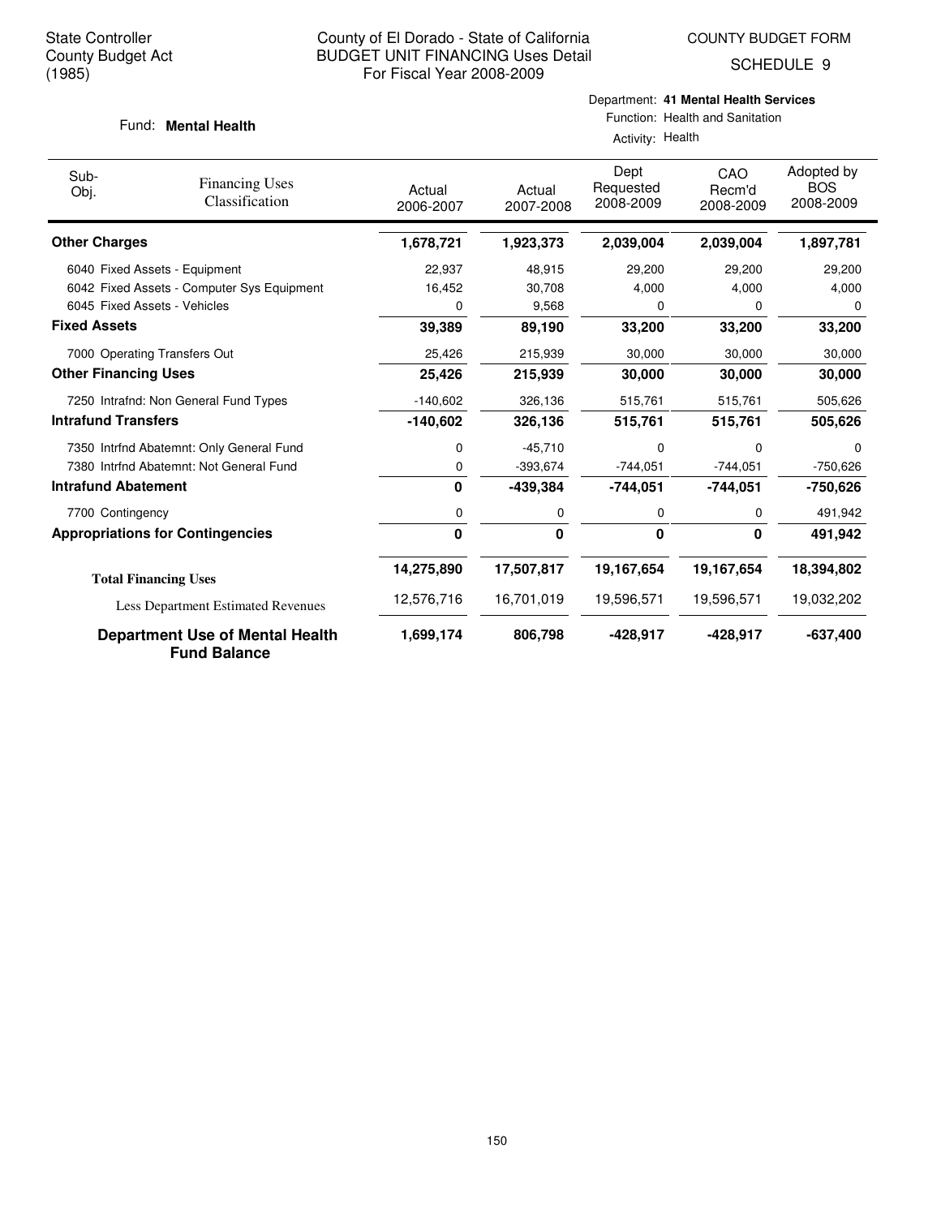State Controller
County Budget Act
(1985)

# County of El Dorado - State of California
## BUDGET UNIT FINANCING Uses Detail
For Fiscal Year 2008-2009

COUNTY BUDGET FORM
SCHEDULE 9

Fund: **Mental Health**

Department: **41 Mental Health Services**
Function: Health and Sanitation
Activity: Health

| Sub-Obj. | Financing Uses Classification | Actual 2006-2007 | Actual 2007-2008 | Dept Requested 2008-2009 | CAO Recm'd 2008-2009 | Adopted by BOS 2008-2009 |
|---|---|---|---|---|---|---|
| **Other Charges** | | **1,678,721** | **1,923,373** | **2,039,004** | **2,039,004** | **1,897,781** |
| 6040 | Fixed Assets - Equipment | 22,937 | 48,915 | 29,200 | 29,200 | 29,200 |
| 6042 | Fixed Assets - Computer Sys Equipment | 16,452 | 30,708 | 4,000 | 4,000 | 4,000 |
| 6045 | Fixed Assets - Vehicles | 0 | 9,568 | 0 | 0 | 0 |
| **Fixed Assets** | | **39,389** | **89,190** | **33,200** | **33,200** | **33,200** |
| 7000 | Operating Transfers Out | 25,426 | 215,939 | 30,000 | 30,000 | 30,000 |
| **Other Financing Uses** | | **25,426** | **215,939** | **30,000** | **30,000** | **30,000** |
| 7250 | Intrafnd: Non General Fund Types | -140,602 | 326,136 | 515,761 | 515,761 | 505,626 |
| **Intrafund Transfers** | | **-140,602** | **326,136** | **515,761** | **515,761** | **505,626** |
| 7350 | Intrfnd Abatemnt: Only General Fund | 0 | -45,710 | 0 | 0 | 0 |
| 7380 | Intrfnd Abatemnt: Not General Fund | 0 | -393,674 | -744,051 | -744,051 | -750,626 |
| **Intrafund Abatement** | | **0** | **-439,384** | **-744,051** | **-744,051** | **-750,626** |
| 7700 | Contingency | 0 | 0 | 0 | 0 | 491,942 |
| **Appropriations for Contingencies** | | **0** | **0** | **0** | **0** | **491,942** |
| **Total Financing Uses** | | **14,275,890** | **17,507,817** | **19,167,654** | **19,167,654** | **18,394,802** |
| Less Department Estimated Revenues | | 12,576,716 | 16,701,019 | 19,596,571 | 19,596,571 | 19,032,202 |
| **Department Use of Mental Health Fund Balance** | | **1,699,174** | **806,798** | **-428,917** | **-428,917** | **-637,400** |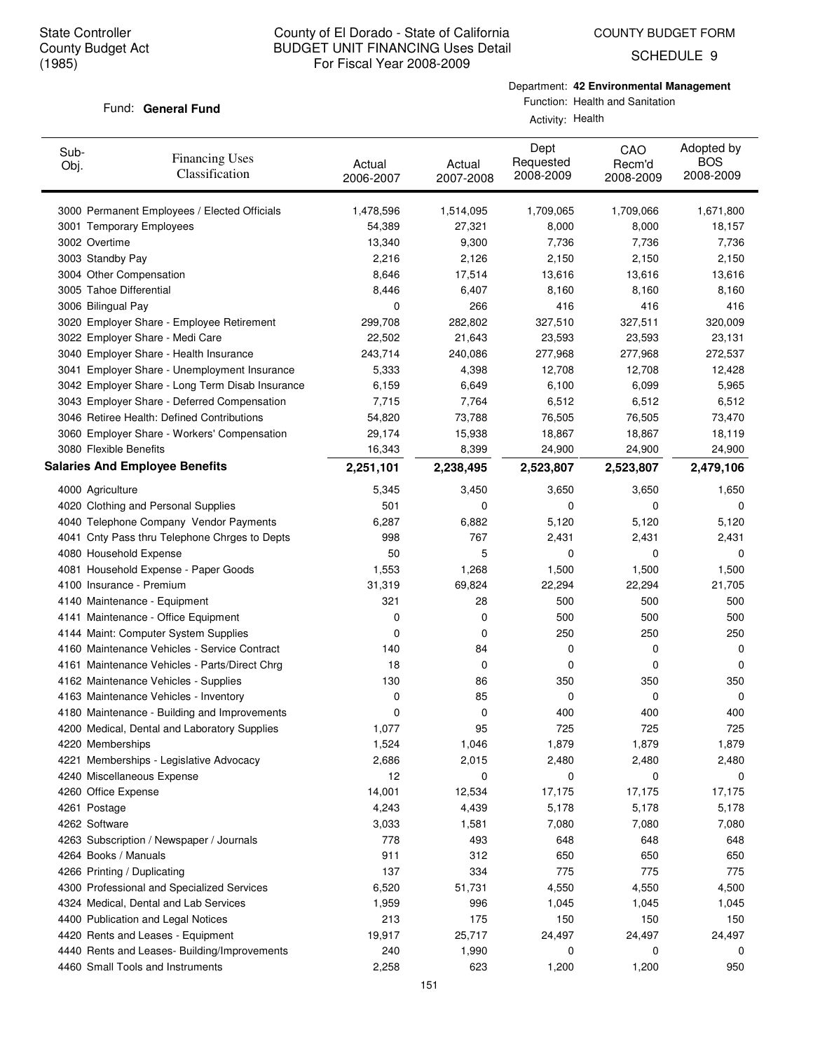State Controller
County Budget Act
(1985)

County of El Dorado - State of California
BUDGET UNIT FINANCING Uses Detail
For Fiscal Year 2008-2009

COUNTY BUDGET FORM
SCHEDULE 9

Fund: **General Fund**

Department: **42 Environmental Management**
Function: Health and Sanitation
Activity: Health

| Sub-Obj. | Financing Uses Classification | Actual 2006-2007 | Actual 2007-2008 | Dept Requested 2008-2009 | CAO Recm'd 2008-2009 | Adopted by BOS 2008-2009 |
|---|---|---|---|---|---|---|
| 3000 | Permanent Employees / Elected Officials | 1,478,596 | 1,514,095 | 1,709,065 | 1,709,066 | 1,671,800 |
| 3001 | Temporary Employees | 54,389 | 27,321 | 8,000 | 8,000 | 18,157 |
| 3002 | Overtime | 13,340 | 9,300 | 7,736 | 7,736 | 7,736 |
| 3003 | Standby Pay | 2,216 | 2,126 | 2,150 | 2,150 | 2,150 |
| 3004 | Other Compensation | 8,646 | 17,514 | 13,616 | 13,616 | 13,616 |
| 3005 | Tahoe Differential | 8,446 | 6,407 | 8,160 | 8,160 | 8,160 |
| 3006 | Bilingual Pay | 0 | 266 | 416 | 416 | 416 |
| 3020 | Employer Share - Employee Retirement | 299,708 | 282,802 | 327,510 | 327,511 | 320,009 |
| 3022 | Employer Share - Medi Care | 22,502 | 21,643 | 23,593 | 23,593 | 23,131 |
| 3040 | Employer Share - Health Insurance | 243,714 | 240,086 | 277,968 | 277,968 | 272,537 |
| 3041 | Employer Share - Unemployment Insurance | 5,333 | 4,398 | 12,708 | 12,708 | 12,428 |
| 3042 | Employer Share - Long Term Disab Insurance | 6,159 | 6,649 | 6,100 | 6,099 | 5,965 |
| 3043 | Employer Share - Deferred Compensation | 7,715 | 7,764 | 6,512 | 6,512 | 6,512 |
| 3046 | Retiree Health: Defined Contributions | 54,820 | 73,788 | 76,505 | 76,505 | 73,470 |
| 3060 | Employer Share - Workers' Compensation | 29,174 | 15,938 | 18,867 | 18,867 | 18,119 |
| 3080 | Flexible Benefits | 16,343 | 8,399 | 24,900 | 24,900 | 24,900 |
| **Salaries And Employee Benefits** | | **2,251,101** | **2,238,495** | **2,523,807** | **2,523,807** | **2,479,106** |
| 4000 | Agriculture | 5,345 | 3,450 | 3,650 | 3,650 | 1,650 |
| 4020 | Clothing and Personal Supplies | 501 | 0 | 0 | 0 | 0 |
| 4040 | Telephone Company Vendor Payments | 6,287 | 6,882 | 5,120 | 5,120 | 5,120 |
| 4041 | Cnty Pass thru Telephone Chrges to Depts | 998 | 767 | 2,431 | 2,431 | 2,431 |
| 4080 | Household Expense | 50 | 5 | 0 | 0 | 0 |
| 4081 | Household Expense - Paper Goods | 1,553 | 1,268 | 1,500 | 1,500 | 1,500 |
| 4100 | Insurance - Premium | 31,319 | 69,824 | 22,294 | 22,294 | 21,705 |
| 4140 | Maintenance - Equipment | 321 | 28 | 500 | 500 | 500 |
| 4141 | Maintenance - Office Equipment | 0 | 0 | 500 | 500 | 500 |
| 4144 | Maint: Computer System Supplies | 0 | 0 | 250 | 250 | 250 |
| 4160 | Maintenance Vehicles - Service Contract | 140 | 84 | 0 | 0 | 0 |
| 4161 | Maintenance Vehicles - Parts/Direct Chrg | 18 | 0 | 0 | 0 | 0 |
| 4162 | Maintenance Vehicles - Supplies | 130 | 86 | 350 | 350 | 350 |
| 4163 | Maintenance Vehicles - Inventory | 0 | 85 | 0 | 0 | 0 |
| 4180 | Maintenance - Building and Improvements | 0 | 0 | 400 | 400 | 400 |
| 4200 | Medical, Dental and Laboratory Supplies | 1,077 | 95 | 725 | 725 | 725 |
| 4220 | Memberships | 1,524 | 1,046 | 1,879 | 1,879 | 1,879 |
| 4221 | Memberships - Legislative Advocacy | 2,686 | 2,015 | 2,480 | 2,480 | 2,480 |
| 4240 | Miscellaneous Expense | 12 | 0 | 0 | 0 | 0 |
| 4260 | Office Expense | 14,001 | 12,534 | 17,175 | 17,175 | 17,175 |
| 4261 | Postage | 4,243 | 4,439 | 5,178 | 5,178 | 5,178 |
| 4262 | Software | 3,033 | 1,581 | 7,080 | 7,080 | 7,080 |
| 4263 | Subscription / Newspaper / Journals | 778 | 493 | 648 | 648 | 648 |
| 4264 | Books / Manuals | 911 | 312 | 650 | 650 | 650 |
| 4266 | Printing / Duplicating | 137 | 334 | 775 | 775 | 775 |
| 4300 | Professional and Specialized Services | 6,520 | 51,731 | 4,550 | 4,550 | 4,500 |
| 4324 | Medical, Dental and Lab Services | 1,959 | 996 | 1,045 | 1,045 | 1,045 |
| 4400 | Publication and Legal Notices | 213 | 175 | 150 | 150 | 150 |
| 4420 | Rents and Leases - Equipment | 19,917 | 25,717 | 24,497 | 24,497 | 24,497 |
| 4440 | Rents and Leases- Building/Improvements | 240 | 1,990 | 0 | 0 | 0 |
| 4460 | Small Tools and Instruments | 2,258 | 623 | 1,200 | 1,200 | 950 |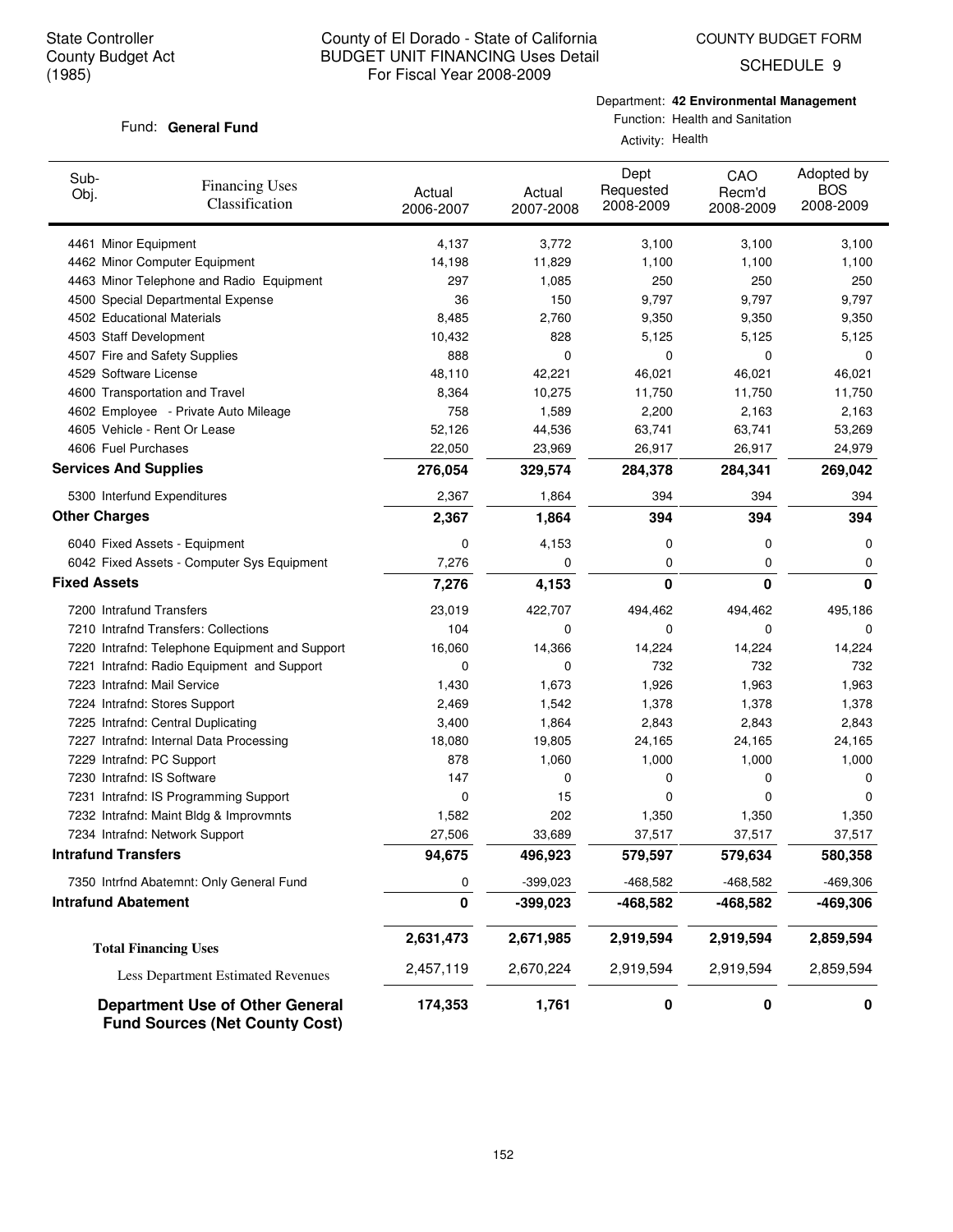State Controller
County Budget Act
(1985)

# County of El Dorado - State of California
## BUDGET UNIT FINANCING Uses Detail
For Fiscal Year 2008-2009

COUNTY BUDGET FORM
SCHEDULE 9

Fund: **General Fund**

Department: **42 Environmental Management**
Function: Health and Sanitation
Activity: Health

| Sub-Obj. | Financing Uses Classification | Actual 2006-2007 | Actual 2007-2008 | Dept Requested 2008-2009 | CAO Recm'd 2008-2009 | Adopted by BOS 2008-2009 |
|---|---|---|---|---|---|---|
| 4461 | Minor Equipment | 4,137 | 3,772 | 3,100 | 3,100 | 3,100 |
| 4462 | Minor Computer Equipment | 14,198 | 11,829 | 1,100 | 1,100 | 1,100 |
| 4463 | Minor Telephone and Radio Equipment | 297 | 1,085 | 250 | 250 | 250 |
| 4500 | Special Departmental Expense | 36 | 150 | 9,797 | 9,797 | 9,797 |
| 4502 | Educational Materials | 8,485 | 2,760 | 9,350 | 9,350 | 9,350 |
| 4503 | Staff Development | 10,432 | 828 | 5,125 | 5,125 | 5,125 |
| 4507 | Fire and Safety Supplies | 888 | 0 | 0 | 0 | 0 |
| 4529 | Software License | 48,110 | 42,221 | 46,021 | 46,021 | 46,021 |
| 4600 | Transportation and Travel | 8,364 | 10,275 | 11,750 | 11,750 | 11,750 |
| 4602 | Employee - Private Auto Mileage | 758 | 1,589 | 2,200 | 2,163 | 2,163 |
| 4605 | Vehicle - Rent Or Lease | 52,126 | 44,536 | 63,741 | 63,741 | 53,269 |
| 4606 | Fuel Purchases | 22,050 | 23,969 | 26,917 | 26,917 | 24,979 |
| **Services And Supplies** | | **276,054** | **329,574** | **284,378** | **284,341** | **269,042** |
| 5300 | Interfund Expenditures | 2,367 | 1,864 | 394 | 394 | 394 |
| **Other Charges** | | **2,367** | **1,864** | **394** | **394** | **394** |
| 6040 | Fixed Assets - Equipment | 0 | 4,153 | 0 | 0 | 0 |
| 6042 | Fixed Assets - Computer Sys Equipment | 7,276 | 0 | 0 | 0 | 0 |
| **Fixed Assets** | | **7,276** | **4,153** | **0** | **0** | **0** |
| 7200 | Intrafund Transfers | 23,019 | 422,707 | 494,462 | 494,462 | 495,186 |
| 7210 | Intrafnd Transfers: Collections | 104 | 0 | 0 | 0 | 0 |
| 7220 | Intrafnd: Telephone Equipment and Support | 16,060 | 14,366 | 14,224 | 14,224 | 14,224 |
| 7221 | Intrafnd: Radio Equipment and Support | 0 | 0 | 732 | 732 | 732 |
| 7223 | Intrafnd: Mail Service | 1,430 | 1,673 | 1,926 | 1,963 | 1,963 |
| 7224 | Intrafnd: Stores Support | 2,469 | 1,542 | 1,378 | 1,378 | 1,378 |
| 7225 | Intrafnd: Central Duplicating | 3,400 | 1,864 | 2,843 | 2,843 | 2,843 |
| 7227 | Intrafnd: Internal Data Processing | 18,080 | 19,805 | 24,165 | 24,165 | 24,165 |
| 7229 | Intrafnd: PC Support | 878 | 1,060 | 1,000 | 1,000 | 1,000 |
| 7230 | Intrafnd: IS Software | 147 | 0 | 0 | 0 | 0 |
| 7231 | Intrafnd: IS Programming Support | 0 | 15 | 0 | 0 | 0 |
| 7232 | Intrafnd: Maint Bldg & Improvmnts | 1,582 | 202 | 1,350 | 1,350 | 1,350 |
| 7234 | Intrafnd: Network Support | 27,506 | 33,689 | 37,517 | 37,517 | 37,517 |
| **Intrafund Transfers** | | **94,675** | **496,923** | **579,597** | **579,634** | **580,358** |
| 7350 | Intrfnd Abatemnt: Only General Fund | 0 | -399,023 | -468,582 | -468,582 | -469,306 |
| **Intrafund Abatement** | | **0** | **-399,023** | **-468,582** | **-468,582** | **-469,306** |
| **Total Financing Uses** | | **2,631,473** | **2,671,985** | **2,919,594** | **2,919,594** | **2,859,594** |
| Less Department Estimated Revenues | | 2,457,119 | 2,670,224 | 2,919,594 | 2,919,594 | 2,859,594 |
| **Department Use of Other General Fund Sources (Net County Cost)** | | **174,353** | **1,761** | **0** | **0** | **0** |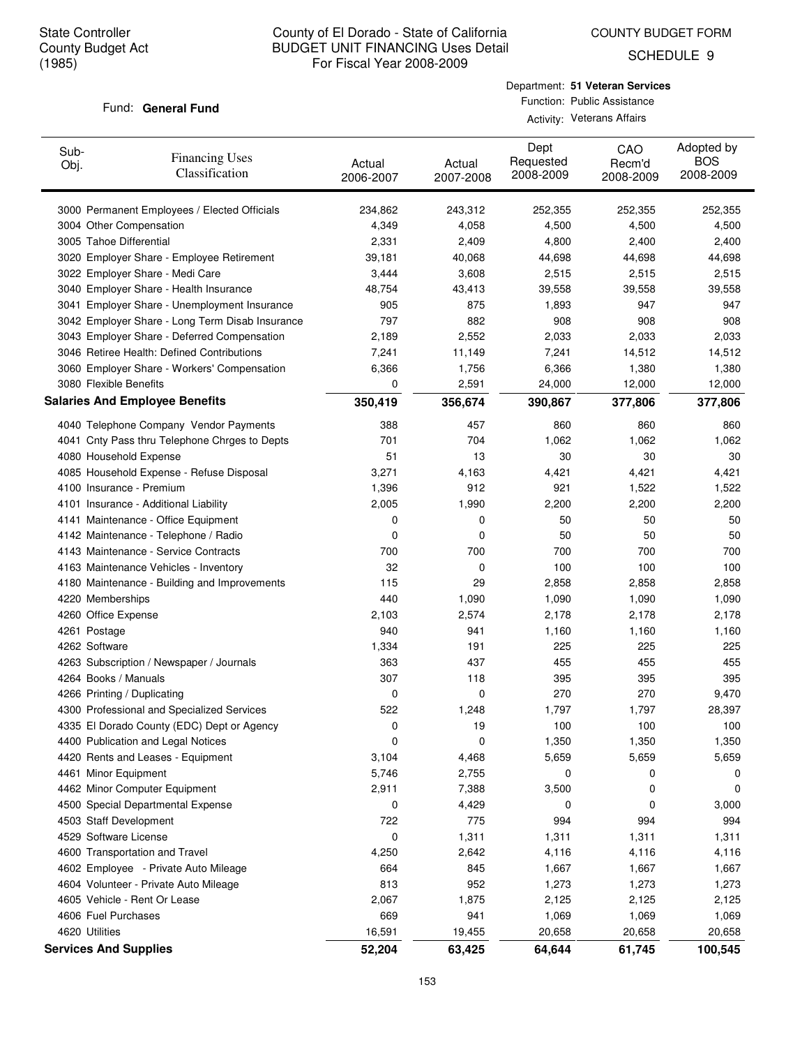State Controller
County Budget Act
(1985)

# County of El Dorado - State of California
## BUDGET UNIT FINANCING Uses Detail
### For Fiscal Year 2008-2009

COUNTY BUDGET FORM
SCHEDULE 9

Fund: **General Fund**

Department: **51 Veteran Services**
Function: Public Assistance
Activity: Veterans Affairs

| Sub-Obj. | Financing Uses Classification | Actual 2006-2007 | Actual 2007-2008 | Dept Requested 2008-2009 | CAO Recm'd 2008-2009 | Adopted by BOS 2008-2009 |
|---|---|---|---|---|---|---|
| 3000 | Permanent Employees / Elected Officials | 234,862 | 243,312 | 252,355 | 252,355 | 252,355 |
| 3004 | Other Compensation | 4,349 | 4,058 | 4,500 | 4,500 | 4,500 |
| 3005 | Tahoe Differential | 2,331 | 2,409 | 4,800 | 2,400 | 2,400 |
| 3020 | Employer Share - Employee Retirement | 39,181 | 40,068 | 44,698 | 44,698 | 44,698 |
| 3022 | Employer Share - Medi Care | 3,444 | 3,608 | 2,515 | 2,515 | 2,515 |
| 3040 | Employer Share - Health Insurance | 48,754 | 43,413 | 39,558 | 39,558 | 39,558 |
| 3041 | Employer Share - Unemployment Insurance | 905 | 875 | 1,893 | 947 | 947 |
| 3042 | Employer Share - Long Term Disab Insurance | 797 | 882 | 908 | 908 | 908 |
| 3043 | Employer Share - Deferred Compensation | 2,189 | 2,552 | 2,033 | 2,033 | 2,033 |
| 3046 | Retiree Health: Defined Contributions | 7,241 | 11,149 | 7,241 | 14,512 | 14,512 |
| 3060 | Employer Share - Workers' Compensation | 6,366 | 1,756 | 6,366 | 1,380 | 1,380 |
| 3080 | Flexible Benefits | 0 | 2,591 | 24,000 | 12,000 | 12,000 |
| **Salaries And Employee Benefits** | | **350,419** | **356,674** | **390,867** | **377,806** | **377,806** |
| 4040 | Telephone Company Vendor Payments | 388 | 457 | 860 | 860 | 860 |
| 4041 | Cnty Pass thru Telephone Chrges to Depts | 701 | 704 | 1,062 | 1,062 | 1,062 |
| 4080 | Household Expense | 51 | 13 | 30 | 30 | 30 |
| 4085 | Household Expense - Refuse Disposal | 3,271 | 4,163 | 4,421 | 4,421 | 4,421 |
| 4100 | Insurance - Premium | 1,396 | 912 | 921 | 1,522 | 1,522 |
| 4101 | Insurance - Additional Liability | 2,005 | 1,990 | 2,200 | 2,200 | 2,200 |
| 4141 | Maintenance - Office Equipment | 0 | 0 | 50 | 50 | 50 |
| 4142 | Maintenance - Telephone / Radio | 0 | 0 | 50 | 50 | 50 |
| 4143 | Maintenance - Service Contracts | 700 | 700 | 700 | 700 | 700 |
| 4163 | Maintenance Vehicles - Inventory | 32 | 0 | 100 | 100 | 100 |
| 4180 | Maintenance - Building and Improvements | 115 | 29 | 2,858 | 2,858 | 2,858 |
| 4220 | Memberships | 440 | 1,090 | 1,090 | 1,090 | 1,090 |
| 4260 | Office Expense | 2,103 | 2,574 | 2,178 | 2,178 | 2,178 |
| 4261 | Postage | 940 | 941 | 1,160 | 1,160 | 1,160 |
| 4262 | Software | 1,334 | 191 | 225 | 225 | 225 |
| 4263 | Subscription / Newspaper / Journals | 363 | 437 | 455 | 455 | 455 |
| 4264 | Books / Manuals | 307 | 118 | 395 | 395 | 395 |
| 4266 | Printing / Duplicating | 0 | 0 | 270 | 270 | 9,470 |
| 4300 | Professional and Specialized Services | 522 | 1,248 | 1,797 | 1,797 | 28,397 |
| 4335 | El Dorado County (EDC) Dept or Agency | 0 | 19 | 100 | 100 | 100 |
| 4400 | Publication and Legal Notices | 0 | 0 | 1,350 | 1,350 | 1,350 |
| 4420 | Rents and Leases - Equipment | 3,104 | 4,468 | 5,659 | 5,659 | 5,659 |
| 4461 | Minor Equipment | 5,746 | 2,755 | 0 | 0 | 0 |
| 4462 | Minor Computer Equipment | 2,911 | 7,388 | 3,500 | 0 | 0 |
| 4500 | Special Departmental Expense | 0 | 4,429 | 0 | 0 | 3,000 |
| 4503 | Staff Development | 722 | 775 | 994 | 994 | 994 |
| 4529 | Software License | 0 | 1,311 | 1,311 | 1,311 | 1,311 |
| 4600 | Transportation and Travel | 4,250 | 2,642 | 4,116 | 4,116 | 4,116 |
| 4602 | Employee - Private Auto Mileage | 664 | 845 | 1,667 | 1,667 | 1,667 |
| 4604 | Volunteer - Private Auto Mileage | 813 | 952 | 1,273 | 1,273 | 1,273 |
| 4605 | Vehicle - Rent Or Lease | 2,067 | 1,875 | 2,125 | 2,125 | 2,125 |
| 4606 | Fuel Purchases | 669 | 941 | 1,069 | 1,069 | 1,069 |
| 4620 | Utilities | 16,591 | 19,455 | 20,658 | 20,658 | 20,658 |
| **Services And Supplies** | | **52,204** | **63,425** | **64,644** | **61,745** | **100,545** |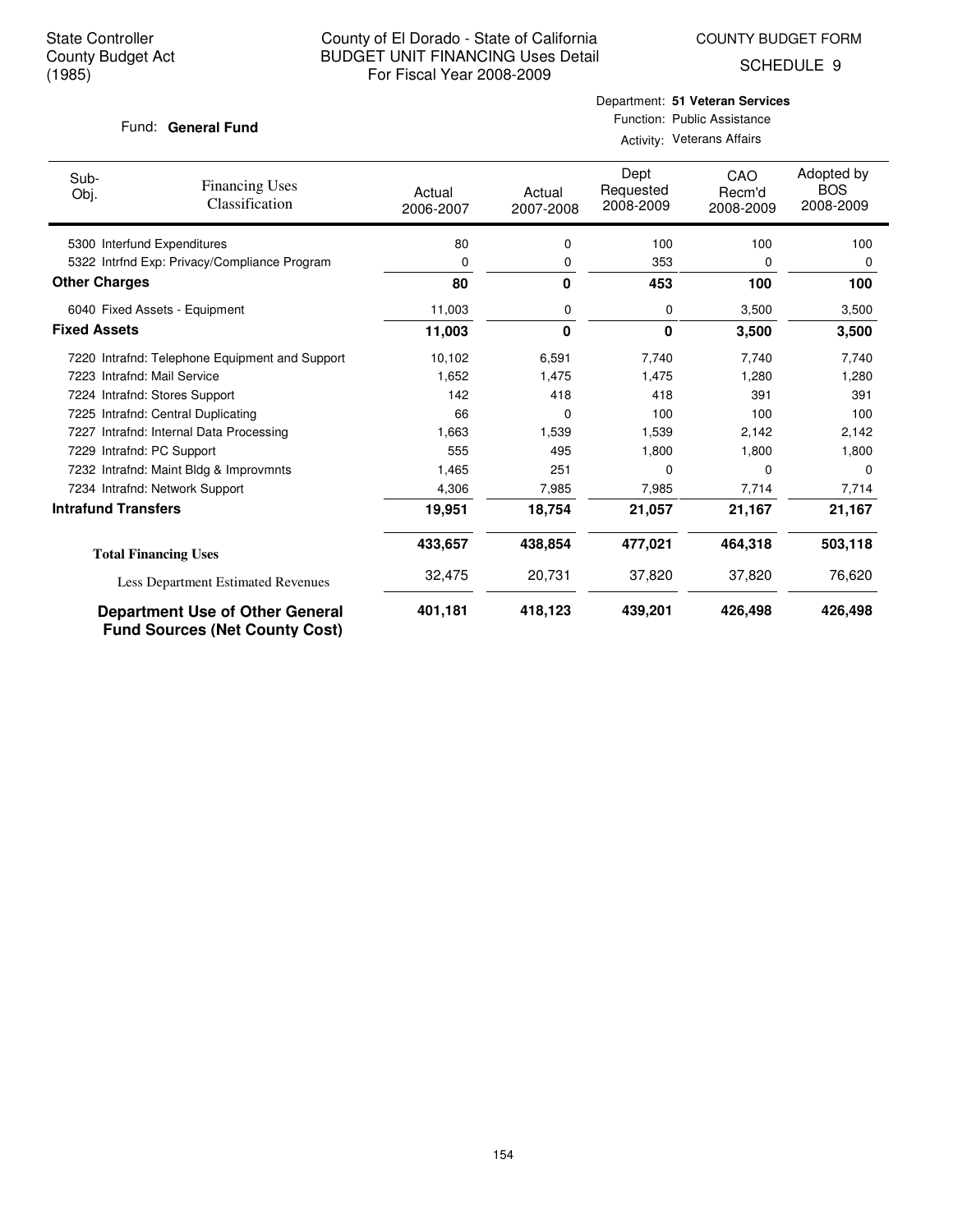State Controller
County Budget Act
(1985)

# County of El Dorado - State of California
## BUDGET UNIT FINANCING Uses Detail
For Fiscal Year 2008-2009

COUNTY BUDGET FORM
SCHEDULE 9

Fund: **General Fund**

Department: **51 Veteran Services**
Function: Public Assistance
Activity: Veterans Affairs

| Sub-Obj. | Financing Uses Classification | Actual 2006-2007 | Actual 2007-2008 | Dept Requested 2008-2009 | CAO Recm'd 2008-2009 | Adopted by BOS 2008-2009 |
|---|---|---|---|---|---|---|
| 5300 | Interfund Expenditures | 80 | 0 | 100 | 100 | 100 |
| 5322 | Intrfnd Exp: Privacy/Compliance Program | 0 | 0 | 353 | 0 | 0 |
| **Other Charges** | | **80** | **0** | **453** | **100** | **100** |
| 6040 | Fixed Assets - Equipment | 11,003 | 0 | 0 | 3,500 | 3,500 |
| **Fixed Assets** | | **11,003** | **0** | **0** | **3,500** | **3,500** |
| 7220 | Intrafnd: Telephone Equipment and Support | 10,102 | 6,591 | 7,740 | 7,740 | 7,740 |
| 7223 | Intrafnd: Mail Service | 1,652 | 1,475 | 1,475 | 1,280 | 1,280 |
| 7224 | Intrafnd: Stores Support | 142 | 418 | 418 | 391 | 391 |
| 7225 | Intrafnd: Central Duplicating | 66 | 0 | 100 | 100 | 100 |
| 7227 | Intrafnd: Internal Data Processing | 1,663 | 1,539 | 1,539 | 2,142 | 2,142 |
| 7229 | Intrafnd: PC Support | 555 | 495 | 1,800 | 1,800 | 1,800 |
| 7232 | Intrafnd: Maint Bldg & Improvmnts | 1,465 | 251 | 0 | 0 | 0 |
| 7234 | Intrafnd: Network Support | 4,306 | 7,985 | 7,985 | 7,714 | 7,714 |
| **Intrafund Transfers** | | **19,951** | **18,754** | **21,057** | **21,167** | **21,167** |
| **Total Financing Uses** | | **433,657** | **438,854** | **477,021** | **464,318** | **503,118** |
| Less Department Estimated Revenues | | 32,475 | 20,731 | 37,820 | 37,820 | 76,620 |
| **Department Use of Other General Fund Sources (Net County Cost)** | | **401,181** | **418,123** | **439,201** | **426,498** | **426,498** |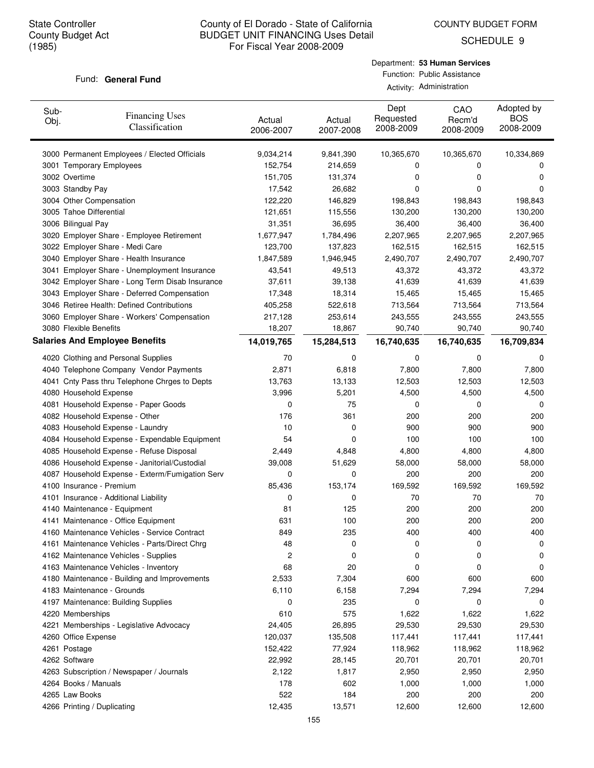State Controller
County Budget Act
(1985)

# County of El Dorado - State of California
## BUDGET UNIT FINANCING Uses Detail
For Fiscal Year 2008-2009

COUNTY BUDGET FORM
SCHEDULE 9

Fund: **General Fund**

Department: **53 Human Services**
Function: Public Assistance
Activity: Administration

| Sub-Obj. | Financing Uses Classification | Actual 2006-2007 | Actual 2007-2008 | Dept Requested 2008-2009 | CAO Recm'd 2008-2009 | Adopted by BOS 2008-2009 |
|---|---|---|---|---|---|---|
| 3000 | Permanent Employees / Elected Officials | 9,034,214 | 9,841,390 | 10,365,670 | 10,365,670 | 10,334,869 |
| 3001 | Temporary Employees | 152,754 | 214,659 | 0 | 0 | 0 |
| 3002 | Overtime | 151,705 | 131,374 | 0 | 0 | 0 |
| 3003 | Standby Pay | 17,542 | 26,682 | 0 | 0 | 0 |
| 3004 | Other Compensation | 122,220 | 146,829 | 198,843 | 198,843 | 198,843 |
| 3005 | Tahoe Differential | 121,651 | 115,556 | 130,200 | 130,200 | 130,200 |
| 3006 | Bilingual Pay | 31,351 | 36,695 | 36,400 | 36,400 | 36,400 |
| 3020 | Employer Share - Employee Retirement | 1,677,947 | 1,784,496 | 2,207,965 | 2,207,965 | 2,207,965 |
| 3022 | Employer Share - Medi Care | 123,700 | 137,823 | 162,515 | 162,515 | 162,515 |
| 3040 | Employer Share - Health Insurance | 1,847,589 | 1,946,945 | 2,490,707 | 2,490,707 | 2,490,707 |
| 3041 | Employer Share - Unemployment Insurance | 43,541 | 49,513 | 43,372 | 43,372 | 43,372 |
| 3042 | Employer Share - Long Term Disab Insurance | 37,611 | 39,138 | 41,639 | 41,639 | 41,639 |
| 3043 | Employer Share - Deferred Compensation | 17,348 | 18,314 | 15,465 | 15,465 | 15,465 |
| 3046 | Retiree Health: Defined Contributions | 405,258 | 522,618 | 713,564 | 713,564 | 713,564 |
| 3060 | Employer Share - Workers' Compensation | 217,128 | 253,614 | 243,555 | 243,555 | 243,555 |
| 3080 | Flexible Benefits | 18,207 | 18,867 | 90,740 | 90,740 | 90,740 |
| **Salaries And Employee Benefits** | | **14,019,765** | **15,284,513** | **16,740,635** | **16,740,635** | **16,709,834** |
| 4020 | Clothing and Personal Supplies | 70 | 0 | 0 | 0 | 0 |
| 4040 | Telephone Company Vendor Payments | 2,871 | 6,818 | 7,800 | 7,800 | 7,800 |
| 4041 | Cnty Pass thru Telephone Chrges to Depts | 13,763 | 13,133 | 12,503 | 12,503 | 12,503 |
| 4080 | Household Expense | 3,996 | 5,201 | 4,500 | 4,500 | 4,500 |
| 4081 | Household Expense - Paper Goods | 0 | 75 | 0 | 0 | 0 |
| 4082 | Household Expense - Other | 176 | 361 | 200 | 200 | 200 |
| 4083 | Household Expense - Laundry | 10 | 0 | 900 | 900 | 900 |
| 4084 | Household Expense - Expendable Equipment | 54 | 0 | 100 | 100 | 100 |
| 4085 | Household Expense - Refuse Disposal | 2,449 | 4,848 | 4,800 | 4,800 | 4,800 |
| 4086 | Household Expense - Janitorial/Custodial | 39,008 | 51,629 | 58,000 | 58,000 | 58,000 |
| 4087 | Household Expense - Exterm/Fumigation Serv | 0 | 0 | 200 | 200 | 200 |
| 4100 | Insurance - Premium | 85,436 | 153,174 | 169,592 | 169,592 | 169,592 |
| 4101 | Insurance - Additional Liability | 0 | 0 | 70 | 70 | 70 |
| 4140 | Maintenance - Equipment | 81 | 125 | 200 | 200 | 200 |
| 4141 | Maintenance - Office Equipment | 631 | 100 | 200 | 200 | 200 |
| 4160 | Maintenance Vehicles - Service Contract | 849 | 235 | 400 | 400 | 400 |
| 4161 | Maintenance Vehicles - Parts/Direct Chrg | 48 | 0 | 0 | 0 | 0 |
| 4162 | Maintenance Vehicles - Supplies | 2 | 0 | 0 | 0 | 0 |
| 4163 | Maintenance Vehicles - Inventory | 68 | 20 | 0 | 0 | 0 |
| 4180 | Maintenance - Building and Improvements | 2,533 | 7,304 | 600 | 600 | 600 |
| 4183 | Maintenance - Grounds | 6,110 | 6,158 | 7,294 | 7,294 | 7,294 |
| 4197 | Maintenance: Building Supplies | 0 | 235 | 0 | 0 | 0 |
| 4220 | Memberships | 610 | 575 | 1,622 | 1,622 | 1,622 |
| 4221 | Memberships - Legislative Advocacy | 24,405 | 26,895 | 29,530 | 29,530 | 29,530 |
| 4260 | Office Expense | 120,037 | 135,508 | 117,441 | 117,441 | 117,441 |
| 4261 | Postage | 152,422 | 77,924 | 118,962 | 118,962 | 118,962 |
| 4262 | Software | 22,992 | 28,145 | 20,701 | 20,701 | 20,701 |
| 4263 | Subscription / Newspaper / Journals | 2,122 | 1,817 | 2,950 | 2,950 | 2,950 |
| 4264 | Books / Manuals | 178 | 602 | 1,000 | 1,000 | 1,000 |
| 4265 | Law Books | 522 | 184 | 200 | 200 | 200 |
| 4266 | Printing / Duplicating | 12,435 | 13,571 | 12,600 | 12,600 | 12,600 |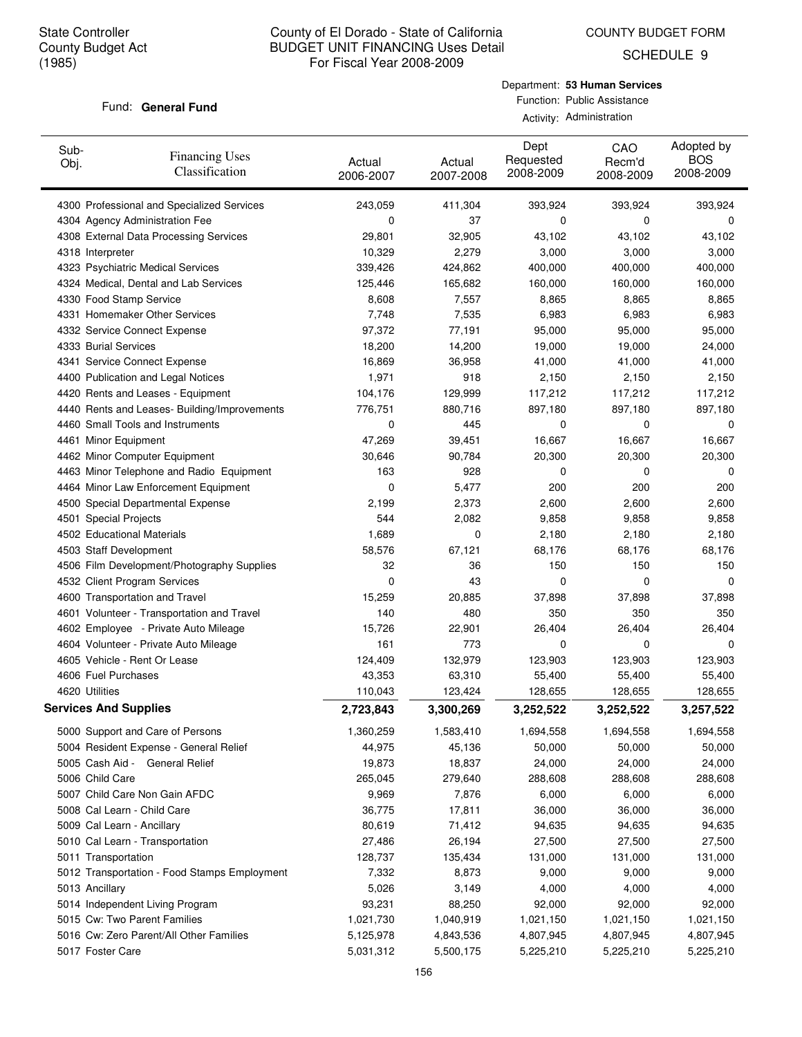State Controller
County Budget Act
(1985)

County of El Dorado - State of California
BUDGET UNIT FINANCING Uses Detail
For Fiscal Year 2008-2009

COUNTY BUDGET FORM
SCHEDULE 9

Fund: **General Fund**

Department: **53 Human Services**
Function: Public Assistance
Activity: Administration

| Sub-Obj. | Financing Uses Classification | Actual 2006-2007 | Actual 2007-2008 | Dept Requested 2008-2009 | CAO Recm'd 2008-2009 | Adopted by BOS 2008-2009 |
|---|---|---|---|---|---|---|
| 4300 | Professional and Specialized Services | 243,059 | 411,304 | 393,924 | 393,924 | 393,924 |
| 4304 | Agency Administration Fee | 0 | 37 | 0 | 0 | 0 |
| 4308 | External Data Processing Services | 29,801 | 32,905 | 43,102 | 43,102 | 43,102 |
| 4318 | Interpreter | 10,329 | 2,279 | 3,000 | 3,000 | 3,000 |
| 4323 | Psychiatric Medical Services | 339,426 | 424,862 | 400,000 | 400,000 | 400,000 |
| 4324 | Medical, Dental and Lab Services | 125,446 | 165,682 | 160,000 | 160,000 | 160,000 |
| 4330 | Food Stamp Service | 8,608 | 7,557 | 8,865 | 8,865 | 8,865 |
| 4331 | Homemaker Other Services | 7,748 | 7,535 | 6,983 | 6,983 | 6,983 |
| 4332 | Service Connect Expense | 97,372 | 77,191 | 95,000 | 95,000 | 95,000 |
| 4333 | Burial Services | 18,200 | 14,200 | 19,000 | 19,000 | 24,000 |
| 4341 | Service Connect Expense | 16,869 | 36,958 | 41,000 | 41,000 | 41,000 |
| 4400 | Publication and Legal Notices | 1,971 | 918 | 2,150 | 2,150 | 2,150 |
| 4420 | Rents and Leases - Equipment | 104,176 | 129,999 | 117,212 | 117,212 | 117,212 |
| 4440 | Rents and Leases- Building/Improvements | 776,751 | 880,716 | 897,180 | 897,180 | 897,180 |
| 4460 | Small Tools and Instruments | 0 | 445 | 0 | 0 | 0 |
| 4461 | Minor Equipment | 47,269 | 39,451 | 16,667 | 16,667 | 16,667 |
| 4462 | Minor Computer Equipment | 30,646 | 90,784 | 20,300 | 20,300 | 20,300 |
| 4463 | Minor Telephone and Radio Equipment | 163 | 928 | 0 | 0 | 0 |
| 4464 | Minor Law Enforcement Equipment | 0 | 5,477 | 200 | 200 | 200 |
| 4500 | Special Departmental Expense | 2,199 | 2,373 | 2,600 | 2,600 | 2,600 |
| 4501 | Special Projects | 544 | 2,082 | 9,858 | 9,858 | 9,858 |
| 4502 | Educational Materials | 1,689 | 0 | 2,180 | 2,180 | 2,180 |
| 4503 | Staff Development | 58,576 | 67,121 | 68,176 | 68,176 | 68,176 |
| 4506 | Film Development/Photography Supplies | 32 | 36 | 150 | 150 | 150 |
| 4532 | Client Program Services | 0 | 43 | 0 | 0 | 0 |
| 4600 | Transportation and Travel | 15,259 | 20,885 | 37,898 | 37,898 | 37,898 |
| 4601 | Volunteer - Transportation and Travel | 140 | 480 | 350 | 350 | 350 |
| 4602 | Employee - Private Auto Mileage | 15,726 | 22,901 | 26,404 | 26,404 | 26,404 |
| 4604 | Volunteer - Private Auto Mileage | 161 | 773 | 0 | 0 | 0 |
| 4605 | Vehicle - Rent Or Lease | 124,409 | 132,979 | 123,903 | 123,903 | 123,903 |
| 4606 | Fuel Purchases | 43,353 | 63,310 | 55,400 | 55,400 | 55,400 |
| 4620 | Utilities | 110,043 | 123,424 | 128,655 | 128,655 | 128,655 |
| **Services And Supplies** | | **2,723,843** | **3,300,269** | **3,252,522** | **3,252,522** | **3,257,522** |
| 5000 | Support and Care of Persons | 1,360,259 | 1,583,410 | 1,694,558 | 1,694,558 | 1,694,558 |
| 5004 | Resident Expense - General Relief | 44,975 | 45,136 | 50,000 | 50,000 | 50,000 |
| 5005 | Cash Aid - General Relief | 19,873 | 18,837 | 24,000 | 24,000 | 24,000 |
| 5006 | Child Care | 265,045 | 279,640 | 288,608 | 288,608 | 288,608 |
| 5007 | Child Care Non Gain AFDC | 9,969 | 7,876 | 6,000 | 6,000 | 6,000 |
| 5008 | Cal Learn - Child Care | 36,775 | 17,811 | 36,000 | 36,000 | 36,000 |
| 5009 | Cal Learn - Ancillary | 80,619 | 71,412 | 94,635 | 94,635 | 94,635 |
| 5010 | Cal Learn - Transportation | 27,486 | 26,194 | 27,500 | 27,500 | 27,500 |
| 5011 | Transportation | 128,737 | 135,434 | 131,000 | 131,000 | 131,000 |
| 5012 | Transportation - Food Stamps Employment | 7,332 | 8,873 | 9,000 | 9,000 | 9,000 |
| 5013 | Ancillary | 5,026 | 3,149 | 4,000 | 4,000 | 4,000 |
| 5014 | Independent Living Program | 93,231 | 88,250 | 92,000 | 92,000 | 92,000 |
| 5015 | Cw: Two Parent Families | 1,021,730 | 1,040,919 | 1,021,150 | 1,021,150 | 1,021,150 |
| 5016 | Cw: Zero Parent/All Other Families | 5,125,978 | 4,843,536 | 4,807,945 | 4,807,945 | 4,807,945 |
| 5017 | Foster Care | 5,031,312 | 5,500,175 | 5,225,210 | 5,225,210 | 5,225,210 |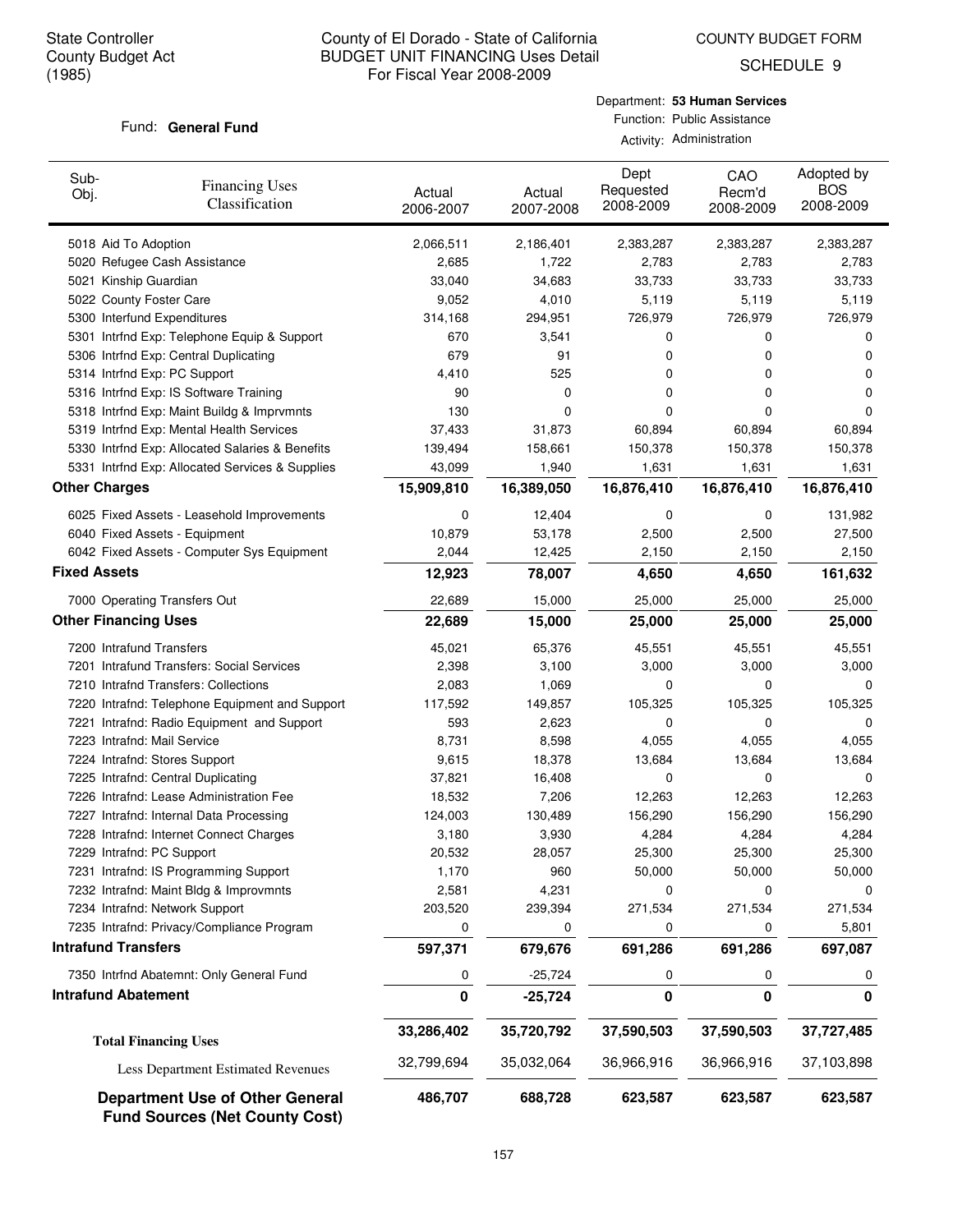State Controller
County Budget Act
(1985)

County of El Dorado - State of California
BUDGET UNIT FINANCING Uses Detail
For Fiscal Year 2008-2009

COUNTY BUDGET FORM
SCHEDULE 9

Fund: **General Fund**

Department: **53 Human Services**
Function: Public Assistance
Activity: Administration

| Sub-Obj. | Financing Uses Classification | Actual 2006-2007 | Actual 2007-2008 | Dept Requested 2008-2009 | CAO Recm'd 2008-2009 | Adopted by BOS 2008-2009 |
|---|---|---|---|---|---|---|
| 5018 | Aid To Adoption | 2,066,511 | 2,186,401 | 2,383,287 | 2,383,287 | 2,383,287 |
| 5020 | Refugee Cash Assistance | 2,685 | 1,722 | 2,783 | 2,783 | 2,783 |
| 5021 | Kinship Guardian | 33,040 | 34,683 | 33,733 | 33,733 | 33,733 |
| 5022 | County Foster Care | 9,052 | 4,010 | 5,119 | 5,119 | 5,119 |
| 5300 | Interfund Expenditures | 314,168 | 294,951 | 726,979 | 726,979 | 726,979 |
| 5301 | Intrfnd Exp: Telephone Equip & Support | 670 | 3,541 | 0 | 0 | 0 |
| 5306 | Intrfnd Exp: Central Duplicating | 679 | 91 | 0 | 0 | 0 |
| 5314 | Intrfnd Exp: PC Support | 4,410 | 525 | 0 | 0 | 0 |
| 5316 | Intrfnd Exp: IS Software Training | 90 | 0 | 0 | 0 | 0 |
| 5318 | Intrfnd Exp: Maint Buildg & Imprvmnts | 130 | 0 | 0 | 0 | 0 |
| 5319 | Intrfnd Exp: Mental Health Services | 37,433 | 31,873 | 60,894 | 60,894 | 60,894 |
| 5330 | Intrfnd Exp: Allocated Salaries & Benefits | 139,494 | 158,661 | 150,378 | 150,378 | 150,378 |
| 5331 | Intrfnd Exp: Allocated Services & Supplies | 43,099 | 1,940 | 1,631 | 1,631 | 1,631 |
| **Other Charges** | | **15,909,810** | **16,389,050** | **16,876,410** | **16,876,410** | **16,876,410** |
| 6025 | Fixed Assets - Leasehold Improvements | 0 | 12,404 | 0 | 0 | 131,982 |
| 6040 | Fixed Assets - Equipment | 10,879 | 53,178 | 2,500 | 2,500 | 27,500 |
| 6042 | Fixed Assets - Computer Sys Equipment | 2,044 | 12,425 | 2,150 | 2,150 | 2,150 |
| **Fixed Assets** | | **12,923** | **78,007** | **4,650** | **4,650** | **161,632** |
| 7000 | Operating Transfers Out | 22,689 | 15,000 | 25,000 | 25,000 | 25,000 |
| **Other Financing Uses** | | **22,689** | **15,000** | **25,000** | **25,000** | **25,000** |
| 7200 | Intrafund Transfers | 45,021 | 65,376 | 45,551 | 45,551 | 45,551 |
| 7201 | Intrafund Transfers: Social Services | 2,398 | 3,100 | 3,000 | 3,000 | 3,000 |
| 7210 | Intrafnd Transfers: Collections | 2,083 | 1,069 | 0 | 0 | 0 |
| 7220 | Intrafnd: Telephone Equipment and Support | 117,592 | 149,857 | 105,325 | 105,325 | 105,325 |
| 7221 | Intrafnd: Radio Equipment and Support | 593 | 2,623 | 0 | 0 | 0 |
| 7223 | Intrafnd: Mail Service | 8,731 | 8,598 | 4,055 | 4,055 | 4,055 |
| 7224 | Intrafnd: Stores Support | 9,615 | 18,378 | 13,684 | 13,684 | 13,684 |
| 7225 | Intrafnd: Central Duplicating | 37,821 | 16,408 | 0 | 0 | 0 |
| 7226 | Intrafnd: Lease Administration Fee | 18,532 | 7,206 | 12,263 | 12,263 | 12,263 |
| 7227 | Intrafnd: Internal Data Processing | 124,003 | 130,489 | 156,290 | 156,290 | 156,290 |
| 7228 | Intrafnd: Internet Connect Charges | 3,180 | 3,930 | 4,284 | 4,284 | 4,284 |
| 7229 | Intrafnd: PC Support | 20,532 | 28,057 | 25,300 | 25,300 | 25,300 |
| 7231 | Intrafnd: IS Programming Support | 1,170 | 960 | 50,000 | 50,000 | 50,000 |
| 7232 | Intrafnd: Maint Bldg & Improvmnts | 2,581 | 4,231 | 0 | 0 | 0 |
| 7234 | Intrafnd: Network Support | 203,520 | 239,394 | 271,534 | 271,534 | 271,534 |
| 7235 | Intrafnd: Privacy/Compliance Program | 0 | 0 | 0 | 0 | 5,801 |
| **Intrafund Transfers** | | **597,371** | **679,676** | **691,286** | **691,286** | **697,087** |
| 7350 | Intrfnd Abatemnt: Only General Fund | 0 | -25,724 | 0 | 0 | 0 |
| **Intrafund Abatement** | | **0** | **-25,724** | **0** | **0** | **0** |
| **Total Financing Uses** | | **33,286,402** | **35,720,792** | **37,590,503** | **37,590,503** | **37,727,485** |
| Less Department Estimated Revenues | | 32,799,694 | 35,032,064 | 36,966,916 | 36,966,916 | 37,103,898 |
| **Department Use of Other General Fund Sources (Net County Cost)** | | **486,707** | **688,728** | **623,587** | **623,587** | **623,587** |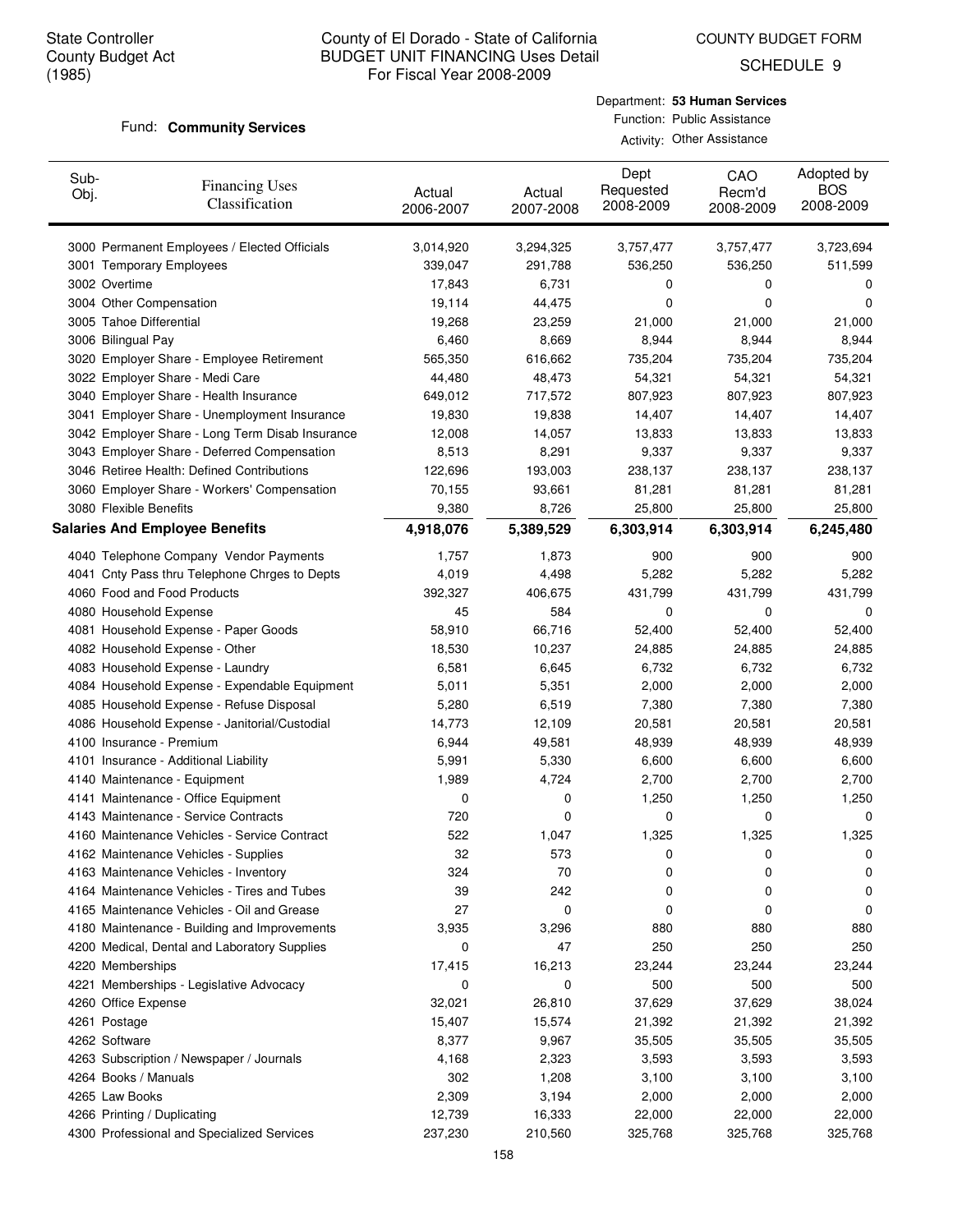State Controller
County Budget Act
(1985)

# County of El Dorado - State of California
## BUDGET UNIT FINANCING Uses Detail
For Fiscal Year 2008-2009

COUNTY BUDGET FORM
SCHEDULE 9

Fund: **Community Services**

Department: **53 Human Services**
Function: Public Assistance
Activity: Other Assistance

| Sub-Obj. | Financing Uses Classification | Actual 2006-2007 | Actual 2007-2008 | Dept Requested 2008-2009 | CAO Recm'd 2008-2009 | Adopted by BOS 2008-2009 |
|---|---|---|---|---|---|---|
| 3000 | Permanent Employees / Elected Officials | 3,014,920 | 3,294,325 | 3,757,477 | 3,757,477 | 3,723,694 |
| 3001 | Temporary Employees | 339,047 | 291,788 | 536,250 | 536,250 | 511,599 |
| 3002 | Overtime | 17,843 | 6,731 | 0 | 0 | 0 |
| 3004 | Other Compensation | 19,114 | 44,475 | 0 | 0 | 0 |
| 3005 | Tahoe Differential | 19,268 | 23,259 | 21,000 | 21,000 | 21,000 |
| 3006 | Bilingual Pay | 6,460 | 8,669 | 8,944 | 8,944 | 8,944 |
| 3020 | Employer Share - Employee Retirement | 565,350 | 616,662 | 735,204 | 735,204 | 735,204 |
| 3022 | Employer Share - Medi Care | 44,480 | 48,473 | 54,321 | 54,321 | 54,321 |
| 3040 | Employer Share - Health Insurance | 649,012 | 717,572 | 807,923 | 807,923 | 807,923 |
| 3041 | Employer Share - Unemployment Insurance | 19,830 | 19,838 | 14,407 | 14,407 | 14,407 |
| 3042 | Employer Share - Long Term Disab Insurance | 12,008 | 14,057 | 13,833 | 13,833 | 13,833 |
| 3043 | Employer Share - Deferred Compensation | 8,513 | 8,291 | 9,337 | 9,337 | 9,337 |
| 3046 | Retiree Health: Defined Contributions | 122,696 | 193,003 | 238,137 | 238,137 | 238,137 |
| 3060 | Employer Share - Workers' Compensation | 70,155 | 93,661 | 81,281 | 81,281 | 81,281 |
| 3080 | Flexible Benefits | 9,380 | 8,726 | 25,800 | 25,800 | 25,800 |
| **Salaries And Employee Benefits** | | **4,918,076** | **5,389,529** | **6,303,914** | **6,303,914** | **6,245,480** |
| 4040 | Telephone Company Vendor Payments | 1,757 | 1,873 | 900 | 900 | 900 |
| 4041 | Cnty Pass thru Telephone Chrges to Depts | 4,019 | 4,498 | 5,282 | 5,282 | 5,282 |
| 4060 | Food and Food Products | 392,327 | 406,675 | 431,799 | 431,799 | 431,799 |
| 4080 | Household Expense | 45 | 584 | 0 | 0 | 0 |
| 4081 | Household Expense - Paper Goods | 58,910 | 66,716 | 52,400 | 52,400 | 52,400 |
| 4082 | Household Expense - Other | 18,530 | 10,237 | 24,885 | 24,885 | 24,885 |
| 4083 | Household Expense - Laundry | 6,581 | 6,645 | 6,732 | 6,732 | 6,732 |
| 4084 | Household Expense - Expendable Equipment | 5,011 | 5,351 | 2,000 | 2,000 | 2,000 |
| 4085 | Household Expense - Refuse Disposal | 5,280 | 6,519 | 7,380 | 7,380 | 7,380 |
| 4086 | Household Expense - Janitorial/Custodial | 14,773 | 12,109 | 20,581 | 20,581 | 20,581 |
| 4100 | Insurance - Premium | 6,944 | 49,581 | 48,939 | 48,939 | 48,939 |
| 4101 | Insurance - Additional Liability | 5,991 | 5,330 | 6,600 | 6,600 | 6,600 |
| 4140 | Maintenance - Equipment | 1,989 | 4,724 | 2,700 | 2,700 | 2,700 |
| 4141 | Maintenance - Office Equipment | 0 | 0 | 1,250 | 1,250 | 1,250 |
| 4143 | Maintenance - Service Contracts | 720 | 0 | 0 | 0 | 0 |
| 4160 | Maintenance Vehicles - Service Contract | 522 | 1,047 | 1,325 | 1,325 | 1,325 |
| 4162 | Maintenance Vehicles - Supplies | 32 | 573 | 0 | 0 | 0 |
| 4163 | Maintenance Vehicles - Inventory | 324 | 70 | 0 | 0 | 0 |
| 4164 | Maintenance Vehicles - Tires and Tubes | 39 | 242 | 0 | 0 | 0 |
| 4165 | Maintenance Vehicles - Oil and Grease | 27 | 0 | 0 | 0 | 0 |
| 4180 | Maintenance - Building and Improvements | 3,935 | 3,296 | 880 | 880 | 880 |
| 4200 | Medical, Dental and Laboratory Supplies | 0 | 47 | 250 | 250 | 250 |
| 4220 | Memberships | 17,415 | 16,213 | 23,244 | 23,244 | 23,244 |
| 4221 | Memberships - Legislative Advocacy | 0 | 0 | 500 | 500 | 500 |
| 4260 | Office Expense | 32,021 | 26,810 | 37,629 | 37,629 | 38,024 |
| 4261 | Postage | 15,407 | 15,574 | 21,392 | 21,392 | 21,392 |
| 4262 | Software | 8,377 | 9,967 | 35,505 | 35,505 | 35,505 |
| 4263 | Subscription / Newspaper / Journals | 4,168 | 2,323 | 3,593 | 3,593 | 3,593 |
| 4264 | Books / Manuals | 302 | 1,208 | 3,100 | 3,100 | 3,100 |
| 4265 | Law Books | 2,309 | 3,194 | 2,000 | 2,000 | 2,000 |
| 4266 | Printing / Duplicating | 12,739 | 16,333 | 22,000 | 22,000 | 22,000 |
| 4300 | Professional and Specialized Services | 237,230 | 210,560 | 325,768 | 325,768 | 325,768 |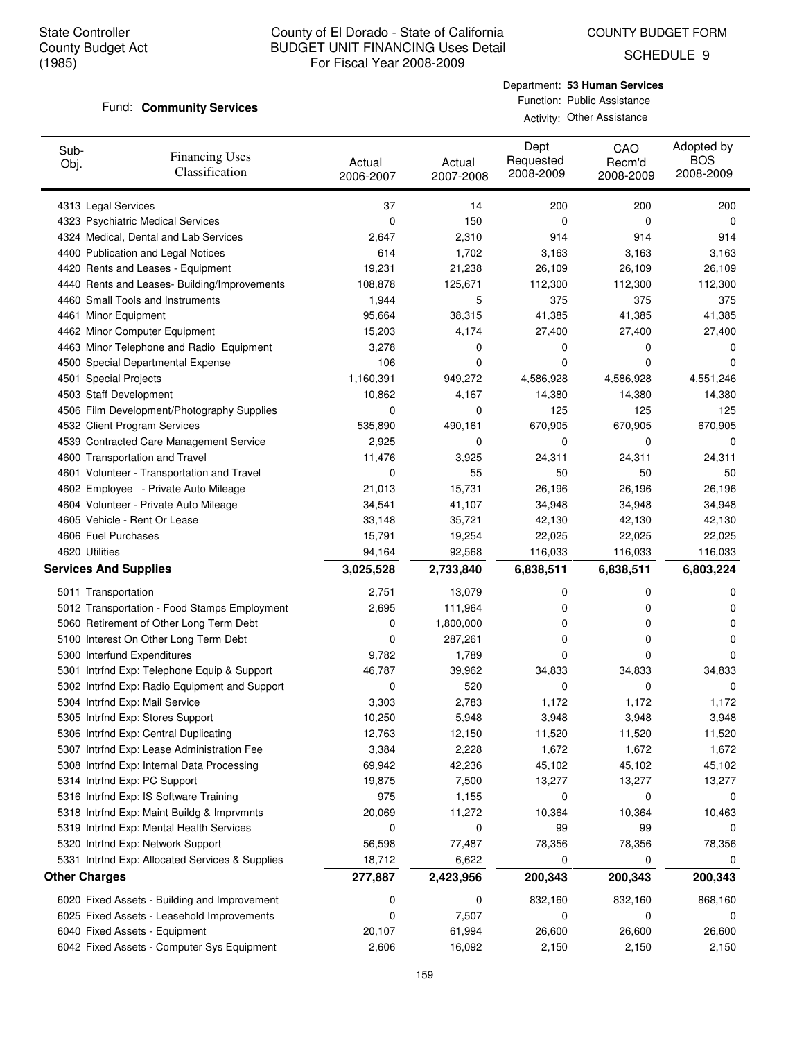State Controller
County Budget Act
(1985)

County of El Dorado - State of California
BUDGET UNIT FINANCING Uses Detail
For Fiscal Year 2008-2009

COUNTY BUDGET FORM
SCHEDULE 9

Fund: **Community Services**

Department: **53 Human Services**
Function: Public Assistance
Activity: Other Assistance

| Sub-Obj. | Financing Uses Classification | Actual 2006-2007 | Actual 2007-2008 | Dept Requested 2008-2009 | CAO Recm'd 2008-2009 | Adopted by BOS 2008-2009 |
|---|---|---|---|---|---|---|
| 4313 | Legal Services | 37 | 14 | 200 | 200 | 200 |
| 4323 | Psychiatric Medical Services | 0 | 150 | 0 | 0 | 0 |
| 4324 | Medical, Dental and Lab Services | 2,647 | 2,310 | 914 | 914 | 914 |
| 4400 | Publication and Legal Notices | 614 | 1,702 | 3,163 | 3,163 | 3,163 |
| 4420 | Rents and Leases - Equipment | 19,231 | 21,238 | 26,109 | 26,109 | 26,109 |
| 4440 | Rents and Leases- Building/Improvements | 108,878 | 125,671 | 112,300 | 112,300 | 112,300 |
| 4460 | Small Tools and Instruments | 1,944 | 5 | 375 | 375 | 375 |
| 4461 | Minor Equipment | 95,664 | 38,315 | 41,385 | 41,385 | 41,385 |
| 4462 | Minor Computer Equipment | 15,203 | 4,174 | 27,400 | 27,400 | 27,400 |
| 4463 | Minor Telephone and Radio Equipment | 3,278 | 0 | 0 | 0 | 0 |
| 4500 | Special Departmental Expense | 106 | 0 | 0 | 0 | 0 |
| 4501 | Special Projects | 1,160,391 | 949,272 | 4,586,928 | 4,586,928 | 4,551,246 |
| 4503 | Staff Development | 10,862 | 4,167 | 14,380 | 14,380 | 14,380 |
| 4506 | Film Development/Photography Supplies | 0 | 0 | 125 | 125 | 125 |
| 4532 | Client Program Services | 535,890 | 490,161 | 670,905 | 670,905 | 670,905 |
| 4539 | Contracted Care Management Service | 2,925 | 0 | 0 | 0 | 0 |
| 4600 | Transportation and Travel | 11,476 | 3,925 | 24,311 | 24,311 | 24,311 |
| 4601 | Volunteer - Transportation and Travel | 0 | 55 | 50 | 50 | 50 |
| 4602 | Employee - Private Auto Mileage | 21,013 | 15,731 | 26,196 | 26,196 | 26,196 |
| 4604 | Volunteer - Private Auto Mileage | 34,541 | 41,107 | 34,948 | 34,948 | 34,948 |
| 4605 | Vehicle - Rent Or Lease | 33,148 | 35,721 | 42,130 | 42,130 | 42,130 |
| 4606 | Fuel Purchases | 15,791 | 19,254 | 22,025 | 22,025 | 22,025 |
| 4620 | Utilities | 94,164 | 92,568 | 116,033 | 116,033 | 116,033 |
| **Services And Supplies** | | **3,025,528** | **2,733,840** | **6,838,511** | **6,838,511** | **6,803,224** |
| 5011 | Transportation | 2,751 | 13,079 | 0 | 0 | 0 |
| 5012 | Transportation - Food Stamps Employment | 2,695 | 111,964 | 0 | 0 | 0 |
| 5060 | Retirement of Other Long Term Debt | 0 | 1,800,000 | 0 | 0 | 0 |
| 5100 | Interest On Other Long Term Debt | 0 | 287,261 | 0 | 0 | 0 |
| 5300 | Interfund Expenditures | 9,782 | 1,789 | 0 | 0 | 0 |
| 5301 | Intrfnd Exp: Telephone Equip & Support | 46,787 | 39,962 | 34,833 | 34,833 | 34,833 |
| 5302 | Intrfnd Exp: Radio Equipment and Support | 0 | 520 | 0 | 0 | 0 |
| 5304 | Intrfnd Exp: Mail Service | 3,303 | 2,783 | 1,172 | 1,172 | 1,172 |
| 5305 | Intrfnd Exp: Stores Support | 10,250 | 5,948 | 3,948 | 3,948 | 3,948 |
| 5306 | Intrfnd Exp: Central Duplicating | 12,763 | 12,150 | 11,520 | 11,520 | 11,520 |
| 5307 | Intrfnd Exp: Lease Administration Fee | 3,384 | 2,228 | 1,672 | 1,672 | 1,672 |
| 5308 | Intrfnd Exp: Internal Data Processing | 69,942 | 42,236 | 45,102 | 45,102 | 45,102 |
| 5314 | Intrfnd Exp: PC Support | 19,875 | 7,500 | 13,277 | 13,277 | 13,277 |
| 5316 | Intrfnd Exp: IS Software Training | 975 | 1,155 | 0 | 0 | 0 |
| 5318 | Intrfnd Exp: Maint Buildg & Imprvmnts | 20,069 | 11,272 | 10,364 | 10,364 | 10,463 |
| 5319 | Intrfnd Exp: Mental Health Services | 0 | 0 | 99 | 99 | 0 |
| 5320 | Intrfnd Exp: Network Support | 56,598 | 77,487 | 78,356 | 78,356 | 78,356 |
| 5331 | Intrfnd Exp: Allocated Services & Supplies | 18,712 | 6,622 | 0 | 0 | 0 |
| **Other Charges** | | **277,887** | **2,423,956** | **200,343** | **200,343** | **200,343** |
| 6020 | Fixed Assets - Building and Improvement | 0 | 0 | 832,160 | 832,160 | 868,160 |
| 6025 | Fixed Assets - Leasehold Improvements | 0 | 7,507 | 0 | 0 | 0 |
| 6040 | Fixed Assets - Equipment | 20,107 | 61,994 | 26,600 | 26,600 | 26,600 |
| 6042 | Fixed Assets - Computer Sys Equipment | 2,606 | 16,092 | 2,150 | 2,150 | 2,150 |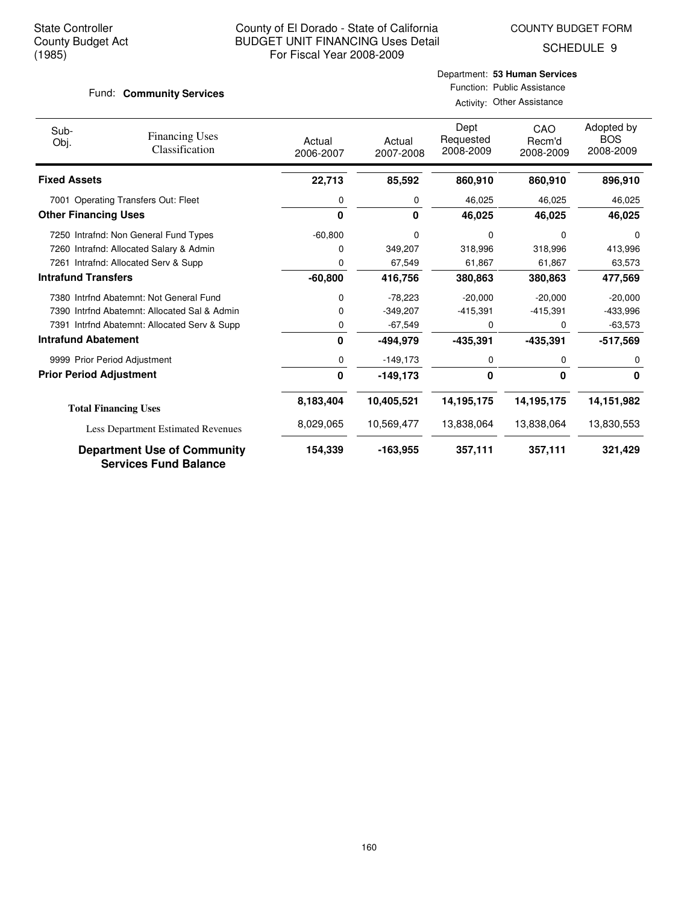State Controller
County Budget Act
(1985)

County of El Dorado - State of California
BUDGET UNIT FINANCING Uses Detail
For Fiscal Year 2008-2009

COUNTY BUDGET FORM
SCHEDULE 9

Fund: **Community Services**

Department: **53 Human Services**
Function: Public Assistance
Activity: Other Assistance

| Sub-Obj. | Financing Uses Classification | Actual 2006-2007 | Actual 2007-2008 | Dept Requested 2008-2009 | CAO Recm'd 2008-2009 | Adopted by BOS 2008-2009 |
|---|---|---|---|---|---|---|
| **Fixed Assets** | | **22,713** | **85,592** | **860,910** | **860,910** | **896,910** |
| 7001 | Operating Transfers Out: Fleet | 0 | 0 | 46,025 | 46,025 | 46,025 |
| **Other Financing Uses** | | **0** | **0** | **46,025** | **46,025** | **46,025** |
| 7250 | Intrafnd: Non General Fund Types | -60,800 | 0 | 0 | 0 | 0 |
| 7260 | Intrafnd: Allocated Salary & Admin | 0 | 349,207 | 318,996 | 318,996 | 413,996 |
| 7261 | Intrafnd: Allocated Serv & Supp | 0 | 67,549 | 61,867 | 61,867 | 63,573 |
| **Intrafund Transfers** | | **-60,800** | **416,756** | **380,863** | **380,863** | **477,569** |
| 7380 | Intrfnd Abatemnt: Not General Fund | 0 | -78,223 | -20,000 | -20,000 | -20,000 |
| 7390 | Intrfnd Abatemnt: Allocated Sal & Admin | 0 | -349,207 | -415,391 | -415,391 | -433,996 |
| 7391 | Intrfnd Abatemnt: Allocated Serv & Supp | 0 | -67,549 | 0 | 0 | -63,573 |
| **Intrafund Abatement** | | **0** | **-494,979** | **-435,391** | **-435,391** | **-517,569** |
| 9999 | Prior Period Adjustment | 0 | -149,173 | 0 | 0 | 0 |
| **Prior Period Adjustment** | | **0** | **-149,173** | **0** | **0** | **0** |
| **Total Financing Uses** | | **8,183,404** | **10,405,521** | **14,195,175** | **14,195,175** | **14,151,982** |
| Less Department Estimated Revenues | | 8,029,065 | 10,569,477 | 13,838,064 | 13,838,064 | 13,830,553 |
| **Department Use of Community Services Fund Balance** | | **154,339** | **-163,955** | **357,111** | **357,111** | **321,429** |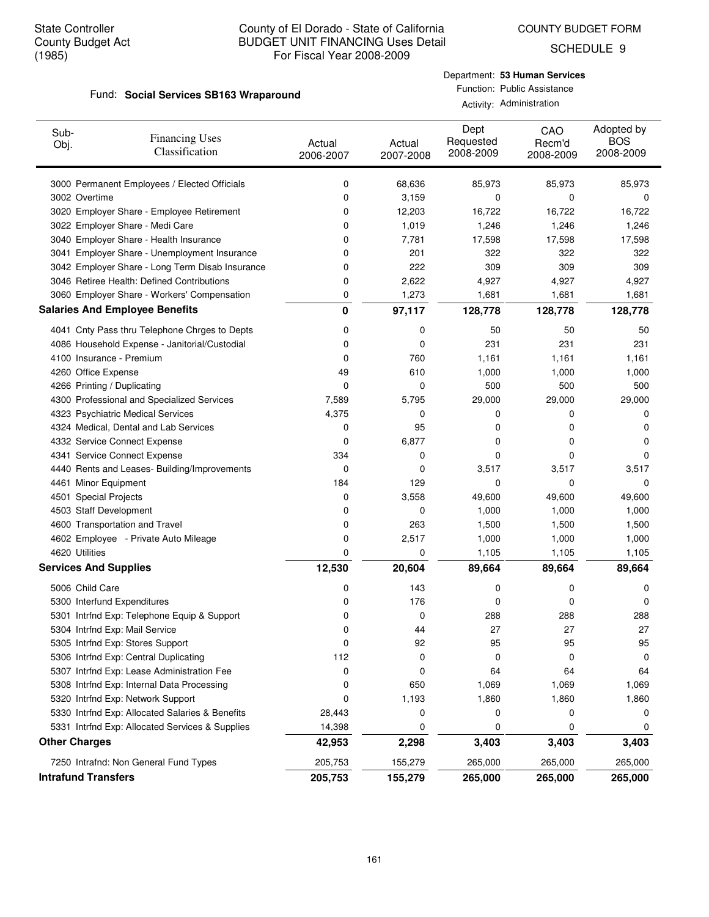State Controller
County Budget Act
(1985)

# County of El Dorado - State of California
## BUDGET UNIT FINANCING Uses Detail
For Fiscal Year 2008-2009

COUNTY BUDGET FORM
SCHEDULE 9

Fund: **Social Services SB163 Wraparound**

Department: **53 Human Services**
Function: Public Assistance
Activity: Administration

| Sub-Obj. | Financing Uses Classification | Actual 2006-2007 | Actual 2007-2008 | Dept Requested 2008-2009 | CAO Recm'd 2008-2009 | Adopted by BOS 2008-2009 |
|---|---|---|---|---|---|---|
| 3000 | Permanent Employees / Elected Officials | 0 | 68,636 | 85,973 | 85,973 | 85,973 |
| 3002 | Overtime | 0 | 3,159 | 0 | 0 | 0 |
| 3020 | Employer Share - Employee Retirement | 0 | 12,203 | 16,722 | 16,722 | 16,722 |
| 3022 | Employer Share - Medi Care | 0 | 1,019 | 1,246 | 1,246 | 1,246 |
| 3040 | Employer Share - Health Insurance | 0 | 7,781 | 17,598 | 17,598 | 17,598 |
| 3041 | Employer Share - Unemployment Insurance | 0 | 201 | 322 | 322 | 322 |
| 3042 | Employer Share - Long Term Disab Insurance | 0 | 222 | 309 | 309 | 309 |
| 3046 | Retiree Health: Defined Contributions | 0 | 2,622 | 4,927 | 4,927 | 4,927 |
| 3060 | Employer Share - Workers' Compensation | 0 | 1,273 | 1,681 | 1,681 | 1,681 |
| **Salaries And Employee Benefits** | | **0** | **97,117** | **128,778** | **128,778** | **128,778** |
| 4041 | Cnty Pass thru Telephone Chrges to Depts | 0 | 0 | 50 | 50 | 50 |
| 4086 | Household Expense - Janitorial/Custodial | 0 | 0 | 231 | 231 | 231 |
| 4100 | Insurance - Premium | 0 | 760 | 1,161 | 1,161 | 1,161 |
| 4260 | Office Expense | 49 | 610 | 1,000 | 1,000 | 1,000 |
| 4266 | Printing / Duplicating | 0 | 0 | 500 | 500 | 500 |
| 4300 | Professional and Specialized Services | 7,589 | 5,795 | 29,000 | 29,000 | 29,000 |
| 4323 | Psychiatric Medical Services | 4,375 | 0 | 0 | 0 | 0 |
| 4324 | Medical, Dental and Lab Services | 0 | 95 | 0 | 0 | 0 |
| 4332 | Service Connect Expense | 0 | 6,877 | 0 | 0 | 0 |
| 4341 | Service Connect Expense | 334 | 0 | 0 | 0 | 0 |
| 4440 | Rents and Leases- Building/Improvements | 0 | 0 | 3,517 | 3,517 | 3,517 |
| 4461 | Minor Equipment | 184 | 129 | 0 | 0 | 0 |
| 4501 | Special Projects | 0 | 3,558 | 49,600 | 49,600 | 49,600 |
| 4503 | Staff Development | 0 | 0 | 1,000 | 1,000 | 1,000 |
| 4600 | Transportation and Travel | 0 | 263 | 1,500 | 1,500 | 1,500 |
| 4602 | Employee - Private Auto Mileage | 0 | 2,517 | 1,000 | 1,000 | 1,000 |
| 4620 | Utilities | 0 | 0 | 1,105 | 1,105 | 1,105 |
| **Services And Supplies** | | **12,530** | **20,604** | **89,664** | **89,664** | **89,664** |
| 5006 | Child Care | 0 | 143 | 0 | 0 | 0 |
| 5300 | Interfund Expenditures | 0 | 176 | 0 | 0 | 0 |
| 5301 | Intrfnd Exp: Telephone Equip & Support | 0 | 0 | 288 | 288 | 288 |
| 5304 | Intrfnd Exp: Mail Service | 0 | 44 | 27 | 27 | 27 |
| 5305 | Intrfnd Exp: Stores Support | 0 | 92 | 95 | 95 | 95 |
| 5306 | Intrfnd Exp: Central Duplicating | 112 | 0 | 0 | 0 | 0 |
| 5307 | Intrfnd Exp: Lease Administration Fee | 0 | 0 | 64 | 64 | 64 |
| 5308 | Intrfnd Exp: Internal Data Processing | 0 | 650 | 1,069 | 1,069 | 1,069 |
| 5320 | Intrfnd Exp: Network Support | 0 | 1,193 | 1,860 | 1,860 | 1,860 |
| 5330 | Intrfnd Exp: Allocated Salaries & Benefits | 28,443 | 0 | 0 | 0 | 0 |
| 5331 | Intrfnd Exp: Allocated Services & Supplies | 14,398 | 0 | 0 | 0 | 0 |
| **Other Charges** | | **42,953** | **2,298** | **3,403** | **3,403** | **3,403** |
| 7250 | Intrafnd: Non General Fund Types | 205,753 | 155,279 | 265,000 | 265,000 | 265,000 |
| **Intrafund Transfers** | | **205,753** | **155,279** | **265,000** | **265,000** | **265,000** |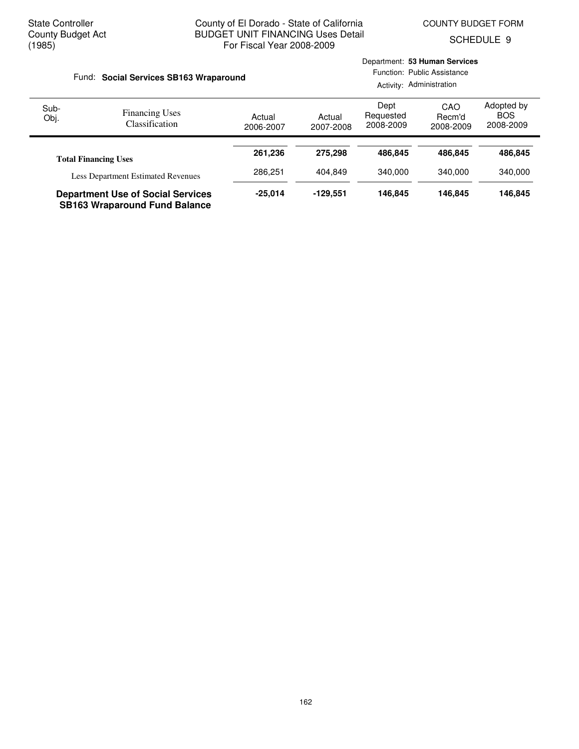State Controller
County Budget Act
(1985)

County of El Dorado - State of California
BUDGET UNIT FINANCING Uses Detail
For Fiscal Year 2008-2009

COUNTY BUDGET FORM

SCHEDULE 9

Fund: **Social Services SB163 Wraparound**

Department: **53 Human Services**
Function: Public Assistance
Activity: Administration

| Sub-Obj. | Financing Uses Classification | Actual 2006-2007 | Actual 2007-2008 | Dept Requested 2008-2009 | CAO Recm'd 2008-2009 | Adopted by BOS 2008-2009 |
|---|---|---|---|---|---|---|
| | **Total Financing Uses** | **261,236** | **275,298** | **486,845** | **486,845** | **486,845** |
| | Less Department Estimated Revenues | 286,251 | 404,849 | 340,000 | 340,000 | 340,000 |
| | **Department Use of Social Services SB163 Wraparound Fund Balance** | **-25,014** | **-129,551** | **146,845** | **146,845** | **146,845** |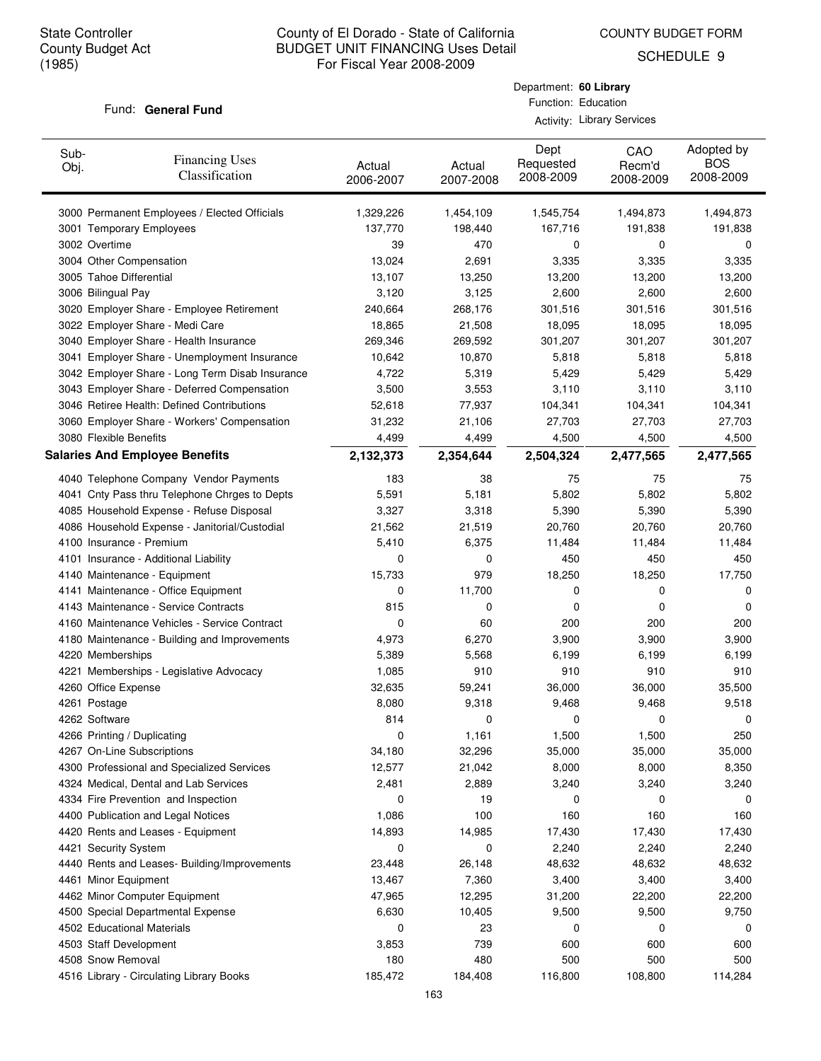State Controller
County Budget Act
(1985)

# County of El Dorado - State of California
## BUDGET UNIT FINANCING Uses Detail
For Fiscal Year 2008-2009

COUNTY BUDGET FORM
SCHEDULE 9

Fund: **General Fund**

Department: **60 Library**
Function: Education
Activity: Library Services

| Sub-Obj. | Financing Uses Classification | Actual 2006-2007 | Actual 2007-2008 | Dept Requested 2008-2009 | CAO Recm'd 2008-2009 | Adopted by BOS 2008-2009 |
|---|---|---|---|---|---|---|
| 3000 | Permanent Employees / Elected Officials | 1,329,226 | 1,454,109 | 1,545,754 | 1,494,873 | 1,494,873 |
| 3001 | Temporary Employees | 137,770 | 198,440 | 167,716 | 191,838 | 191,838 |
| 3002 | Overtime | 39 | 470 | 0 | 0 | 0 |
| 3004 | Other Compensation | 13,024 | 2,691 | 3,335 | 3,335 | 3,335 |
| 3005 | Tahoe Differential | 13,107 | 13,250 | 13,200 | 13,200 | 13,200 |
| 3006 | Bilingual Pay | 3,120 | 3,125 | 2,600 | 2,600 | 2,600 |
| 3020 | Employer Share - Employee Retirement | 240,664 | 268,176 | 301,516 | 301,516 | 301,516 |
| 3022 | Employer Share - Medi Care | 18,865 | 21,508 | 18,095 | 18,095 | 18,095 |
| 3040 | Employer Share - Health Insurance | 269,346 | 269,592 | 301,207 | 301,207 | 301,207 |
| 3041 | Employer Share - Unemployment Insurance | 10,642 | 10,870 | 5,818 | 5,818 | 5,818 |
| 3042 | Employer Share - Long Term Disab Insurance | 4,722 | 5,319 | 5,429 | 5,429 | 5,429 |
| 3043 | Employer Share - Deferred Compensation | 3,500 | 3,553 | 3,110 | 3,110 | 3,110 |
| 3046 | Retiree Health: Defined Contributions | 52,618 | 77,937 | 104,341 | 104,341 | 104,341 |
| 3060 | Employer Share - Workers' Compensation | 31,232 | 21,106 | 27,703 | 27,703 | 27,703 |
| 3080 | Flexible Benefits | 4,499 | 4,499 | 4,500 | 4,500 | 4,500 |
| **Salaries And Employee Benefits** | | **2,132,373** | **2,354,644** | **2,504,324** | **2,477,565** | **2,477,565** |
| 4040 | Telephone Company Vendor Payments | 183 | 38 | 75 | 75 | 75 |
| 4041 | Cnty Pass thru Telephone Chrges to Depts | 5,591 | 5,181 | 5,802 | 5,802 | 5,802 |
| 4085 | Household Expense - Refuse Disposal | 3,327 | 3,318 | 5,390 | 5,390 | 5,390 |
| 4086 | Household Expense - Janitorial/Custodial | 21,562 | 21,519 | 20,760 | 20,760 | 20,760 |
| 4100 | Insurance - Premium | 5,410 | 6,375 | 11,484 | 11,484 | 11,484 |
| 4101 | Insurance - Additional Liability | 0 | 0 | 450 | 450 | 450 |
| 4140 | Maintenance - Equipment | 15,733 | 979 | 18,250 | 18,250 | 17,750 |
| 4141 | Maintenance - Office Equipment | 0 | 11,700 | 0 | 0 | 0 |
| 4143 | Maintenance - Service Contracts | 815 | 0 | 0 | 0 | 0 |
| 4160 | Maintenance Vehicles - Service Contract | 0 | 60 | 200 | 200 | 200 |
| 4180 | Maintenance - Building and Improvements | 4,973 | 6,270 | 3,900 | 3,900 | 3,900 |
| 4220 | Memberships | 5,389 | 5,568 | 6,199 | 6,199 | 6,199 |
| 4221 | Memberships - Legislative Advocacy | 1,085 | 910 | 910 | 910 | 910 |
| 4260 | Office Expense | 32,635 | 59,241 | 36,000 | 36,000 | 35,500 |
| 4261 | Postage | 8,080 | 9,318 | 9,468 | 9,468 | 9,518 |
| 4262 | Software | 814 | 0 | 0 | 0 | 0 |
| 4266 | Printing / Duplicating | 0 | 1,161 | 1,500 | 1,500 | 250 |
| 4267 | On-Line Subscriptions | 34,180 | 32,296 | 35,000 | 35,000 | 35,000 |
| 4300 | Professional and Specialized Services | 12,577 | 21,042 | 8,000 | 8,000 | 8,350 |
| 4324 | Medical, Dental and Lab Services | 2,481 | 2,889 | 3,240 | 3,240 | 3,240 |
| 4334 | Fire Prevention and Inspection | 0 | 19 | 0 | 0 | 0 |
| 4400 | Publication and Legal Notices | 1,086 | 100 | 160 | 160 | 160 |
| 4420 | Rents and Leases - Equipment | 14,893 | 14,985 | 17,430 | 17,430 | 17,430 |
| 4421 | Security System | 0 | 0 | 2,240 | 2,240 | 2,240 |
| 4440 | Rents and Leases- Building/Improvements | 23,448 | 26,148 | 48,632 | 48,632 | 48,632 |
| 4461 | Minor Equipment | 13,467 | 7,360 | 3,400 | 3,400 | 3,400 |
| 4462 | Minor Computer Equipment | 47,965 | 12,295 | 31,200 | 22,200 | 22,200 |
| 4500 | Special Departmental Expense | 6,630 | 10,405 | 9,500 | 9,500 | 9,750 |
| 4502 | Educational Materials | 0 | 23 | 0 | 0 | 0 |
| 4503 | Staff Development | 3,853 | 739 | 600 | 600 | 600 |
| 4508 | Snow Removal | 180 | 480 | 500 | 500 | 500 |
| 4516 | Library - Circulating Library Books | 185,472 | 184,408 | 116,800 | 108,800 | 114,284 |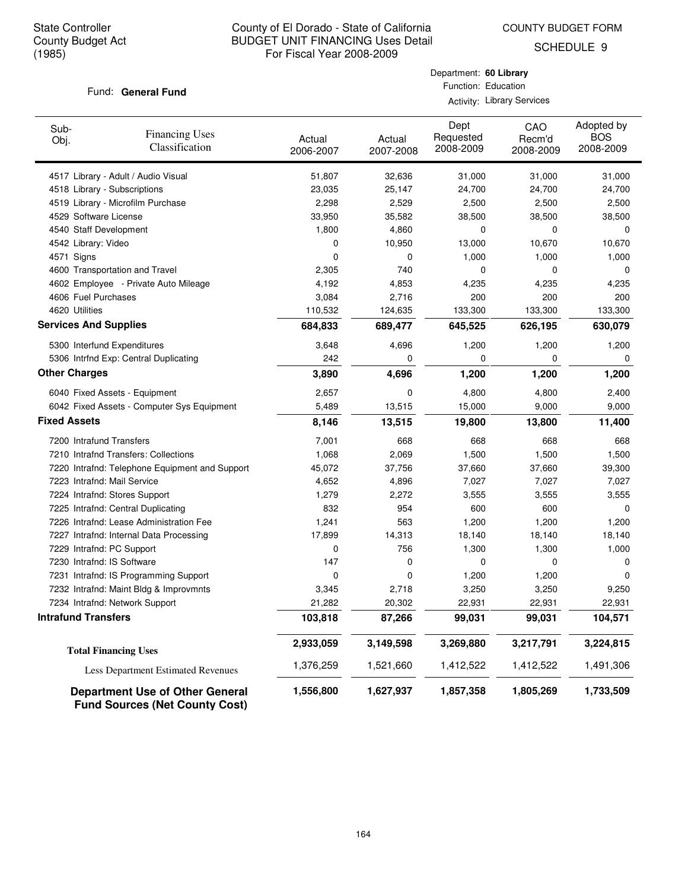State Controller
County Budget Act
(1985)

# County of El Dorado - State of California
## BUDGET UNIT FINANCING Uses Detail
For Fiscal Year 2008-2009

COUNTY BUDGET FORM
SCHEDULE 9

Fund: **General Fund**

Department: **60 Library**
Function: Education
Activity: Library Services

| Sub-Obj. | Financing Uses Classification | Actual 2006-2007 | Actual 2007-2008 | Dept Requested 2008-2009 | CAO Recm'd 2008-2009 | Adopted by BOS 2008-2009 |
|---|---|---|---|---|---|---|
| 4517 | Library - Adult / Audio Visual | 51,807 | 32,636 | 31,000 | 31,000 | 31,000 |
| 4518 | Library - Subscriptions | 23,035 | 25,147 | 24,700 | 24,700 | 24,700 |
| 4519 | Library - Microfilm Purchase | 2,298 | 2,529 | 2,500 | 2,500 | 2,500 |
| 4529 | Software License | 33,950 | 35,582 | 38,500 | 38,500 | 38,500 |
| 4540 | Staff Development | 1,800 | 4,860 | 0 | 0 | 0 |
| 4542 | Library: Video | 0 | 10,950 | 13,000 | 10,670 | 10,670 |
| 4571 | Signs | 0 | 0 | 1,000 | 1,000 | 1,000 |
| 4600 | Transportation and Travel | 2,305 | 740 | 0 | 0 | 0 |
| 4602 | Employee - Private Auto Mileage | 4,192 | 4,853 | 4,235 | 4,235 | 4,235 |
| 4606 | Fuel Purchases | 3,084 | 2,716 | 200 | 200 | 200 |
| 4620 | Utilities | 110,532 | 124,635 | 133,300 | 133,300 | 133,300 |
| **Services And Supplies** | | **684,833** | **689,477** | **645,525** | **626,195** | **630,079** |
| 5300 | Interfund Expenditures | 3,648 | 4,696 | 1,200 | 1,200 | 1,200 |
| 5306 | Intrfnd Exp: Central Duplicating | 242 | 0 | 0 | 0 | 0 |
| **Other Charges** | | **3,890** | **4,696** | **1,200** | **1,200** | **1,200** |
| 6040 | Fixed Assets - Equipment | 2,657 | 0 | 4,800 | 4,800 | 2,400 |
| 6042 | Fixed Assets - Computer Sys Equipment | 5,489 | 13,515 | 15,000 | 9,000 | 9,000 |
| **Fixed Assets** | | **8,146** | **13,515** | **19,800** | **13,800** | **11,400** |
| 7200 | Intrafund Transfers | 7,001 | 668 | 668 | 668 | 668 |
| 7210 | Intrafnd Transfers: Collections | 1,068 | 2,069 | 1,500 | 1,500 | 1,500 |
| 7220 | Intrafnd: Telephone Equipment and Support | 45,072 | 37,756 | 37,660 | 37,660 | 39,300 |
| 7223 | Intrafnd: Mail Service | 4,652 | 4,896 | 7,027 | 7,027 | 7,027 |
| 7224 | Intrafnd: Stores Support | 1,279 | 2,272 | 3,555 | 3,555 | 3,555 |
| 7225 | Intrafnd: Central Duplicating | 832 | 954 | 600 | 600 | 0 |
| 7226 | Intrafnd: Lease Administration Fee | 1,241 | 563 | 1,200 | 1,200 | 1,200 |
| 7227 | Intrafnd: Internal Data Processing | 17,899 | 14,313 | 18,140 | 18,140 | 18,140 |
| 7229 | Intrafnd: PC Support | 0 | 756 | 1,300 | 1,300 | 1,000 |
| 7230 | Intrafnd: IS Software | 147 | 0 | 0 | 0 | 0 |
| 7231 | Intrafnd: IS Programming Support | 0 | 0 | 1,200 | 1,200 | 0 |
| 7232 | Intrafnd: Maint Bldg & Improvmnts | 3,345 | 2,718 | 3,250 | 3,250 | 9,250 |
| 7234 | Intrafnd: Network Support | 21,282 | 20,302 | 22,931 | 22,931 | 22,931 |
| **Intrafund Transfers** | | **103,818** | **87,266** | **99,031** | **99,031** | **104,571** |
| **Total Financing Uses** | | **2,933,059** | **3,149,598** | **3,269,880** | **3,217,791** | **3,224,815** |
| Less Department Estimated Revenues | | 1,376,259 | 1,521,660 | 1,412,522 | 1,412,522 | 1,491,306 |
| **Department Use of Other General Fund Sources (Net County Cost)** | | **1,556,800** | **1,627,937** | **1,857,358** | **1,805,269** | **1,733,509** |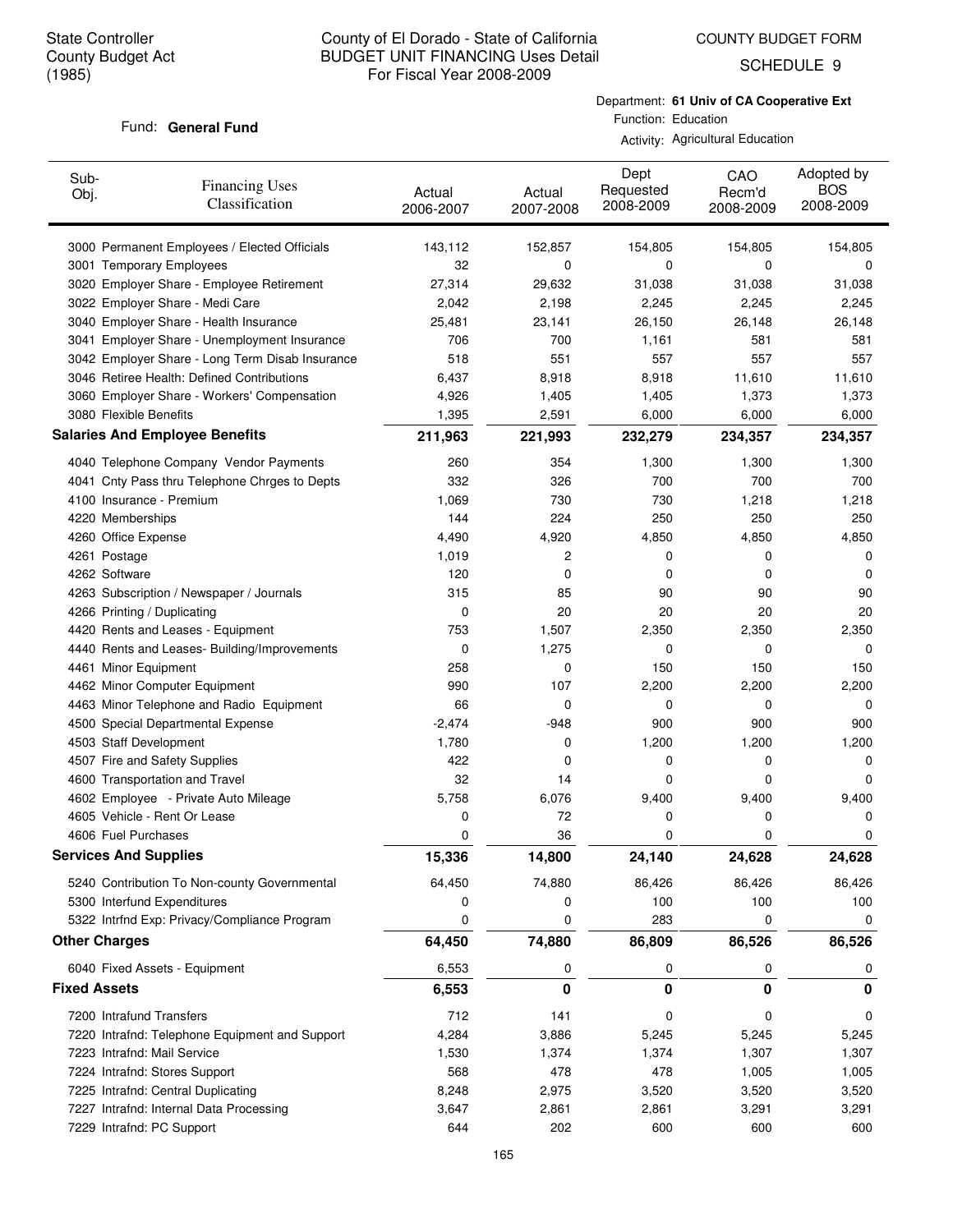State Controller
County Budget Act
(1985)

County of El Dorado - State of California
BUDGET UNIT FINANCING Uses Detail
For Fiscal Year 2008-2009

COUNTY BUDGET FORM
SCHEDULE 9

Fund: **General Fund**

Department: **61 Univ of CA Cooperative Ext**
Function: Education
Activity: Agricultural Education

| Sub-Obj. | Financing Uses Classification | Actual 2006-2007 | Actual 2007-2008 | Dept Requested 2008-2009 | CAO Recm'd 2008-2009 | Adopted by BOS 2008-2009 |
|---|---|---|---|---|---|---|
| 3000 | Permanent Employees / Elected Officials | 143,112 | 152,857 | 154,805 | 154,805 | 154,805 |
| 3001 | Temporary Employees | 32 | 0 | 0 | 0 | 0 |
| 3020 | Employer Share - Employee Retirement | 27,314 | 29,632 | 31,038 | 31,038 | 31,038 |
| 3022 | Employer Share - Medi Care | 2,042 | 2,198 | 2,245 | 2,245 | 2,245 |
| 3040 | Employer Share - Health Insurance | 25,481 | 23,141 | 26,150 | 26,148 | 26,148 |
| 3041 | Employer Share - Unemployment Insurance | 706 | 700 | 1,161 | 581 | 581 |
| 3042 | Employer Share - Long Term Disab Insurance | 518 | 551 | 557 | 557 | 557 |
| 3046 | Retiree Health: Defined Contributions | 6,437 | 8,918 | 8,918 | 11,610 | 11,610 |
| 3060 | Employer Share - Workers' Compensation | 4,926 | 1,405 | 1,405 | 1,373 | 1,373 |
| 3080 | Flexible Benefits | 1,395 | 2,591 | 6,000 | 6,000 | 6,000 |
| **Salaries And Employee Benefits** | | **211,963** | **221,993** | **232,279** | **234,357** | **234,357** |
| 4040 | Telephone Company Vendor Payments | 260 | 354 | 1,300 | 1,300 | 1,300 |
| 4041 | Cnty Pass thru Telephone Chrges to Depts | 332 | 326 | 700 | 700 | 700 |
| 4100 | Insurance - Premium | 1,069 | 730 | 730 | 1,218 | 1,218 |
| 4220 | Memberships | 144 | 224 | 250 | 250 | 250 |
| 4260 | Office Expense | 4,490 | 4,920 | 4,850 | 4,850 | 4,850 |
| 4261 | Postage | 1,019 | 2 | 0 | 0 | 0 |
| 4262 | Software | 120 | 0 | 0 | 0 | 0 |
| 4263 | Subscription / Newspaper / Journals | 315 | 85 | 90 | 90 | 90 |
| 4266 | Printing / Duplicating | 0 | 20 | 20 | 20 | 20 |
| 4420 | Rents and Leases - Equipment | 753 | 1,507 | 2,350 | 2,350 | 2,350 |
| 4440 | Rents and Leases- Building/Improvements | 0 | 1,275 | 0 | 0 | 0 |
| 4461 | Minor Equipment | 258 | 0 | 150 | 150 | 150 |
| 4462 | Minor Computer Equipment | 990 | 107 | 2,200 | 2,200 | 2,200 |
| 4463 | Minor Telephone and Radio Equipment | 66 | 0 | 0 | 0 | 0 |
| 4500 | Special Departmental Expense | -2,474 | -948 | 900 | 900 | 900 |
| 4503 | Staff Development | 1,780 | 0 | 1,200 | 1,200 | 1,200 |
| 4507 | Fire and Safety Supplies | 422 | 0 | 0 | 0 | 0 |
| 4600 | Transportation and Travel | 32 | 14 | 0 | 0 | 0 |
| 4602 | Employee - Private Auto Mileage | 5,758 | 6,076 | 9,400 | 9,400 | 9,400 |
| 4605 | Vehicle - Rent Or Lease | 0 | 72 | 0 | 0 | 0 |
| 4606 | Fuel Purchases | 0 | 36 | 0 | 0 | 0 |
| **Services And Supplies** | | **15,336** | **14,800** | **24,140** | **24,628** | **24,628** |
| 5240 | Contribution To Non-county Governmental | 64,450 | 74,880 | 86,426 | 86,426 | 86,426 |
| 5300 | Interfund Expenditures | 0 | 0 | 100 | 100 | 100 |
| 5322 | Intrfnd Exp: Privacy/Compliance Program | 0 | 0 | 283 | 0 | 0 |
| **Other Charges** | | **64,450** | **74,880** | **86,809** | **86,526** | **86,526** |
| 6040 | Fixed Assets - Equipment | 6,553 | 0 | 0 | 0 | 0 |
| **Fixed Assets** | | **6,553** | **0** | **0** | **0** | **0** |
| 7200 | Intrafund Transfers | 712 | 141 | 0 | 0 | 0 |
| 7220 | Intrafnd: Telephone Equipment and Support | 4,284 | 3,886 | 5,245 | 5,245 | 5,245 |
| 7223 | Intrafnd: Mail Service | 1,530 | 1,374 | 1,374 | 1,307 | 1,307 |
| 7224 | Intrafnd: Stores Support | 568 | 478 | 478 | 1,005 | 1,005 |
| 7225 | Intrafnd: Central Duplicating | 8,248 | 2,975 | 3,520 | 3,520 | 3,520 |
| 7227 | Intrafnd: Internal Data Processing | 3,647 | 2,861 | 2,861 | 3,291 | 3,291 |
| 7229 | Intrafnd: PC Support | 644 | 202 | 600 | 600 | 600 |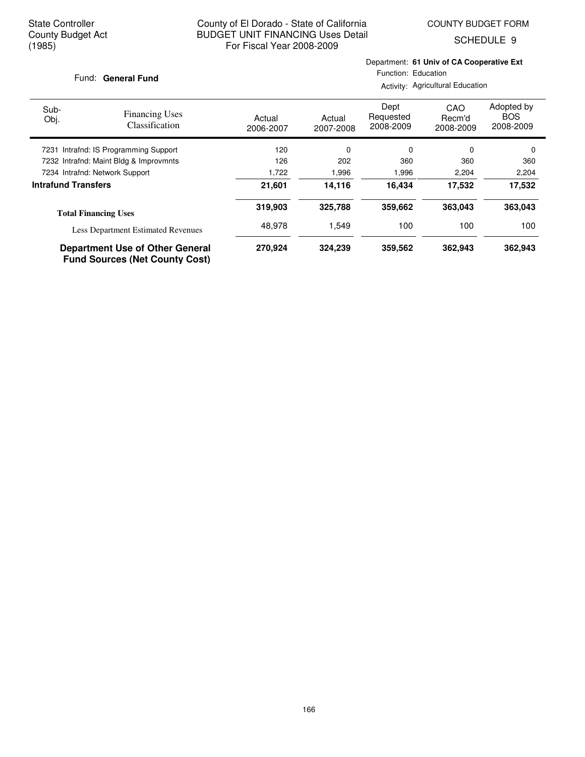State Controller
County Budget Act
(1985)

County of El Dorado - State of California
BUDGET UNIT FINANCING Uses Detail
For Fiscal Year 2008-2009

COUNTY BUDGET FORM
SCHEDULE 9

Fund: **General Fund**

Department: **61 Univ of CA Cooperative Ext**
Function: Education
Activity: Agricultural Education

| Sub-Obj. | Financing Uses Classification | Actual 2006-2007 | Actual 2007-2008 | Dept Requested 2008-2009 | CAO Recm'd 2008-2009 | Adopted by BOS 2008-2009 |
|---|---|---|---|---|---|---|
| 7231 | Intrafnd: IS Programming Support | 120 | 0 | 0 | 0 | 0 |
| 7232 | Intrafnd: Maint Bldg & Improvmnts | 126 | 202 | 360 | 360 | 360 |
| 7234 | Intrafnd: Network Support | 1,722 | 1,996 | 1,996 | 2,204 | 2,204 |
| **Intrafund Transfers** | | **21,601** | **14,116** | **16,434** | **17,532** | **17,532** |
| | **Total Financing Uses** | **319,903** | **325,788** | **359,662** | **363,043** | **363,043** |
| | Less Department Estimated Revenues | 48,978 | 1,549 | 100 | 100 | 100 |
| | **Department Use of Other General Fund Sources (Net County Cost)** | **270,924** | **324,239** | **359,562** | **362,943** | **362,943** |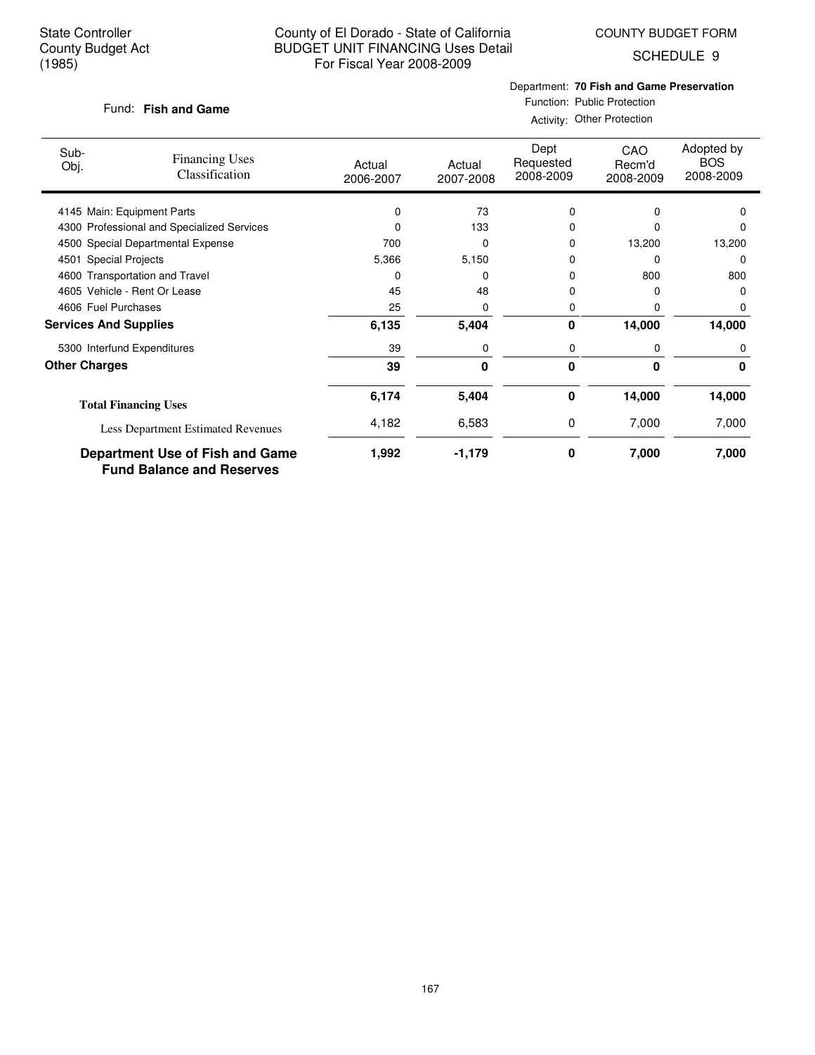State Controller
County Budget Act
(1985)

# County of El Dorado - State of California
## BUDGET UNIT FINANCING Uses Detail
For Fiscal Year 2008-2009

COUNTY BUDGET FORM
SCHEDULE 9

Fund: **Fish and Game**

Department: **70 Fish and Game Preservation**
Function: Public Protection
Activity: Other Protection

| Sub-Obj. | Financing Uses Classification | Actual 2006-2007 | Actual 2007-2008 | Dept Requested 2008-2009 | CAO Recm'd 2008-2009 | Adopted by BOS 2008-2009 |
|---|---|---|---|---|---|---|
| 4145 | Main: Equipment Parts | 0 | 73 | 0 | 0 | 0 |
| 4300 | Professional and Specialized Services | 0 | 133 | 0 | 0 | 0 |
| 4500 | Special Departmental Expense | 700 | 0 | 0 | 13,200 | 13,200 |
| 4501 | Special Projects | 5,366 | 5,150 | 0 | 0 | 0 |
| 4600 | Transportation and Travel | 0 | 0 | 0 | 800 | 800 |
| 4605 | Vehicle - Rent Or Lease | 45 | 48 | 0 | 0 | 0 |
| 4606 | Fuel Purchases | 25 | 0 | 0 | 0 | 0 |
| **Services And Supplies** | | **6,135** | **5,404** | **0** | **14,000** | **14,000** |
| 5300 | Interfund Expenditures | 39 | 0 | 0 | 0 | 0 |
| **Other Charges** | | **39** | **0** | **0** | **0** | **0** |
| **Total Financing Uses** | | **6,174** | **5,404** | **0** | **14,000** | **14,000** |
| | Less Department Estimated Revenues | 4,182 | 6,583 | 0 | 7,000 | 7,000 |
| **Department Use of Fish and Game Fund Balance and Reserves** | | **1,992** | **-1,179** | **0** | **7,000** | **7,000** |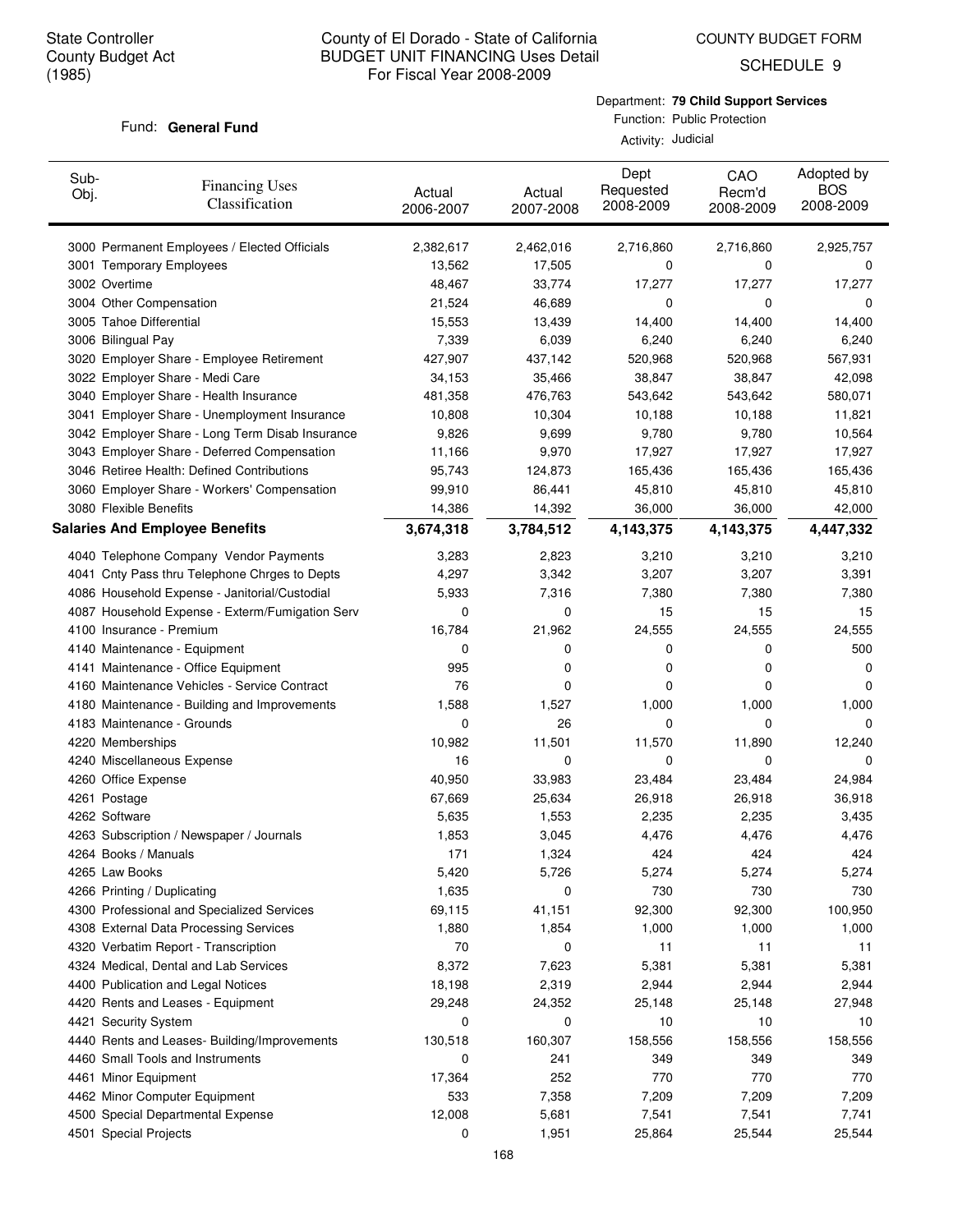State Controller
County Budget Act
(1985)

# County of El Dorado - State of California
## BUDGET UNIT FINANCING Uses Detail
For Fiscal Year 2008-2009

COUNTY BUDGET FORM
SCHEDULE 9

Fund: **General Fund**

Department: **79 Child Support Services**
Function: Public Protection
Activity: Judicial

| Sub-Obj. | Financing Uses Classification | Actual 2006-2007 | Actual 2007-2008 | Dept Requested 2008-2009 | CAO Recm'd 2008-2009 | Adopted by BOS 2008-2009 |
|---|---|---|---|---|---|---|
| 3000 | Permanent Employees / Elected Officials | 2,382,617 | 2,462,016 | 2,716,860 | 2,716,860 | 2,925,757 |
| 3001 | Temporary Employees | 13,562 | 17,505 | 0 | 0 | 0 |
| 3002 | Overtime | 48,467 | 33,774 | 17,277 | 17,277 | 17,277 |
| 3004 | Other Compensation | 21,524 | 46,689 | 0 | 0 | 0 |
| 3005 | Tahoe Differential | 15,553 | 13,439 | 14,400 | 14,400 | 14,400 |
| 3006 | Bilingual Pay | 7,339 | 6,039 | 6,240 | 6,240 | 6,240 |
| 3020 | Employer Share - Employee Retirement | 427,907 | 437,142 | 520,968 | 520,968 | 567,931 |
| 3022 | Employer Share - Medi Care | 34,153 | 35,466 | 38,847 | 38,847 | 42,098 |
| 3040 | Employer Share - Health Insurance | 481,358 | 476,763 | 543,642 | 543,642 | 580,071 |
| 3041 | Employer Share - Unemployment Insurance | 10,808 | 10,304 | 10,188 | 10,188 | 11,821 |
| 3042 | Employer Share - Long Term Disab Insurance | 9,826 | 9,699 | 9,780 | 9,780 | 10,564 |
| 3043 | Employer Share - Deferred Compensation | 11,166 | 9,970 | 17,927 | 17,927 | 17,927 |
| 3046 | Retiree Health: Defined Contributions | 95,743 | 124,873 | 165,436 | 165,436 | 165,436 |
| 3060 | Employer Share - Workers' Compensation | 99,910 | 86,441 | 45,810 | 45,810 | 45,810 |
| 3080 | Flexible Benefits | 14,386 | 14,392 | 36,000 | 36,000 | 42,000 |
| **Salaries And Employee Benefits** | | **3,674,318** | **3,784,512** | **4,143,375** | **4,143,375** | **4,447,332** |
| 4040 | Telephone Company Vendor Payments | 3,283 | 2,823 | 3,210 | 3,210 | 3,210 |
| 4041 | Cnty Pass thru Telephone Chrges to Depts | 4,297 | 3,342 | 3,207 | 3,207 | 3,391 |
| 4086 | Household Expense - Janitorial/Custodial | 5,933 | 7,316 | 7,380 | 7,380 | 7,380 |
| 4087 | Household Expense - Exterm/Fumigation Serv | 0 | 0 | 15 | 15 | 15 |
| 4100 | Insurance - Premium | 16,784 | 21,962 | 24,555 | 24,555 | 24,555 |
| 4140 | Maintenance - Equipment | 0 | 0 | 0 | 0 | 500 |
| 4141 | Maintenance - Office Equipment | 995 | 0 | 0 | 0 | 0 |
| 4160 | Maintenance Vehicles - Service Contract | 76 | 0 | 0 | 0 | 0 |
| 4180 | Maintenance - Building and Improvements | 1,588 | 1,527 | 1,000 | 1,000 | 1,000 |
| 4183 | Maintenance - Grounds | 0 | 26 | 0 | 0 | 0 |
| 4220 | Memberships | 10,982 | 11,501 | 11,570 | 11,890 | 12,240 |
| 4240 | Miscellaneous Expense | 16 | 0 | 0 | 0 | 0 |
| 4260 | Office Expense | 40,950 | 33,983 | 23,484 | 23,484 | 24,984 |
| 4261 | Postage | 67,669 | 25,634 | 26,918 | 26,918 | 36,918 |
| 4262 | Software | 5,635 | 1,553 | 2,235 | 2,235 | 3,435 |
| 4263 | Subscription / Newspaper / Journals | 1,853 | 3,045 | 4,476 | 4,476 | 4,476 |
| 4264 | Books / Manuals | 171 | 1,324 | 424 | 424 | 424 |
| 4265 | Law Books | 5,420 | 5,726 | 5,274 | 5,274 | 5,274 |
| 4266 | Printing / Duplicating | 1,635 | 0 | 730 | 730 | 730 |
| 4300 | Professional and Specialized Services | 69,115 | 41,151 | 92,300 | 92,300 | 100,950 |
| 4308 | External Data Processing Services | 1,880 | 1,854 | 1,000 | 1,000 | 1,000 |
| 4320 | Verbatim Report - Transcription | 70 | 0 | 11 | 11 | 11 |
| 4324 | Medical, Dental and Lab Services | 8,372 | 7,623 | 5,381 | 5,381 | 5,381 |
| 4400 | Publication and Legal Notices | 18,198 | 2,319 | 2,944 | 2,944 | 2,944 |
| 4420 | Rents and Leases - Equipment | 29,248 | 24,352 | 25,148 | 25,148 | 27,948 |
| 4421 | Security System | 0 | 0 | 10 | 10 | 10 |
| 4440 | Rents and Leases- Building/Improvements | 130,518 | 160,307 | 158,556 | 158,556 | 158,556 |
| 4460 | Small Tools and Instruments | 0 | 241 | 349 | 349 | 349 |
| 4461 | Minor Equipment | 17,364 | 252 | 770 | 770 | 770 |
| 4462 | Minor Computer Equipment | 533 | 7,358 | 7,209 | 7,209 | 7,209 |
| 4500 | Special Departmental Expense | 12,008 | 5,681 | 7,541 | 7,541 | 7,741 |
| 4501 | Special Projects | 0 | 1,951 | 25,864 | 25,544 | 25,544 |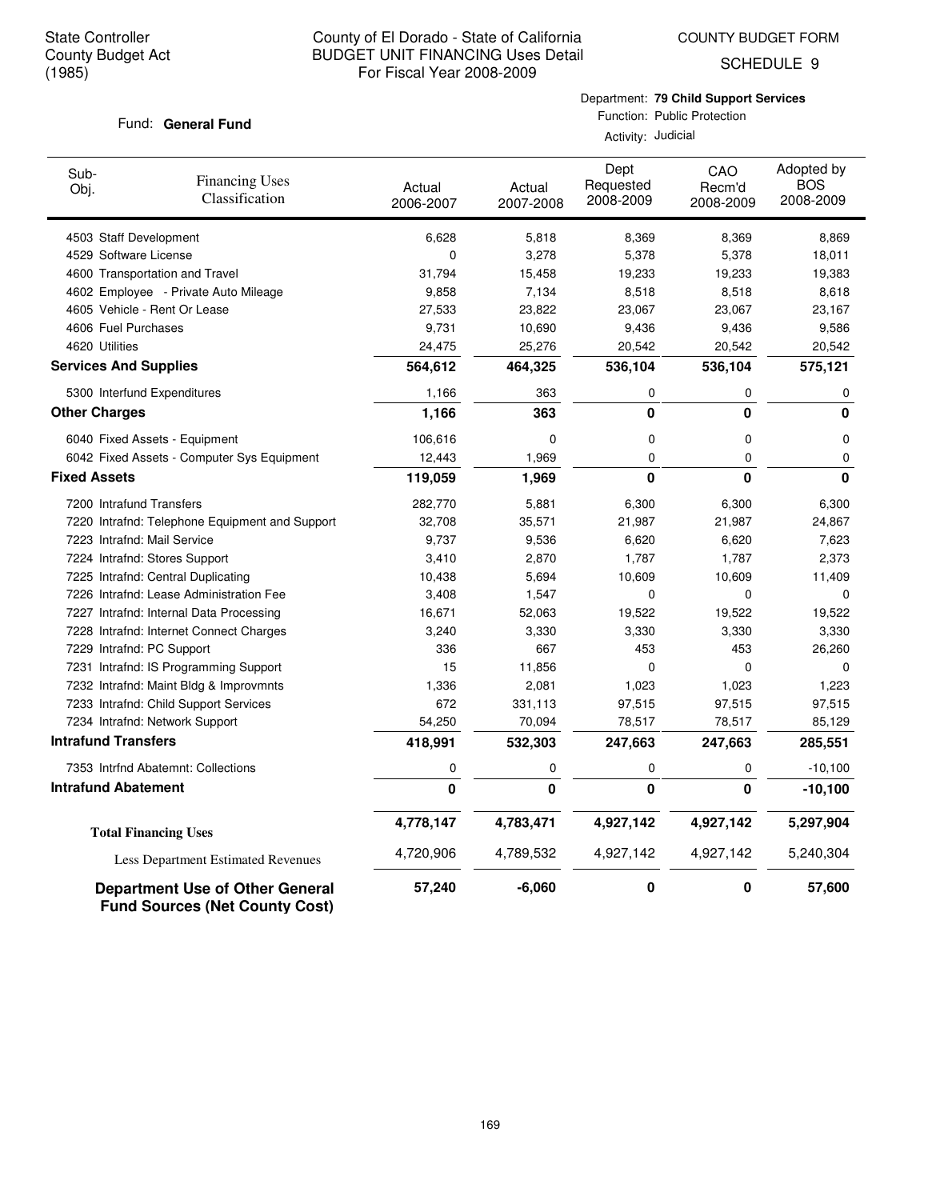State Controller
County Budget Act
(1985)

County of El Dorado - State of California
BUDGET UNIT FINANCING Uses Detail
For Fiscal Year 2008-2009

COUNTY BUDGET FORM
SCHEDULE 9

Fund: **General Fund**

Department: **79 Child Support Services**
Function: Public Protection
Activity: Judicial

| Sub-Obj. | Financing Uses Classification | Actual 2006-2007 | Actual 2007-2008 | Dept Requested 2008-2009 | CAO Recm'd 2008-2009 | Adopted by BOS 2008-2009 |
|---|---|---|---|---|---|---|
| 4503 | Staff Development | 6,628 | 5,818 | 8,369 | 8,369 | 8,869 |
| 4529 | Software License | 0 | 3,278 | 5,378 | 5,378 | 18,011 |
| 4600 | Transportation and Travel | 31,794 | 15,458 | 19,233 | 19,233 | 19,383 |
| 4602 | Employee - Private Auto Mileage | 9,858 | 7,134 | 8,518 | 8,518 | 8,618 |
| 4605 | Vehicle - Rent Or Lease | 27,533 | 23,822 | 23,067 | 23,067 | 23,167 |
| 4606 | Fuel Purchases | 9,731 | 10,690 | 9,436 | 9,436 | 9,586 |
| 4620 | Utilities | 24,475 | 25,276 | 20,542 | 20,542 | 20,542 |
| **Services And Supplies** | | **564,612** | **464,325** | **536,104** | **536,104** | **575,121** |
| 5300 | Interfund Expenditures | 1,166 | 363 | 0 | 0 | 0 |
| **Other Charges** | | **1,166** | **363** | **0** | **0** | **0** |
| 6040 | Fixed Assets - Equipment | 106,616 | 0 | 0 | 0 | 0 |
| 6042 | Fixed Assets - Computer Sys Equipment | 12,443 | 1,969 | 0 | 0 | 0 |
| **Fixed Assets** | | **119,059** | **1,969** | **0** | **0** | **0** |
| 7200 | Intrafund Transfers | 282,770 | 5,881 | 6,300 | 6,300 | 6,300 |
| 7220 | Intrafnd: Telephone Equipment and Support | 32,708 | 35,571 | 21,987 | 21,987 | 24,867 |
| 7223 | Intrafnd: Mail Service | 9,737 | 9,536 | 6,620 | 6,620 | 7,623 |
| 7224 | Intrafnd: Stores Support | 3,410 | 2,870 | 1,787 | 1,787 | 2,373 |
| 7225 | Intrafnd: Central Duplicating | 10,438 | 5,694 | 10,609 | 10,609 | 11,409 |
| 7226 | Intrafnd: Lease Administration Fee | 3,408 | 1,547 | 0 | 0 | 0 |
| 7227 | Intrafnd: Internal Data Processing | 16,671 | 52,063 | 19,522 | 19,522 | 19,522 |
| 7228 | Intrafnd: Internet Connect Charges | 3,240 | 3,330 | 3,330 | 3,330 | 3,330 |
| 7229 | Intrafnd: PC Support | 336 | 667 | 453 | 453 | 26,260 |
| 7231 | Intrafnd: IS Programming Support | 15 | 11,856 | 0 | 0 | 0 |
| 7232 | Intrafnd: Maint Bldg & Improvmnts | 1,336 | 2,081 | 1,023 | 1,023 | 1,223 |
| 7233 | Intrafnd: Child Support Services | 672 | 331,113 | 97,515 | 97,515 | 97,515 |
| 7234 | Intrafnd: Network Support | 54,250 | 70,094 | 78,517 | 78,517 | 85,129 |
| **Intrafund Transfers** | | **418,991** | **532,303** | **247,663** | **247,663** | **285,551** |
| 7353 | Intrfnd Abatemnt: Collections | 0 | 0 | 0 | 0 | -10,100 |
| **Intrafund Abatement** | | **0** | **0** | **0** | **0** | **-10,100** |
| **Total Financing Uses** | | **4,778,147** | **4,783,471** | **4,927,142** | **4,927,142** | **5,297,904** |
| Less Department Estimated Revenues | | 4,720,906 | 4,789,532 | 4,927,142 | 4,927,142 | 5,240,304 |
| **Department Use of Other General Fund Sources (Net County Cost)** | | **57,240** | **-6,060** | **0** | **0** | **57,600** |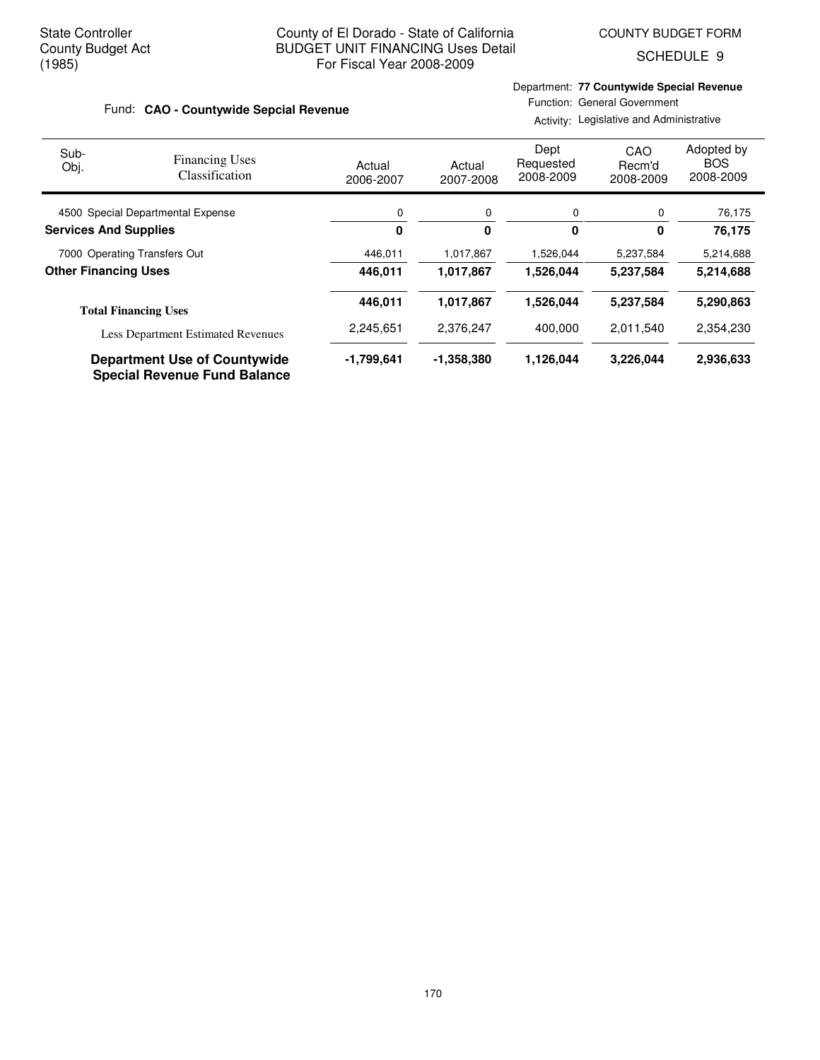State Controller
County Budget Act
(1985)

County of El Dorado - State of California
BUDGET UNIT FINANCING Uses Detail
For Fiscal Year 2008-2009

COUNTY BUDGET FORM
SCHEDULE 9

Fund: **CAO - Countywide Sepcial Revenue**

Department: **77 Countywide Special Revenue**
Function: General Government
Activity: Legislative and Administrative

| Sub-Obj. | Financing Uses Classification | Actual 2006-2007 | Actual 2007-2008 | Dept Requested 2008-2009 | CAO Recm'd 2008-2009 | Adopted by BOS 2008-2009 |
|---|---|---|---|---|---|---|
| 4500 | Special Departmental Expense | 0 | 0 | 0 | 0 | 76,175 |
| **Services And Supplies** | | **0** | **0** | **0** | **0** | **76,175** |
| 7000 | Operating Transfers Out | 446,011 | 1,017,867 | 1,526,044 | 5,237,584 | 5,214,688 |
| **Other Financing Uses** | | **446,011** | **1,017,867** | **1,526,044** | **5,237,584** | **5,214,688** |
| **Total Financing Uses** | | **446,011** | **1,017,867** | **1,526,044** | **5,237,584** | **5,290,863** |
| | Less Department Estimated Revenues | 2,245,651 | 2,376,247 | 400,000 | 2,011,540 | 2,354,230 |
| **Department Use of Countywide Special Revenue Fund Balance** | | **-1,799,641** | **-1,358,380** | **1,126,044** | **3,226,044** | **2,936,633** |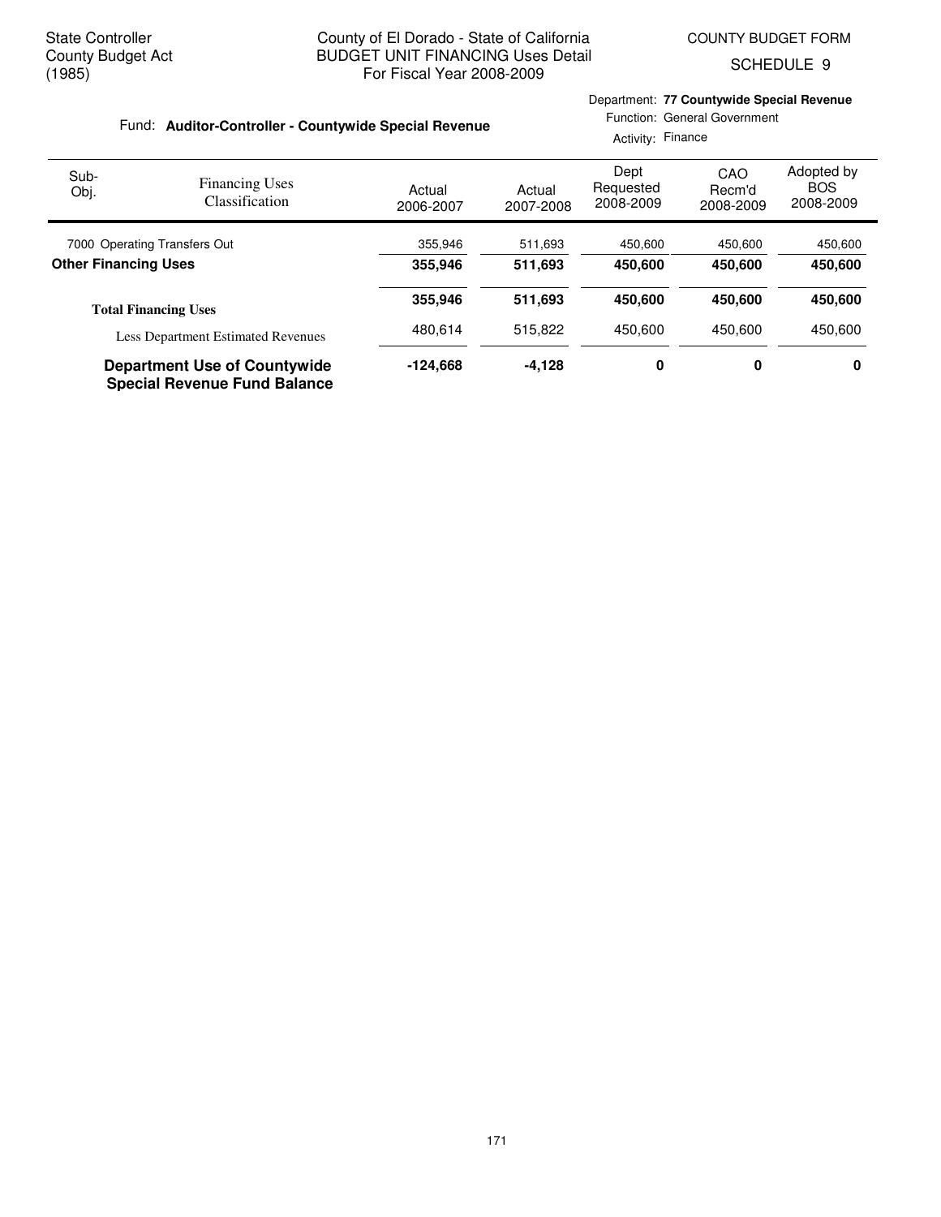State Controller
County Budget Act
(1985)

County of El Dorado - State of California
BUDGET UNIT FINANCING Uses Detail
For Fiscal Year 2008-2009

COUNTY BUDGET FORM
SCHEDULE 9

Fund: **Auditor-Controller - Countywide Special Revenue**

Department: **77 Countywide Special Revenue**
Function: General Government
Activity: Finance

| Sub-Obj. | Financing Uses Classification | Actual 2006-2007 | Actual 2007-2008 | Dept Requested 2008-2009 | CAO Recm'd 2008-2009 | Adopted by BOS 2008-2009 |
|---|---|---|---|---|---|---|
| 7000 | Operating Transfers Out | 355,946 | 511,693 | 450,600 | 450,600 | 450,600 |
| **Other Financing Uses** | | **355,946** | **511,693** | **450,600** | **450,600** | **450,600** |
| **Total Financing Uses** | | **355,946** | **511,693** | **450,600** | **450,600** | **450,600** |
| | Less Department Estimated Revenues | 480,614 | 515,822 | 450,600 | 450,600 | 450,600 |
| **Department Use of Countywide Special Revenue Fund Balance** | | **-124,668** | **-4,128** | **0** | **0** | **0** |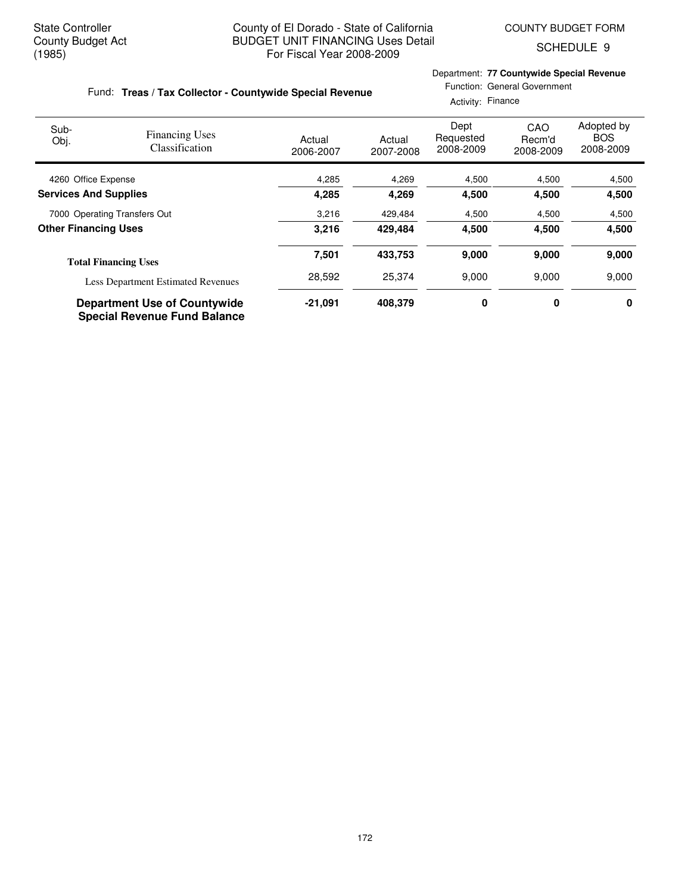State Controller
County Budget Act
(1985)

County of El Dorado - State of California
BUDGET UNIT FINANCING Uses Detail
For Fiscal Year 2008-2009

COUNTY BUDGET FORM
SCHEDULE 9

Fund: **Treas / Tax Collector - Countywide Special Revenue**

Department: **77 Countywide Special Revenue**
Function: General Government
Activity: Finance

| Sub-Obj. | Financing Uses Classification | Actual 2006-2007 | Actual 2007-2008 | Dept Requested 2008-2009 | CAO Recm'd 2008-2009 | Adopted by BOS 2008-2009 |
|---|---|---|---|---|---|---|
| 4260 | Office Expense | 4,285 | 4,269 | 4,500 | 4,500 | 4,500 |
| **Services And Supplies** | | **4,285** | **4,269** | **4,500** | **4,500** | **4,500** |
| 7000 | Operating Transfers Out | 3,216 | 429,484 | 4,500 | 4,500 | 4,500 |
| **Other Financing Uses** | | **3,216** | **429,484** | **4,500** | **4,500** | **4,500** |
| **Total Financing Uses** | | **7,501** | **433,753** | **9,000** | **9,000** | **9,000** |
| | Less Department Estimated Revenues | 28,592 | 25,374 | 9,000 | 9,000 | 9,000 |
| **Department Use of Countywide Special Revenue Fund Balance** | | **-21,091** | **408,379** | **0** | **0** | **0** |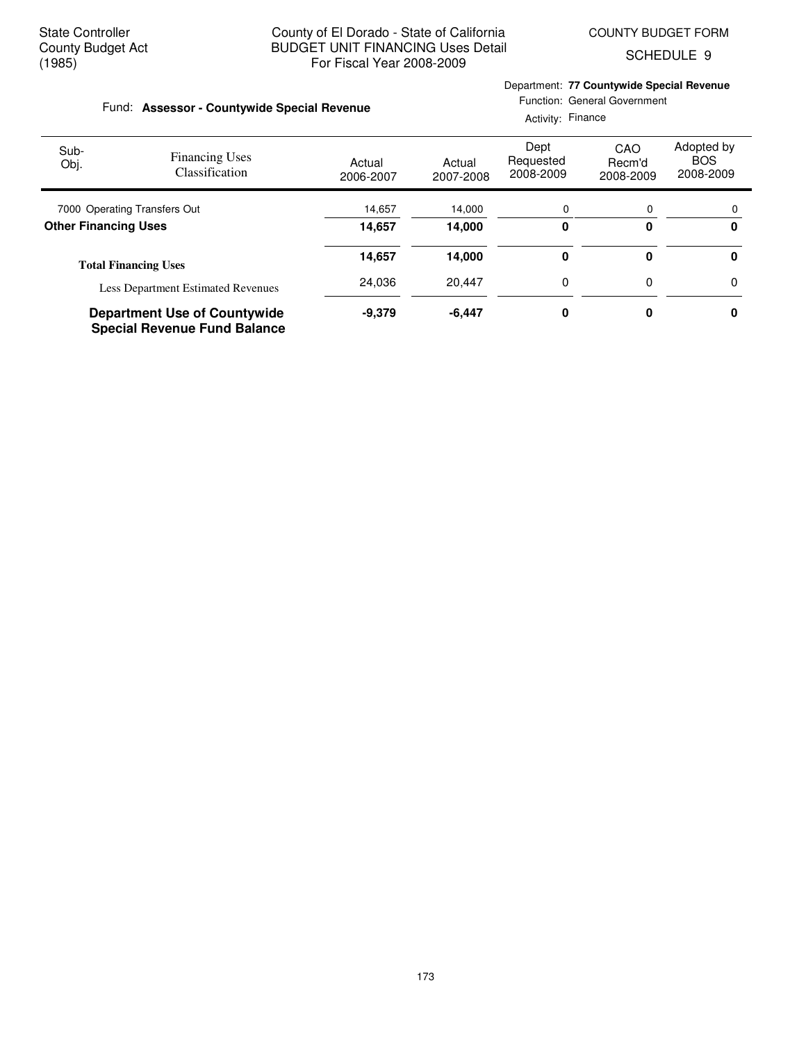State Controller
County Budget Act
(1985)

County of El Dorado - State of California
BUDGET UNIT FINANCING Uses Detail
For Fiscal Year 2008-2009

COUNTY BUDGET FORM
SCHEDULE 9

Fund: **Assessor - Countywide Special Revenue**

Department: **77 Countywide Special Revenue**
Function: General Government
Activity: Finance

| Sub-Obj. | Financing Uses Classification | Actual 2006-2007 | Actual 2007-2008 | Dept Requested 2008-2009 | CAO Recm'd 2008-2009 | Adopted by BOS 2008-2009 |
|---|---|---|---|---|---|---|
| 7000 | Operating Transfers Out | 14,657 | 14,000 | 0 | 0 | 0 |
| **Other Financing Uses** | | **14,657** | **14,000** | **0** | **0** | **0** |
| **Total Financing Uses** | | **14,657** | **14,000** | **0** | **0** | **0** |
| | Less Department Estimated Revenues | 24,036 | 20,447 | 0 | 0 | 0 |
| **Department Use of Countywide Special Revenue Fund Balance** | | **-9,379** | **-6,447** | **0** | **0** | **0** |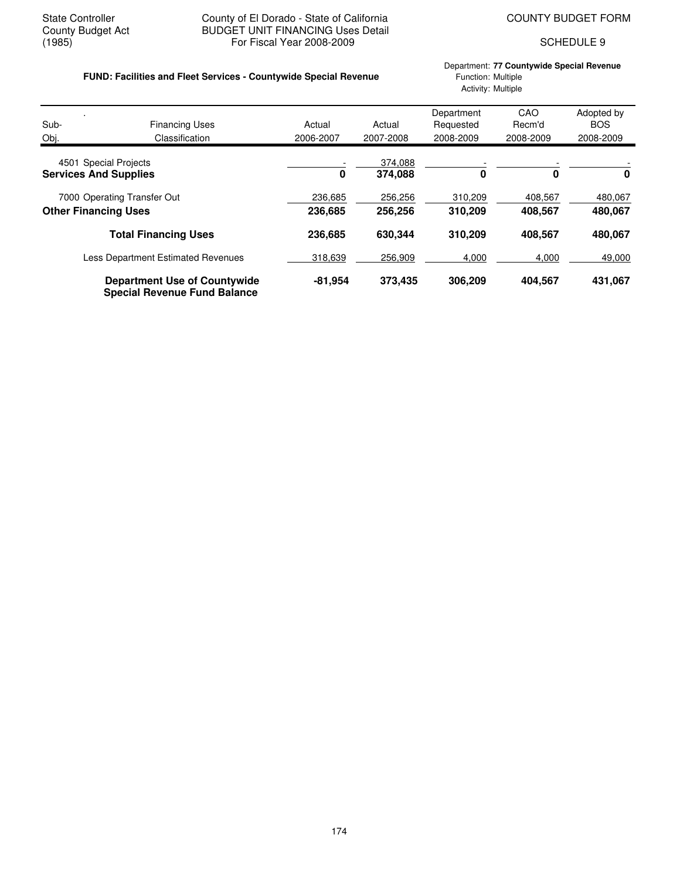State Controller
County Budget Act
(1985)

County of El Dorado - State of California
BUDGET UNIT FINANCING Uses Detail
For Fiscal Year 2008-2009

COUNTY BUDGET FORM

SCHEDULE 9

**FUND: Facilities and Fleet Services - Countywide Special Revenue**

Department: **77 Countywide Special Revenue**
Function: Multiple
Activity: Multiple

| Sub-Obj. | Financing Uses Classification | Actual 2006-2007 | Actual 2007-2008 | Department Requested 2008-2009 | CAO Recm'd 2008-2009 | Adopted by BOS 2008-2009 |
|---|---|---|---|---|---|---|
| 4501 | Special Projects | - | 374,088 | - | - | - |
| | **Services And Supplies** | **0** | **374,088** | **0** | **0** | **0** |
| 7000 | Operating Transfer Out | 236,685 | 256,256 | 310,209 | 408,567 | 480,067 |
| | **Other Financing Uses** | **236,685** | **256,256** | **310,209** | **408,567** | **480,067** |
| | **Total Financing Uses** | **236,685** | **630,344** | **310,209** | **408,567** | **480,067** |
| | Less Department Estimated Revenues | 318,639 | 256,909 | 4,000 | 4,000 | 49,000 |
| | **Department Use of Countywide Special Revenue Fund Balance** | **-81,954** | **373,435** | **306,209** | **404,567** | **431,067** |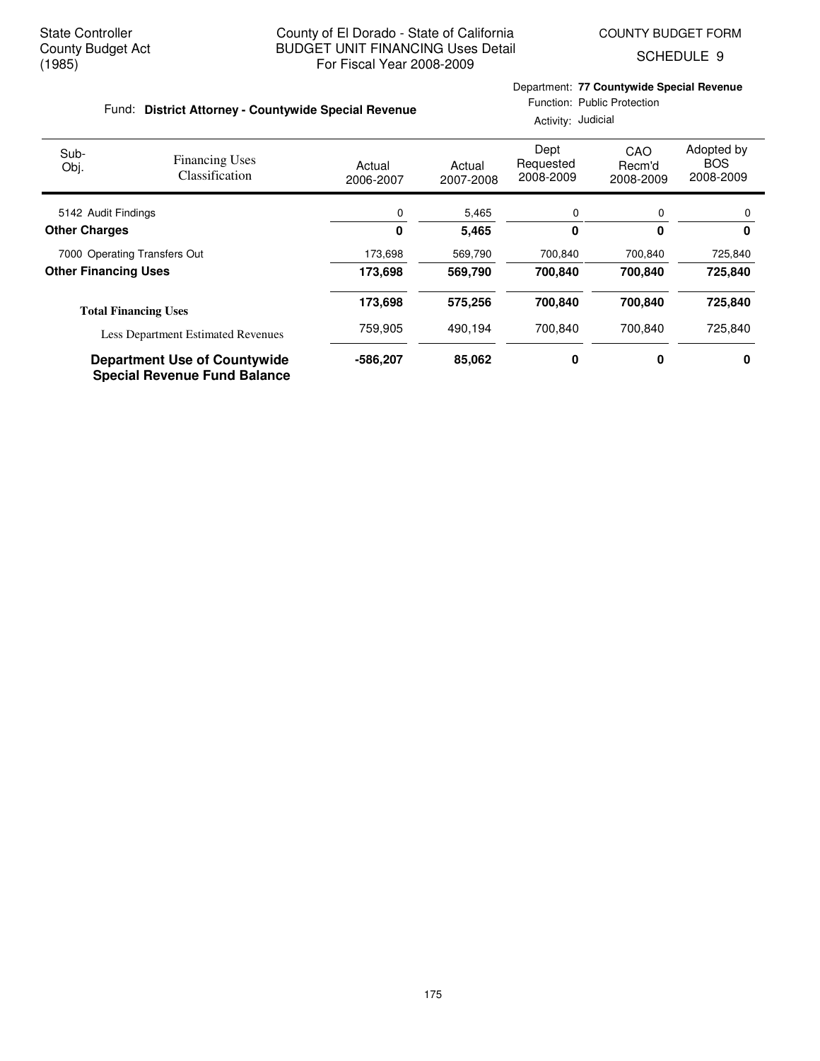State Controller
County Budget Act
(1985)

County of El Dorado - State of California
BUDGET UNIT FINANCING Uses Detail
For Fiscal Year 2008-2009

COUNTY BUDGET FORM
SCHEDULE 9

Fund: **District Attorney - Countywide Special Revenue**

Department: **77 Countywide Special Revenue**
Function: Public Protection
Activity: Judicial

| Sub-Obj. | Financing Uses Classification | Actual 2006-2007 | Actual 2007-2008 | Dept Requested 2008-2009 | CAO Recm'd 2008-2009 | Adopted by BOS 2008-2009 |
|---|---|---|---|---|---|---|
| 5142 | Audit Findings | 0 | 5,465 | 0 | 0 | 0 |
| **Other Charges** | | **0** | **5,465** | **0** | **0** | **0** |
| 7000 | Operating Transfers Out | 173,698 | 569,790 | 700,840 | 700,840 | 725,840 |
| **Other Financing Uses** | | **173,698** | **569,790** | **700,840** | **700,840** | **725,840** |
| **Total Financing Uses** | | **173,698** | **575,256** | **700,840** | **700,840** | **725,840** |
| | Less Department Estimated Revenues | 759,905 | 490,194 | 700,840 | 700,840 | 725,840 |
| **Department Use of Countywide Special Revenue Fund Balance** | | **-586,207** | **85,062** | **0** | **0** | **0** |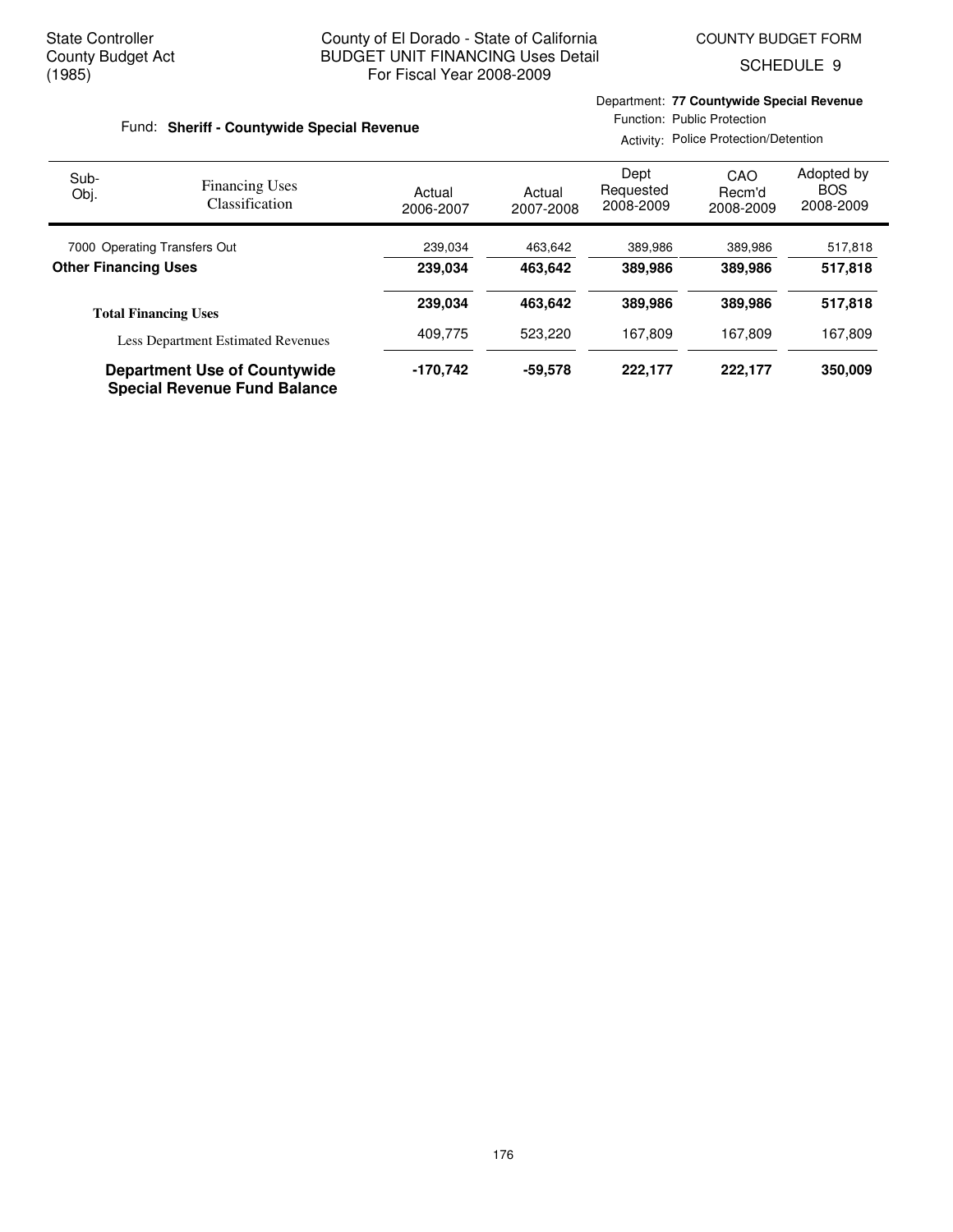State Controller
County Budget Act
(1985)

County of El Dorado - State of California
BUDGET UNIT FINANCING Uses Detail
For Fiscal Year 2008-2009

COUNTY BUDGET FORM
SCHEDULE 9

Fund: **Sheriff - Countywide Special Revenue**

Department: **77 Countywide Special Revenue**
Function: Public Protection
Activity: Police Protection/Detention

| Sub-Obj. | Financing Uses Classification | Actual 2006-2007 | Actual 2007-2008 | Dept Requested 2008-2009 | CAO Recm'd 2008-2009 | Adopted by BOS 2008-2009 |
|---|---|---|---|---|---|---|
| 7000 | Operating Transfers Out | 239,034 | 463,642 | 389,986 | 389,986 | 517,818 |
| **Other Financing Uses** | | **239,034** | **463,642** | **389,986** | **389,986** | **517,818** |
| **Total Financing Uses** | | **239,034** | **463,642** | **389,986** | **389,986** | **517,818** |
| | Less Department Estimated Revenues | 409,775 | 523,220 | 167,809 | 167,809 | 167,809 |
| **Department Use of Countywide Special Revenue Fund Balance** | | **-170,742** | **-59,578** | **222,177** | **222,177** | **350,009** |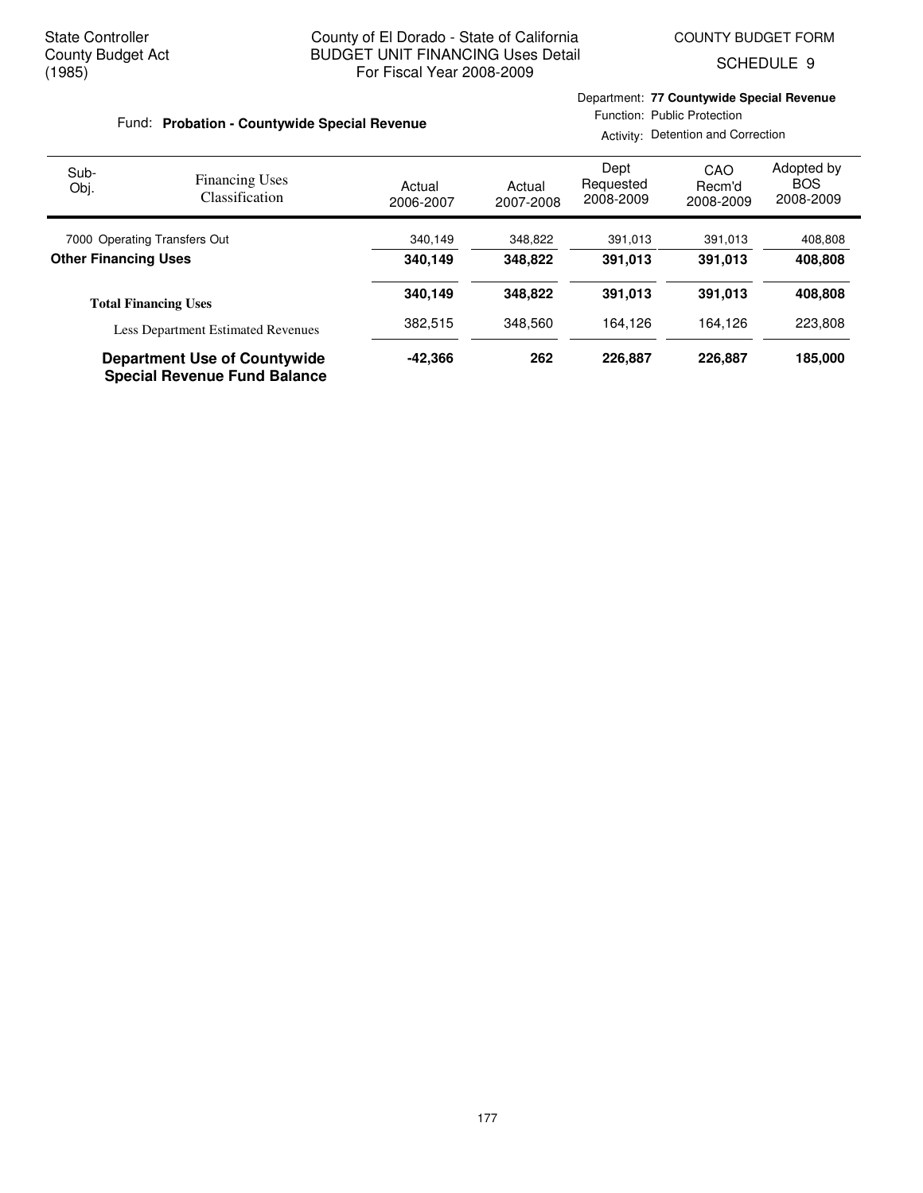State Controller
County Budget Act
(1985)

County of El Dorado - State of California
BUDGET UNIT FINANCING Uses Detail
For Fiscal Year 2008-2009

COUNTY BUDGET FORM
SCHEDULE 9

Fund: **Probation - Countywide Special Revenue**

Department: **77 Countywide Special Revenue**
Function: Public Protection
Activity: Detention and Correction

| Sub-Obj. | Financing Uses Classification | Actual 2006-2007 | Actual 2007-2008 | Dept Requested 2008-2009 | CAO Recm'd 2008-2009 | Adopted by BOS 2008-2009 |
|---|---|---|---|---|---|---|
| 7000 | Operating Transfers Out | 340,149 | 348,822 | 391,013 | 391,013 | 408,808 |
| **Other Financing Uses** | | **340,149** | **348,822** | **391,013** | **391,013** | **408,808** |
| **Total Financing Uses** | | **340,149** | **348,822** | **391,013** | **391,013** | **408,808** |
| | Less Department Estimated Revenues | 382,515 | 348,560 | 164,126 | 164,126 | 223,808 |
| **Department Use of Countywide Special Revenue Fund Balance** | | **-42,366** | **262** | **226,887** | **226,887** | **185,000** |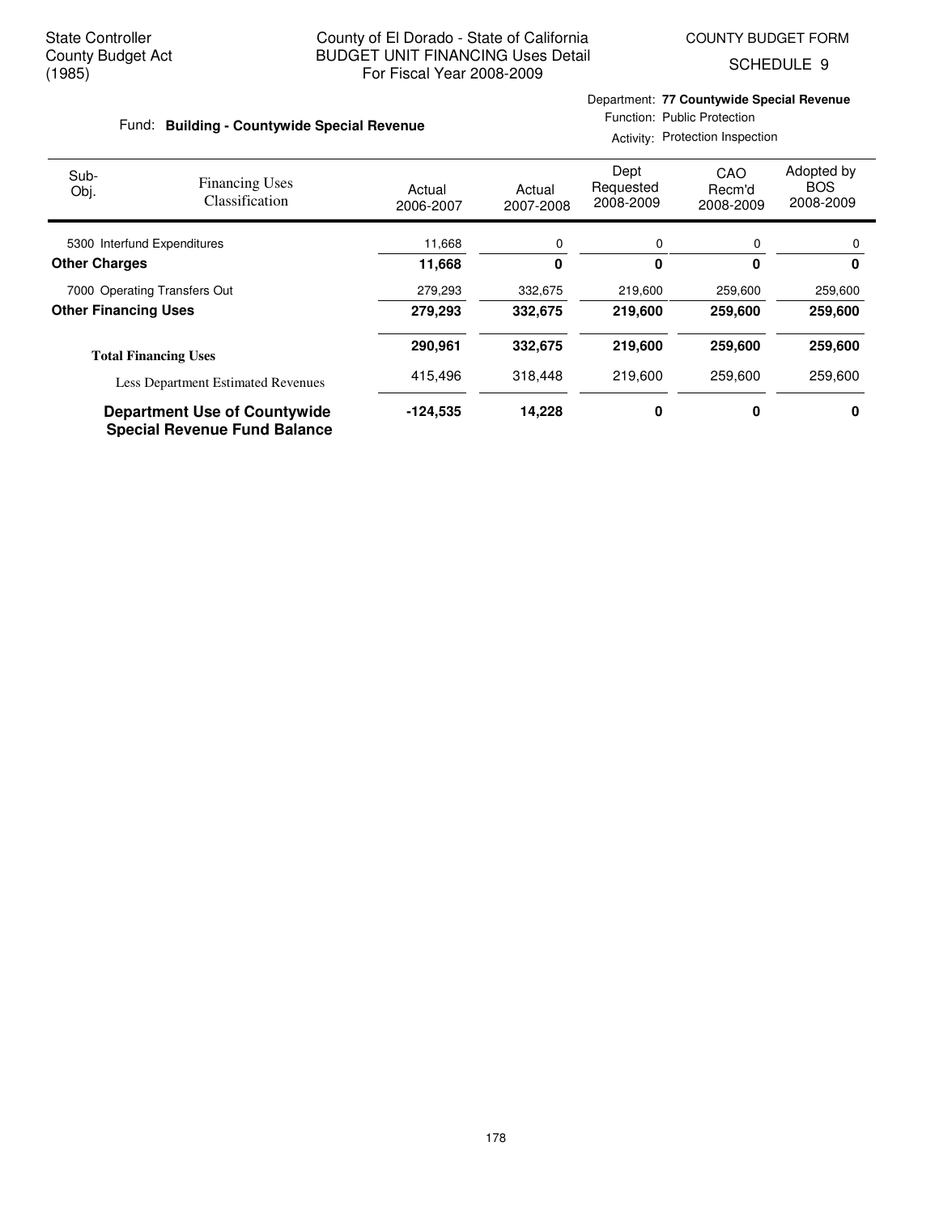State Controller
County Budget Act
(1985)

County of El Dorado - State of California
BUDGET UNIT FINANCING Uses Detail
For Fiscal Year 2008-2009

COUNTY BUDGET FORM
SCHEDULE 9

Fund: **Building - Countywide Special Revenue**

Department: **77 Countywide Special Revenue**
Function: Public Protection
Activity: Protection Inspection

| Sub-Obj. | Financing Uses Classification | Actual 2006-2007 | Actual 2007-2008 | Dept Requested 2008-2009 | CAO Recm'd 2008-2009 | Adopted by BOS 2008-2009 |
|---|---|---|---|---|---|---|
| 5300 | Interfund Expenditures | 11,668 | 0 | 0 | 0 | 0 |
| **Other Charges** | | **11,668** | **0** | **0** | **0** | **0** |
| 7000 | Operating Transfers Out | 279,293 | 332,675 | 219,600 | 259,600 | 259,600 |
| **Other Financing Uses** | | **279,293** | **332,675** | **219,600** | **259,600** | **259,600** |
| **Total Financing Uses** | | **290,961** | **332,675** | **219,600** | **259,600** | **259,600** |
| | Less Department Estimated Revenues | 415,496 | 318,448 | 219,600 | 259,600 | 259,600 |
| **Department Use of Countywide Special Revenue Fund Balance** | | **-124,535** | **14,228** | **0** | **0** | **0** |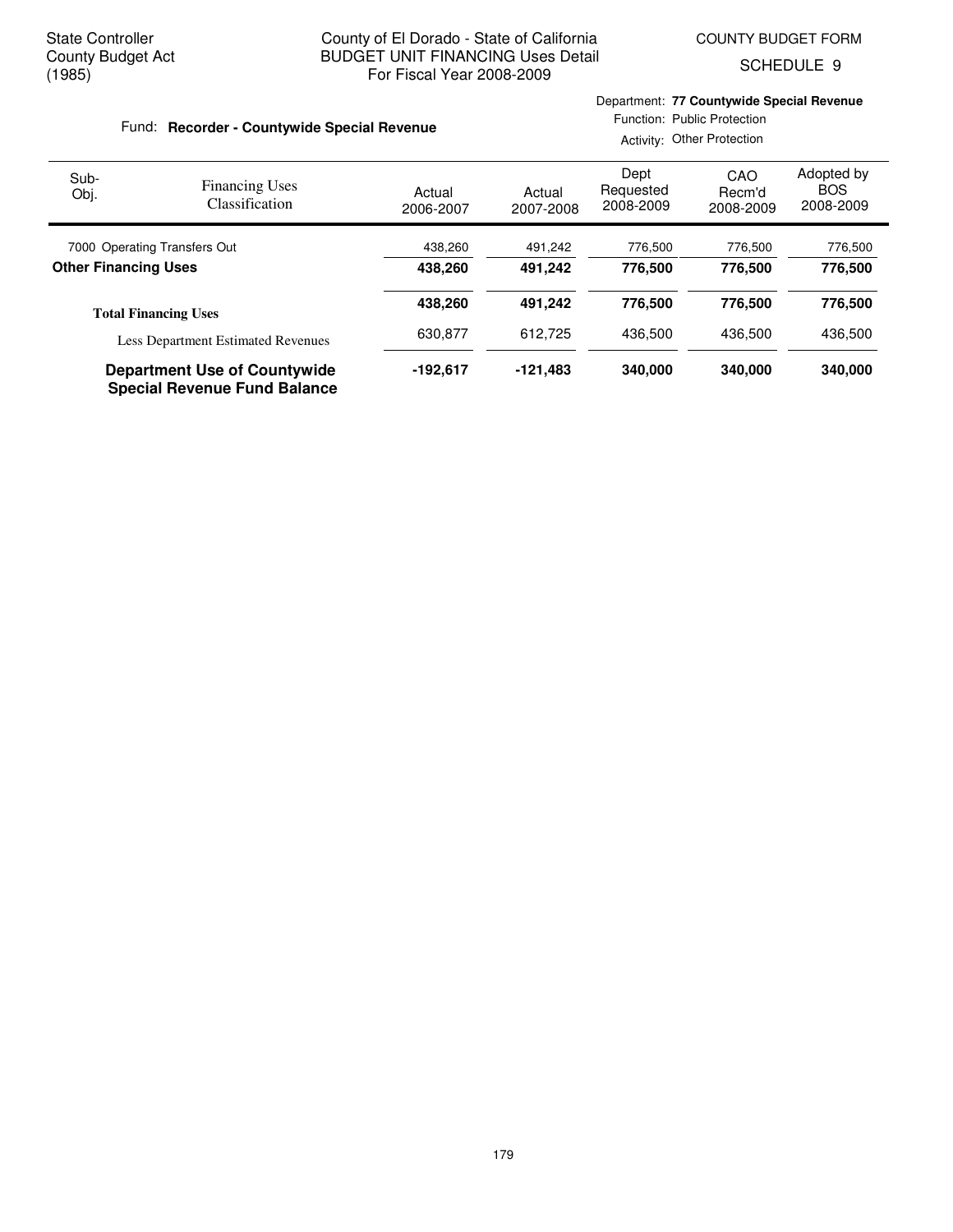State Controller
County Budget Act
(1985)

County of El Dorado - State of California
BUDGET UNIT FINANCING Uses Detail
For Fiscal Year 2008-2009

COUNTY BUDGET FORM
SCHEDULE 9

Fund: **Recorder - Countywide Special Revenue**

Department: **77 Countywide Special Revenue**
Function: Public Protection
Activity: Other Protection

| Sub-Obj. | Financing Uses Classification | Actual 2006-2007 | Actual 2007-2008 | Dept Requested 2008-2009 | CAO Recm'd 2008-2009 | Adopted by BOS 2008-2009 |
|---|---|---|---|---|---|---|
| 7000 | Operating Transfers Out | 438,260 | 491,242 | 776,500 | 776,500 | 776,500 |
| **Other Financing Uses** | | **438,260** | **491,242** | **776,500** | **776,500** | **776,500** |
| **Total Financing Uses** | | **438,260** | **491,242** | **776,500** | **776,500** | **776,500** |
| | Less Department Estimated Revenues | 630,877 | 612,725 | 436,500 | 436,500 | 436,500 |
| **Department Use of Countywide Special Revenue Fund Balance** | | **-192,617** | **-121,483** | **340,000** | **340,000** | **340,000** |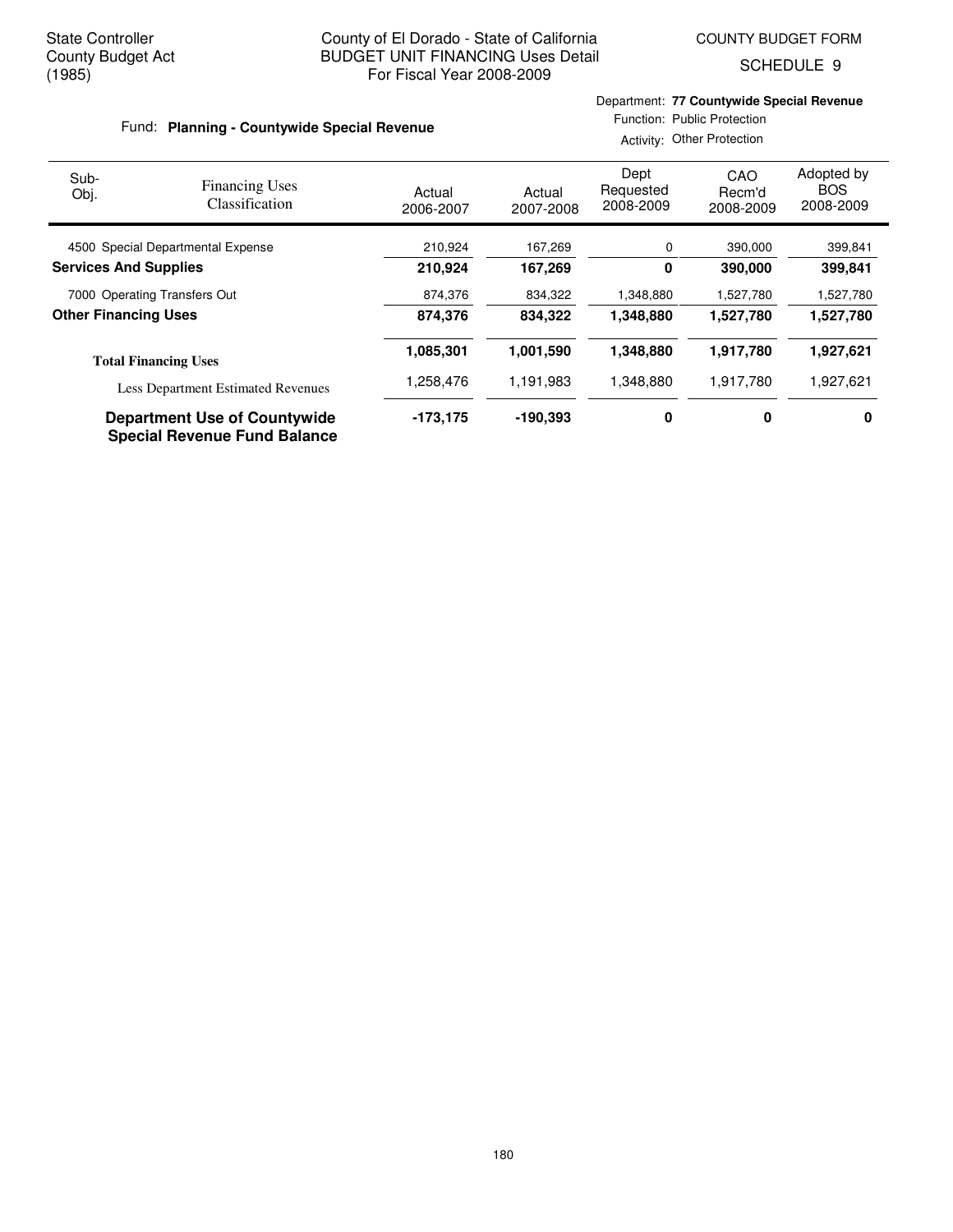State Controller
County Budget Act
(1985)

County of El Dorado - State of California
BUDGET UNIT FINANCING Uses Detail
For Fiscal Year 2008-2009

COUNTY BUDGET FORM
SCHEDULE 9

Fund: **Planning - Countywide Special Revenue**

Department: **77 Countywide Special Revenue**
Function: Public Protection
Activity: Other Protection

| Sub-Obj. | Financing Uses Classification | Actual 2006-2007 | Actual 2007-2008 | Dept Requested 2008-2009 | CAO Recm'd 2008-2009 | Adopted by BOS 2008-2009 |
|---|---|---|---|---|---|---|
| 4500 | Special Departmental Expense | 210,924 | 167,269 | 0 | 390,000 | 399,841 |
| **Services And Supplies** | | **210,924** | **167,269** | **0** | **390,000** | **399,841** |
| 7000 | Operating Transfers Out | 874,376 | 834,322 | 1,348,880 | 1,527,780 | 1,527,780 |
| **Other Financing Uses** | | **874,376** | **834,322** | **1,348,880** | **1,527,780** | **1,527,780** |
| **Total Financing Uses** | | **1,085,301** | **1,001,590** | **1,348,880** | **1,917,780** | **1,927,621** |
| | Less Department Estimated Revenues | 1,258,476 | 1,191,983 | 1,348,880 | 1,917,780 | 1,927,621 |
| **Department Use of Countywide Special Revenue Fund Balance** | | **-173,175** | **-190,393** | **0** | **0** | **0** |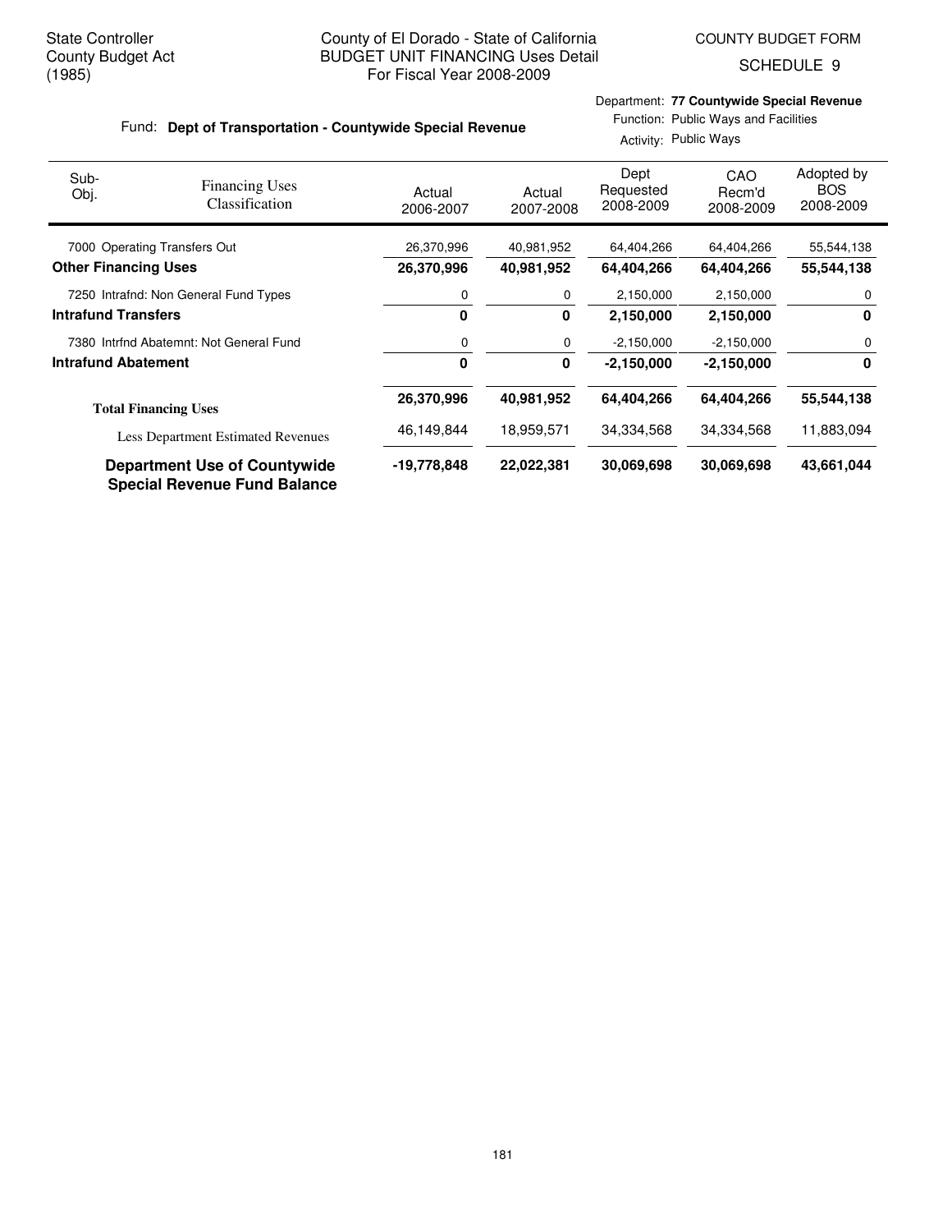State Controller
County Budget Act
(1985)

County of El Dorado - State of California
BUDGET UNIT FINANCING Uses Detail
For Fiscal Year 2008-2009

COUNTY BUDGET FORM
SCHEDULE 9

Fund: **Dept of Transportation - Countywide Special Revenue**

Department: **77 Countywide Special Revenue**
Function: Public Ways and Facilities
Activity: Public Ways

| Sub-Obj. | Financing Uses Classification | Actual 2006-2007 | Actual 2007-2008 | Dept Requested 2008-2009 | CAO Recm'd 2008-2009 | Adopted by BOS 2008-2009 |
|---|---|---|---|---|---|---|
| 7000 | Operating Transfers Out | 26,370,996 | 40,981,952 | 64,404,266 | 64,404,266 | 55,544,138 |
| **Other Financing Uses** | | **26,370,996** | **40,981,952** | **64,404,266** | **64,404,266** | **55,544,138** |
| 7250 | Intrafnd: Non General Fund Types | 0 | 0 | 2,150,000 | 2,150,000 | 0 |
| **Intrafund Transfers** | | **0** | **0** | **2,150,000** | **2,150,000** | **0** |
| 7380 | Intrfnd Abatemnt: Not General Fund | 0 | 0 | -2,150,000 | -2,150,000 | 0 |
| **Intrafund Abatement** | | **0** | **0** | **-2,150,000** | **-2,150,000** | **0** |
| **Total Financing Uses** | | **26,370,996** | **40,981,952** | **64,404,266** | **64,404,266** | **55,544,138** |
| | Less Department Estimated Revenues | 46,149,844 | 18,959,571 | 34,334,568 | 34,334,568 | 11,883,094 |
| **Department Use of Countywide Special Revenue Fund Balance** | | **-19,778,848** | **22,022,381** | **30,069,698** | **30,069,698** | **43,661,044** |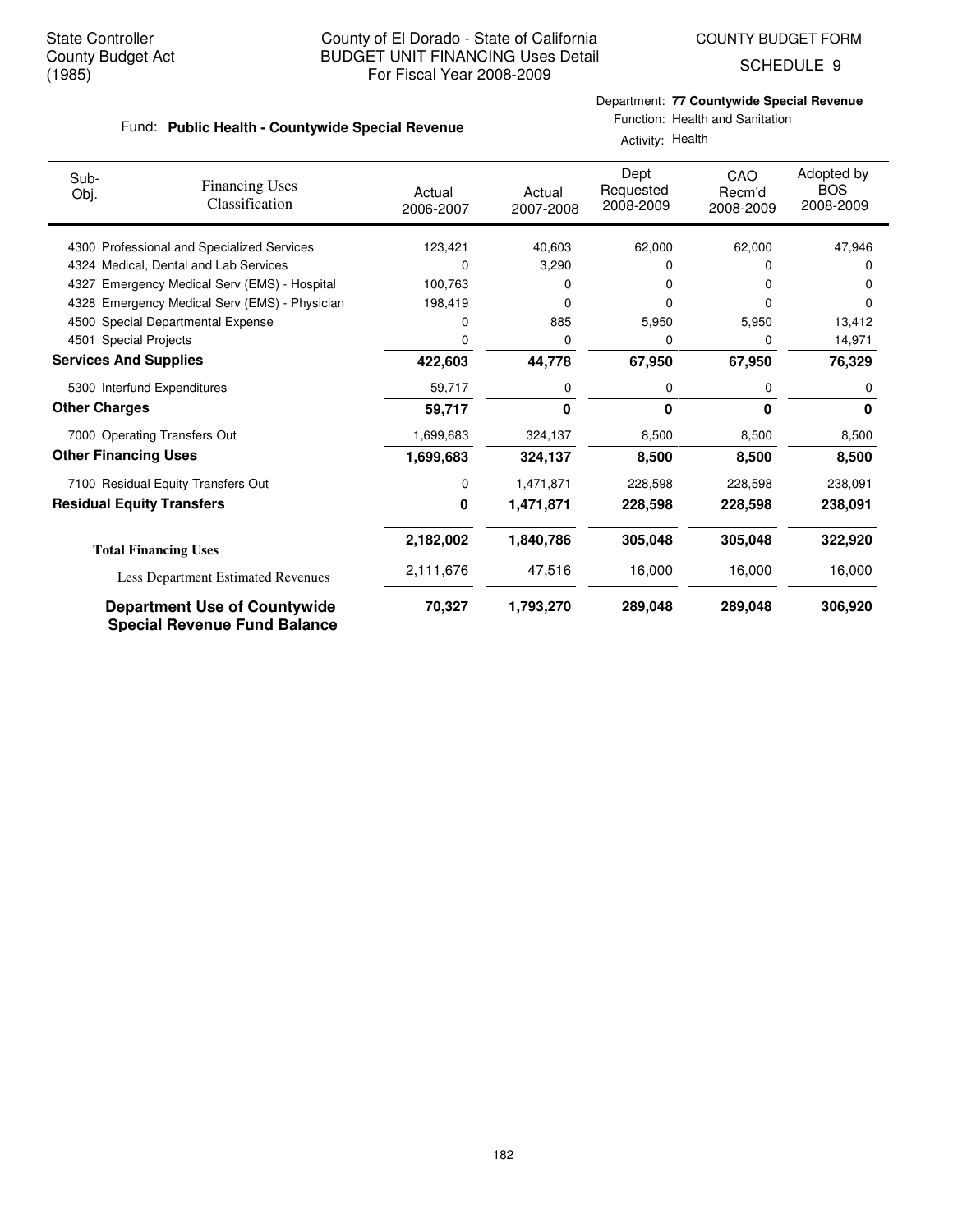State Controller
County Budget Act
(1985)

# County of El Dorado - State of California
## BUDGET UNIT FINANCING Uses Detail
## For Fiscal Year 2008-2009

COUNTY BUDGET FORM

SCHEDULE 9

Fund: **Public Health - Countywide Special Revenue**

Department: **77 Countywide Special Revenue**
Function: Health and Sanitation
Activity: Health

| Sub-Obj. | Financing Uses Classification | Actual 2006-2007 | Actual 2007-2008 | Dept Requested 2008-2009 | CAO Recm'd 2008-2009 | Adopted by BOS 2008-2009 |
|---|---|---|---|---|---|---|
| 4300 | Professional and Specialized Services | 123,421 | 40,603 | 62,000 | 62,000 | 47,946 |
| 4324 | Medical, Dental and Lab Services | 0 | 3,290 | 0 | 0 | 0 |
| 4327 | Emergency Medical Serv (EMS) - Hospital | 100,763 | 0 | 0 | 0 | 0 |
| 4328 | Emergency Medical Serv (EMS) - Physician | 198,419 | 0 | 0 | 0 | 0 |
| 4500 | Special Departmental Expense | 0 | 885 | 5,950 | 5,950 | 13,412 |
| 4501 | Special Projects | 0 | 0 | 0 | 0 | 14,971 |
| **Services And Supplies** | | **422,603** | **44,778** | **67,950** | **67,950** | **76,329** |
| 5300 | Interfund Expenditures | 59,717 | 0 | 0 | 0 | 0 |
| **Other Charges** | | **59,717** | **0** | **0** | **0** | **0** |
| 7000 | Operating Transfers Out | 1,699,683 | 324,137 | 8,500 | 8,500 | 8,500 |
| **Other Financing Uses** | | **1,699,683** | **324,137** | **8,500** | **8,500** | **8,500** |
| 7100 | Residual Equity Transfers Out | 0 | 1,471,871 | 228,598 | 228,598 | 238,091 |
| **Residual Equity Transfers** | | **0** | **1,471,871** | **228,598** | **228,598** | **238,091** |
| **Total Financing Uses** | | **2,182,002** | **1,840,786** | **305,048** | **305,048** | **322,920** |
| Less Department Estimated Revenues | | 2,111,676 | 47,516 | 16,000 | 16,000 | 16,000 |
| **Department Use of Countywide Special Revenue Fund Balance** | | **70,327** | **1,793,270** | **289,048** | **289,048** | **306,920** |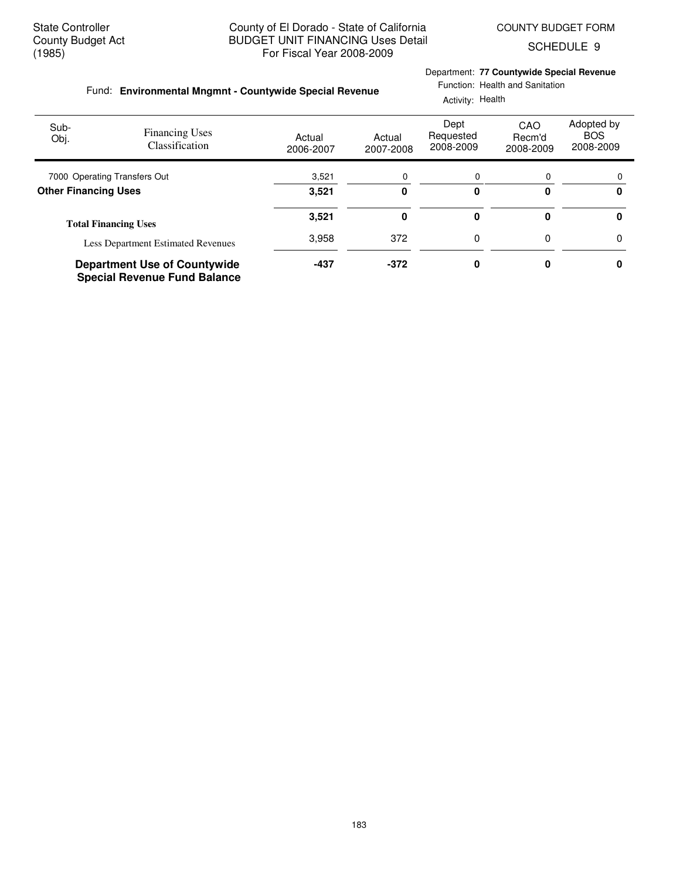State Controller
County Budget Act
(1985)

County of El Dorado - State of California
BUDGET UNIT FINANCING Uses Detail
For Fiscal Year 2008-2009

COUNTY BUDGET FORM
SCHEDULE 9

Fund: **Environmental Mngmnt - Countywide Special Revenue**

Department: **77 Countywide Special Revenue**
Function: Health and Sanitation
Activity: Health

| Sub-Obj. | Financing Uses Classification | Actual 2006-2007 | Actual 2007-2008 | Dept Requested 2008-2009 | CAO Recm'd 2008-2009 | Adopted by BOS 2008-2009 |
|---|---|---|---|---|---|---|
| 7000 | Operating Transfers Out | 3,521 | 0 | 0 | 0 | 0 |
| **Other Financing Uses** | | **3,521** | **0** | **0** | **0** | **0** |
| **Total Financing Uses** | | **3,521** | **0** | **0** | **0** | **0** |
| | Less Department Estimated Revenues | 3,958 | 372 | 0 | 0 | 0 |
| **Department Use of Countywide Special Revenue Fund Balance** | | **-437** | **-372** | **0** | **0** | **0** |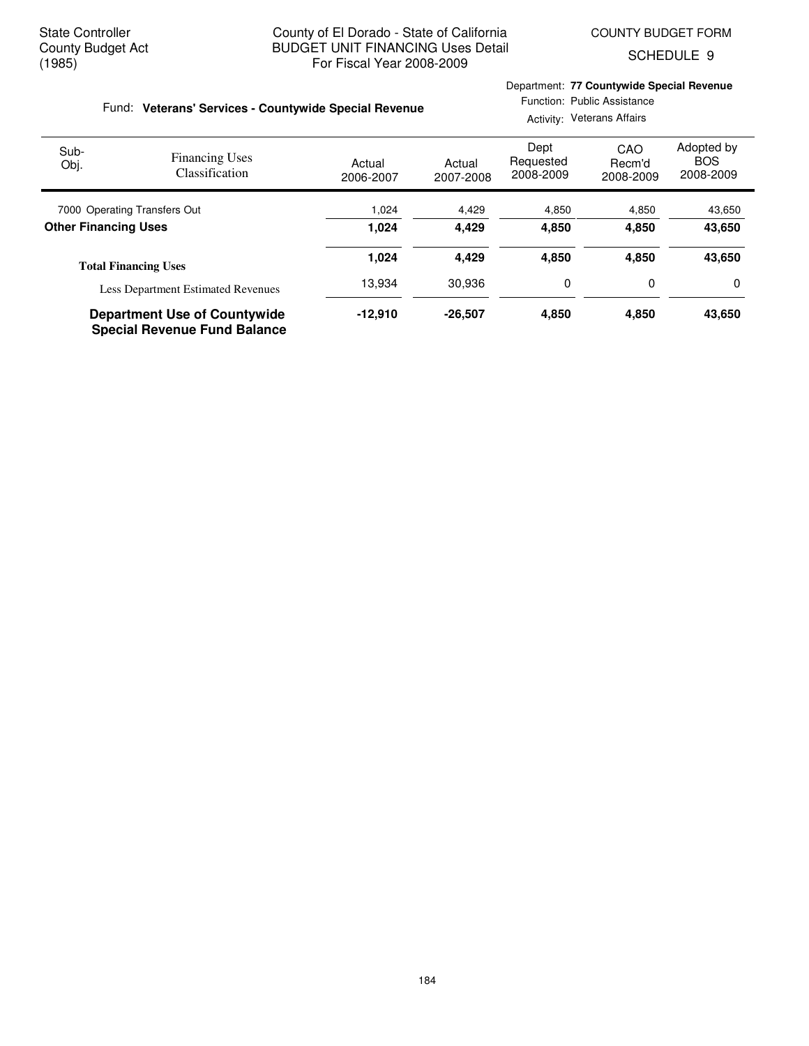State Controller
County Budget Act
(1985)

County of El Dorado - State of California
BUDGET UNIT FINANCING Uses Detail
For Fiscal Year 2008-2009

COUNTY BUDGET FORM
SCHEDULE 9

Fund: **Veterans' Services - Countywide Special Revenue**

Department: **77 Countywide Special Revenue**
Function: Public Assistance
Activity: Veterans Affairs

| Sub-Obj. | Financing Uses Classification | Actual 2006-2007 | Actual 2007-2008 | Dept Requested 2008-2009 | CAO Recm'd 2008-2009 | Adopted by BOS 2008-2009 |
|---|---|---|---|---|---|---|
| 7000 | Operating Transfers Out | 1,024 | 4,429 | 4,850 | 4,850 | 43,650 |
| **Other Financing Uses** | | **1,024** | **4,429** | **4,850** | **4,850** | **43,650** |
| **Total Financing Uses** | | **1,024** | **4,429** | **4,850** | **4,850** | **43,650** |
| | Less Department Estimated Revenues | 13,934 | 30,936 | 0 | 0 | 0 |
| **Department Use of Countywide Special Revenue Fund Balance** | | **-12,910** | **-26,507** | **4,850** | **4,850** | **43,650** |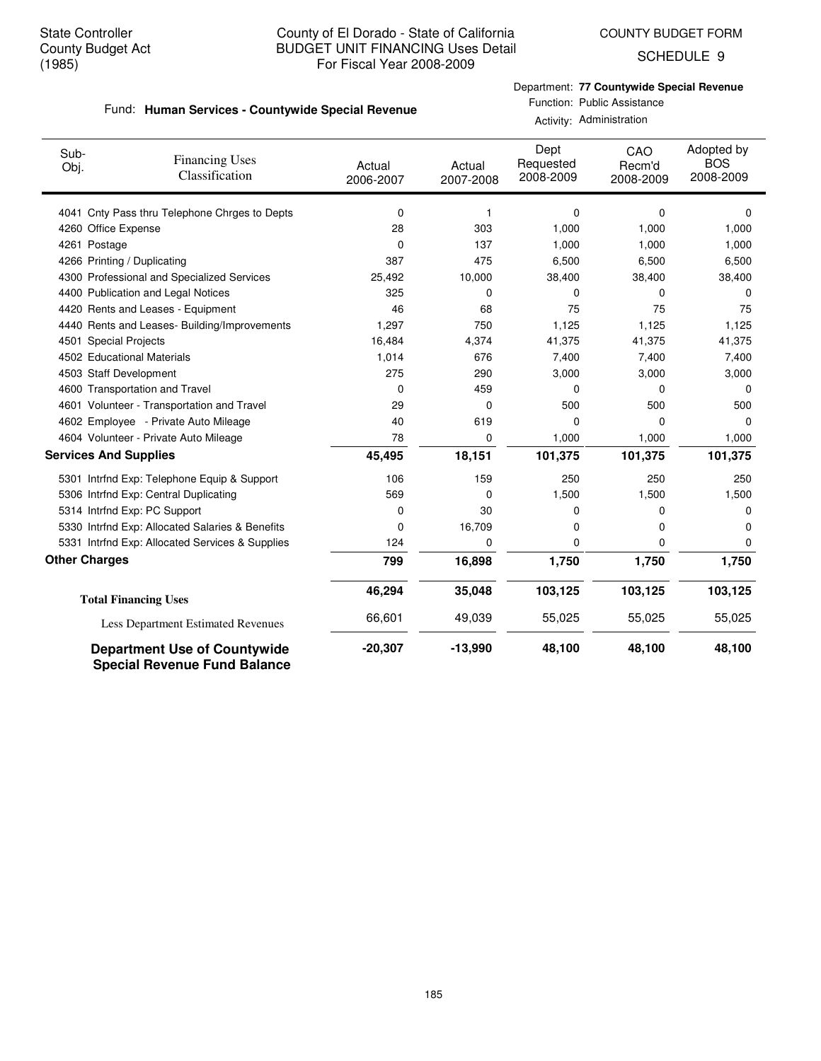State Controller
County Budget Act
(1985)

# County of El Dorado - State of California
## BUDGET UNIT FINANCING Uses Detail
For Fiscal Year 2008-2009

COUNTY BUDGET FORM
SCHEDULE 9

Fund: **Human Services - Countywide Special Revenue**

Department: **77 Countywide Special Revenue**
Function: Public Assistance
Activity: Administration

| Sub-Obj. | Financing Uses Classification | Actual 2006-2007 | Actual 2007-2008 | Dept Requested 2008-2009 | CAO Recm'd 2008-2009 | Adopted by BOS 2008-2009 |
|---|---|---|---|---|---|---|
| 4041 | Cnty Pass thru Telephone Chrges to Depts | 0 | 1 | 0 | 0 | 0 |
| 4260 | Office Expense | 28 | 303 | 1,000 | 1,000 | 1,000 |
| 4261 | Postage | 0 | 137 | 1,000 | 1,000 | 1,000 |
| 4266 | Printing / Duplicating | 387 | 475 | 6,500 | 6,500 | 6,500 |
| 4300 | Professional and Specialized Services | 25,492 | 10,000 | 38,400 | 38,400 | 38,400 |
| 4400 | Publication and Legal Notices | 325 | 0 | 0 | 0 | 0 |
| 4420 | Rents and Leases - Equipment | 46 | 68 | 75 | 75 | 75 |
| 4440 | Rents and Leases- Building/Improvements | 1,297 | 750 | 1,125 | 1,125 | 1,125 |
| 4501 | Special Projects | 16,484 | 4,374 | 41,375 | 41,375 | 41,375 |
| 4502 | Educational Materials | 1,014 | 676 | 7,400 | 7,400 | 7,400 |
| 4503 | Staff Development | 275 | 290 | 3,000 | 3,000 | 3,000 |
| 4600 | Transportation and Travel | 0 | 459 | 0 | 0 | 0 |
| 4601 | Volunteer - Transportation and Travel | 29 | 0 | 500 | 500 | 500 |
| 4602 | Employee - Private Auto Mileage | 40 | 619 | 0 | 0 | 0 |
| 4604 | Volunteer - Private Auto Mileage | 78 | 0 | 1,000 | 1,000 | 1,000 |
| **Services And Supplies** | | **45,495** | **18,151** | **101,375** | **101,375** | **101,375** |
| 5301 | Intrfnd Exp: Telephone Equip & Support | 106 | 159 | 250 | 250 | 250 |
| 5306 | Intrfnd Exp: Central Duplicating | 569 | 0 | 1,500 | 1,500 | 1,500 |
| 5314 | Intrfnd Exp: PC Support | 0 | 30 | 0 | 0 | 0 |
| 5330 | Intrfnd Exp: Allocated Salaries & Benefits | 0 | 16,709 | 0 | 0 | 0 |
| 5331 | Intrfnd Exp: Allocated Services & Supplies | 124 | 0 | 0 | 0 | 0 |
| **Other Charges** | | **799** | **16,898** | **1,750** | **1,750** | **1,750** |
| **Total Financing Uses** | | **46,294** | **35,048** | **103,125** | **103,125** | **103,125** |
| Less Department Estimated Revenues | | 66,601 | 49,039 | 55,025 | 55,025 | 55,025 |
| **Department Use of Countywide Special Revenue Fund Balance** | | **-20,307** | **-13,990** | **48,100** | **48,100** | **48,100** |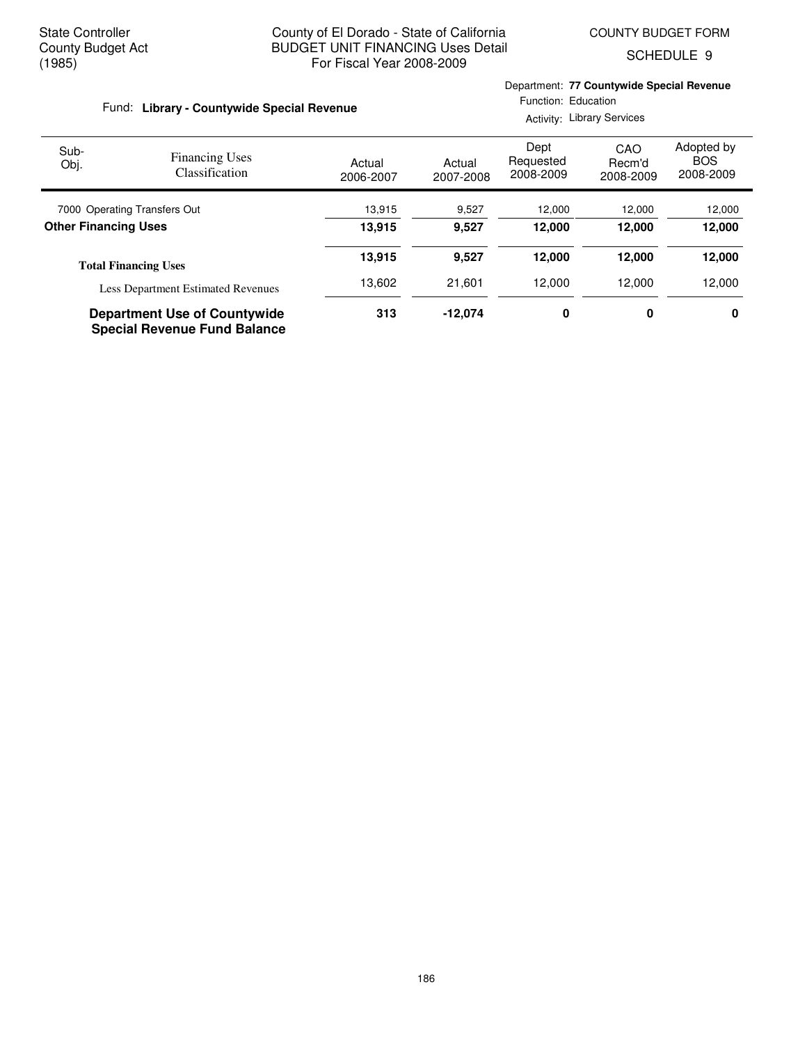State Controller
County Budget Act
(1985)

County of El Dorado - State of California
BUDGET UNIT FINANCING Uses Detail
For Fiscal Year 2008-2009

COUNTY BUDGET FORM
SCHEDULE 9

Fund: **Library - Countywide Special Revenue**

Department: **77 Countywide Special Revenue**
Function: Education
Activity: Library Services

| Sub-Obj. | Financing Uses Classification | Actual 2006-2007 | Actual 2007-2008 | Dept Requested 2008-2009 | CAO Recm'd 2008-2009 | Adopted by BOS 2008-2009 |
|---|---|---|---|---|---|---|
| 7000 | Operating Transfers Out | 13,915 | 9,527 | 12,000 | 12,000 | 12,000 |
| **Other Financing Uses** | | **13,915** | **9,527** | **12,000** | **12,000** | **12,000** |
| **Total Financing Uses** | | **13,915** | **9,527** | **12,000** | **12,000** | **12,000** |
| | Less Department Estimated Revenues | 13,602 | 21,601 | 12,000 | 12,000 | 12,000 |
| **Department Use of Countywide Special Revenue Fund Balance** | | **313** | **-12,074** | **0** | **0** | **0** |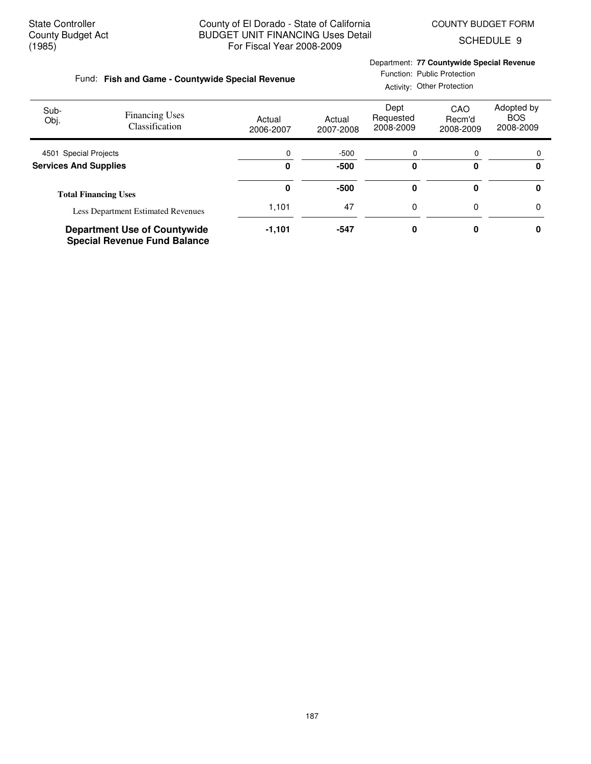State Controller
County Budget Act
(1985)

County of El Dorado - State of California
BUDGET UNIT FINANCING Uses Detail
For Fiscal Year 2008-2009

COUNTY BUDGET FORM
SCHEDULE 9

Fund: **Fish and Game - Countywide Special Revenue**

Department: **77 Countywide Special Revenue**
Function: Public Protection
Activity: Other Protection

| Sub-Obj. | Financing Uses Classification | Actual 2006-2007 | Actual 2007-2008 | Dept Requested 2008-2009 | CAO Recm'd 2008-2009 | Adopted by BOS 2008-2009 |
|---|---|---|---|---|---|---|
| 4501 | Special Projects | 0 | -500 | 0 | 0 | 0 |
| **Services And Supplies** | | **0** | **-500** | **0** | **0** | **0** |
| **Total Financing Uses** | | **0** | **-500** | **0** | **0** | **0** |
| | Less Department Estimated Revenues | 1,101 | 47 | 0 | 0 | 0 |
| **Department Use of Countywide Special Revenue Fund Balance** | | **-1,101** | **-547** | **0** | **0** | **0** |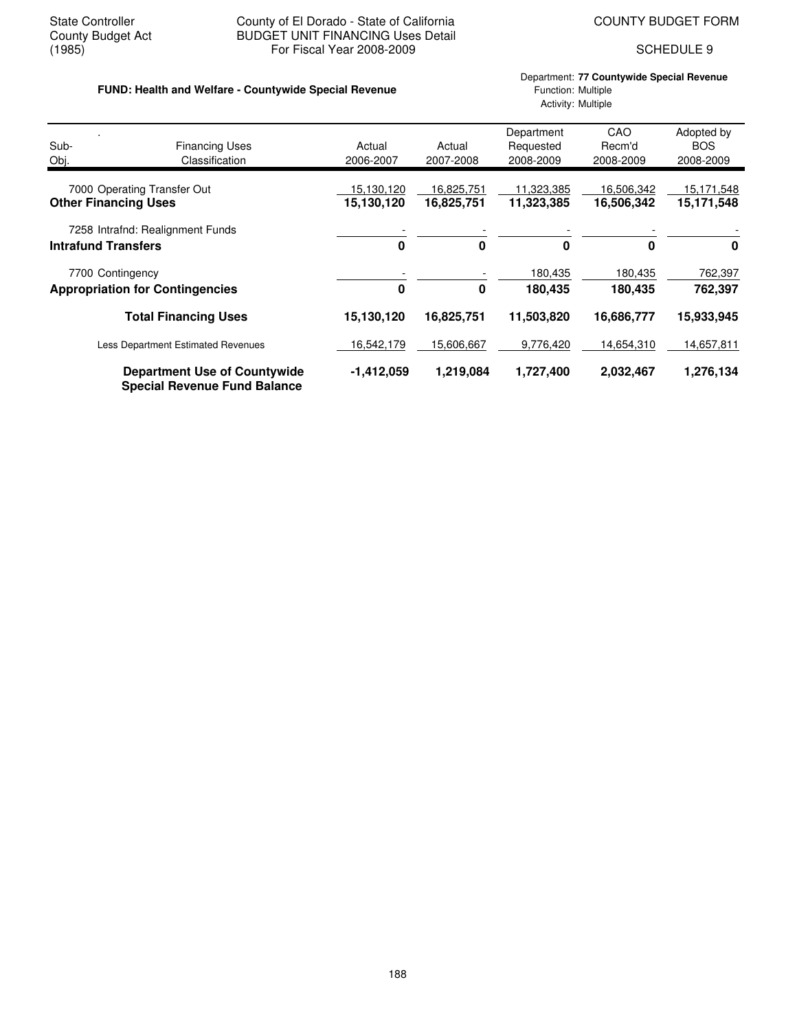State Controller
County Budget Act
(1985)

County of El Dorado - State of California
BUDGET UNIT FINANCING Uses Detail
For Fiscal Year 2008-2009

COUNTY BUDGET FORM

SCHEDULE 9

**FUND: Health and Welfare - Countywide Special Revenue**

Department: **77 Countywide Special Revenue**
Function: Multiple
Activity: Multiple

| Sub-Obj. | Financing Uses Classification | Actual 2006-2007 | Actual 2007-2008 | Department Requested 2008-2009 | CAO Recm'd 2008-2009 | Adopted by BOS 2008-2009 |
|---|---|---|---|---|---|---|
| 7000 | Operating Transfer Out | 15,130,120 | 16,825,751 | 11,323,385 | 16,506,342 | 15,171,548 |
| | **Other Financing Uses** | **15,130,120** | **16,825,751** | **11,323,385** | **16,506,342** | **15,171,548** |
| 7258 | Intrafnd: Realignment Funds | - | - | - | - | - |
| | **Intrafund Transfers** | **0** | **0** | **0** | **0** | **0** |
| 7700 | Contingency | - | - | 180,435 | 180,435 | 762,397 |
| | **Appropriation for Contingencies** | **0** | **0** | **180,435** | **180,435** | **762,397** |
| | **Total Financing Uses** | **15,130,120** | **16,825,751** | **11,503,820** | **16,686,777** | **15,933,945** |
| | Less Department Estimated Revenues | 16,542,179 | 15,606,667 | 9,776,420 | 14,654,310 | 14,657,811 |
| | **Department Use of Countywide Special Revenue Fund Balance** | **-1,412,059** | **1,219,084** | **1,727,400** | **2,032,467** | **1,276,134** |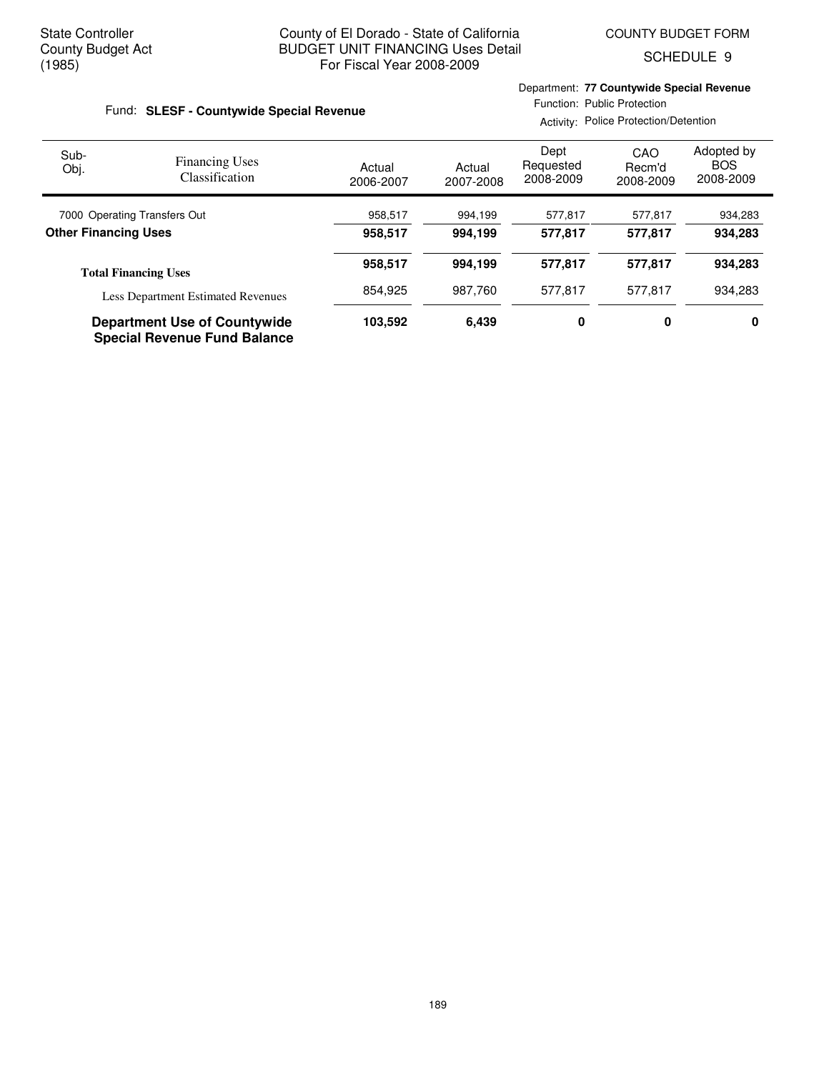State Controller
County Budget Act
(1985)

County of El Dorado - State of California
BUDGET UNIT FINANCING Uses Detail
For Fiscal Year 2008-2009

COUNTY BUDGET FORM
SCHEDULE 9

Fund: **SLESF - Countywide Special Revenue**

Department: **77 Countywide Special Revenue**
Function: Public Protection
Activity: Police Protection/Detention

| Sub-Obj. | Financing Uses Classification | Actual 2006-2007 | Actual 2007-2008 | Dept Requested 2008-2009 | CAO Recm'd 2008-2009 | Adopted by BOS 2008-2009 |
|---|---|---|---|---|---|---|
| 7000 | Operating Transfers Out | 958,517 | 994,199 | 577,817 | 577,817 | 934,283 |
| **Other Financing Uses** | | **958,517** | **994,199** | **577,817** | **577,817** | **934,283** |
| **Total Financing Uses** | | **958,517** | **994,199** | **577,817** | **577,817** | **934,283** |
| | Less Department Estimated Revenues | 854,925 | 987,760 | 577,817 | 577,817 | 934,283 |
| **Department Use of Countywide Special Revenue Fund Balance** | | **103,592** | **6,439** | **0** | **0** | **0** |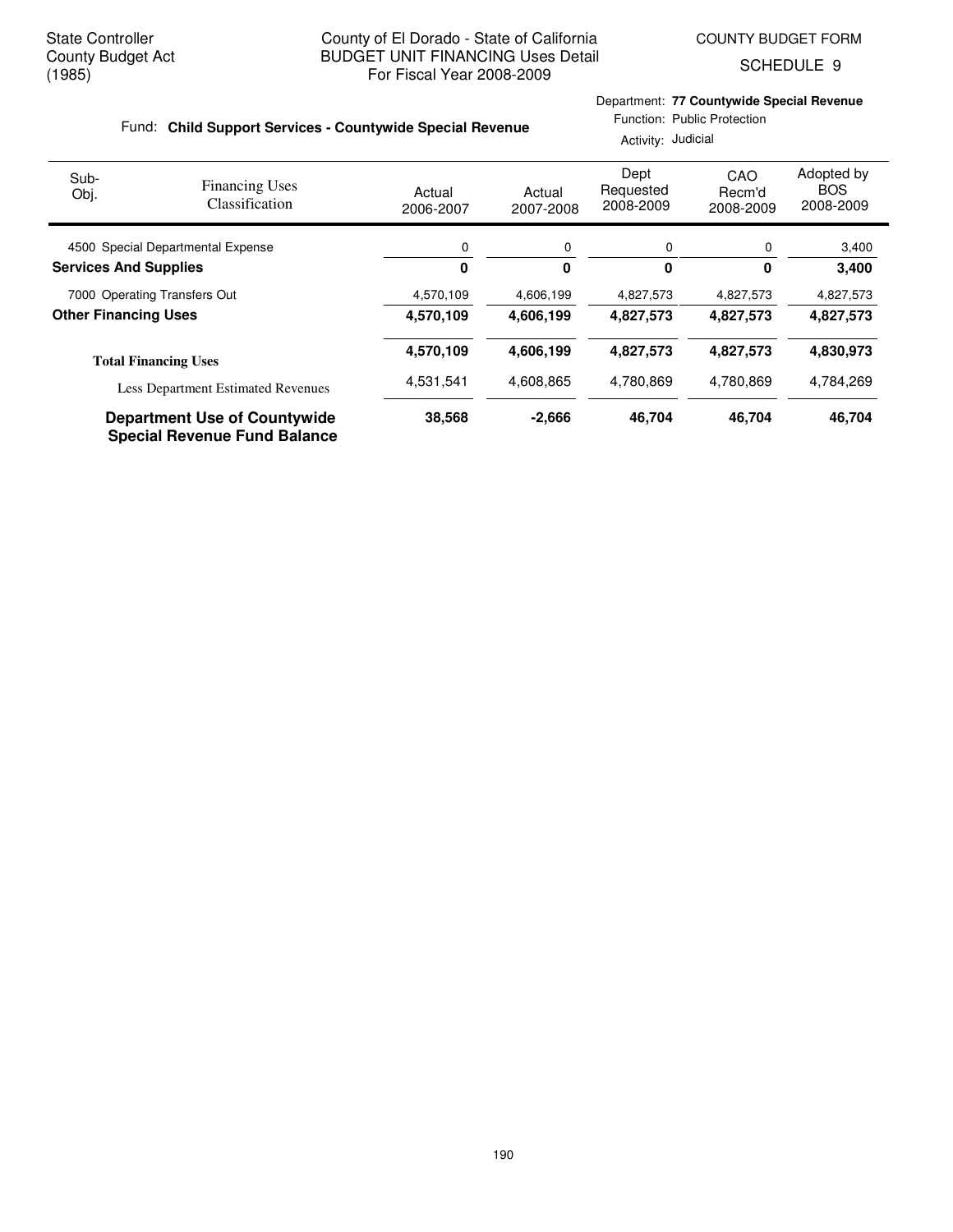State Controller
County Budget Act
(1985)

County of El Dorado - State of California
BUDGET UNIT FINANCING Uses Detail
For Fiscal Year 2008-2009

COUNTY BUDGET FORM
SCHEDULE 9

Fund: **Child Support Services - Countywide Special Revenue**

Department: **77 Countywide Special Revenue**
Function: Public Protection
Activity: Judicial

| Sub-Obj. | Financing Uses Classification | Actual 2006-2007 | Actual 2007-2008 | Dept Requested 2008-2009 | CAO Recm'd 2008-2009 | Adopted by BOS 2008-2009 |
|---|---|---|---|---|---|---|
| 4500 | Special Departmental Expense | 0 | 0 | 0 | 0 | 3,400 |
| **Services And Supplies** | | **0** | **0** | **0** | **0** | **3,400** |
| 7000 | Operating Transfers Out | 4,570,109 | 4,606,199 | 4,827,573 | 4,827,573 | 4,827,573 |
| **Other Financing Uses** | | **4,570,109** | **4,606,199** | **4,827,573** | **4,827,573** | **4,827,573** |
| **Total Financing Uses** | | **4,570,109** | **4,606,199** | **4,827,573** | **4,827,573** | **4,830,973** |
| | Less Department Estimated Revenues | 4,531,541 | 4,608,865 | 4,780,869 | 4,780,869 | 4,784,269 |
| **Department Use of Countywide Special Revenue Fund Balance** | | **38,568** | **-2,666** | **46,704** | **46,704** | **46,704** |